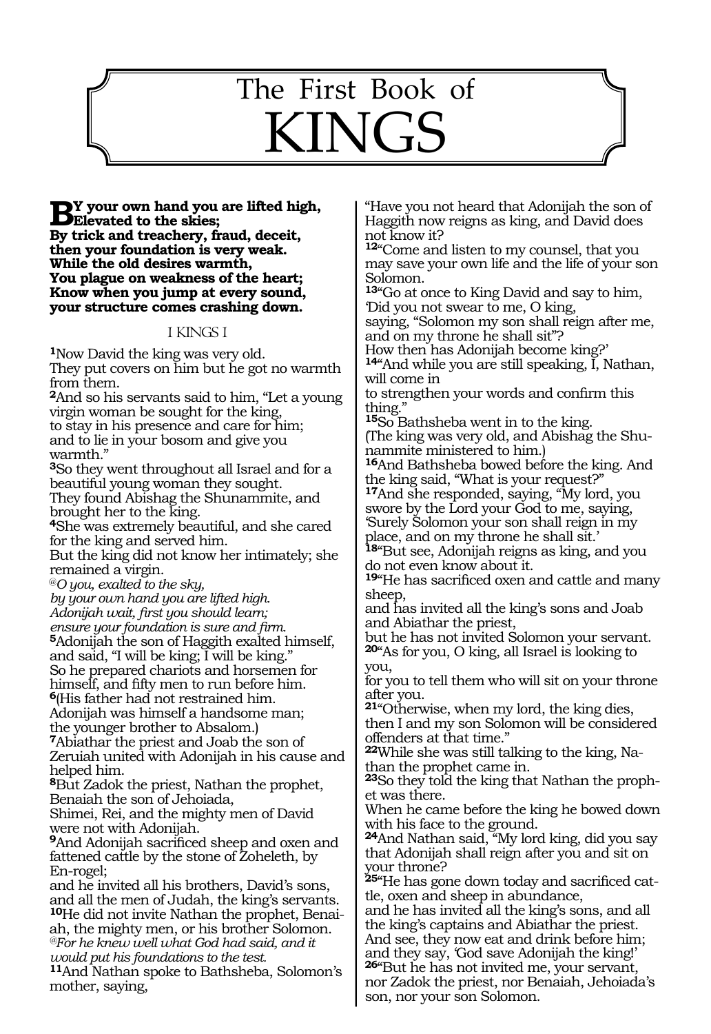# The First Book of KINGS

**BY your own hand you are lifted high,**
**Elevated to the skies;**
**By trick and treachery, fraud, deceit,**
**then your foundation is very weak.**
**While the old desires warmth,**
**You plague on weakness of the heart;**
**Know when you jump at every sound,**
**your structure comes crashing down.**

## I KINGS I

**1**Now David the king was very old.
They put covers on him but he got no warmth from them.
**2**And so his servants said to him, "Let a young virgin woman be sought for the king,
to stay in his presence and care for him;
and to lie in your bosom and give you warmth."
**3**So they went throughout all Israel and for a beautiful young woman they sought.
They found Abishag the Shunammite, and brought her to the king.
**4**She was extremely beautiful, and she cared for the king and served him.
But the king did not know her intimately; she remained a virgin.
*@O you, exalted to the sky,*
*by your own hand you are lifted high.*
*Adonijah wait, first you should learn;*
*ensure your foundation is sure and firm.*
**5**Adonijah the son of Haggith exalted himself, and said, "I will be king; I will be king."
So he prepared chariots and horsemen for himself, and fifty men to run before him.
**6**(His father had not restrained him.
Adonijah was himself a handsome man;
the younger brother to Absalom.)
**7**Abiathar the priest and Joab the son of Zeruiah united with Adonijah in his cause and helped him.
**8**But Zadok the priest, Nathan the prophet, Benaiah, the son of Jehoiada,
Shimei, Rei, and the mighty men of David were not with Adonijah.
**9**And Adonijah sacrificed sheep and oxen and fattened cattle by the stone of Zoheleth, by En-rogel;
and he invited all his brothers, David's sons, and all the men of Judah, the king's servants.
**10**He did not invite Nathan the prophet, Benaiah, the mighty men, or his brother Solomon.
*@For he knew well what God had said, and it would put his foundations to the test.*
**11**And Nathan spoke to Bathsheba, Solomon's mother, saying,
"Have you not heard that Adonijah the son of Haggith now reigns as king, and David does not know it?
**12**"Come and listen to my counsel, that you may save your own life and the life of your son Solomon.
**13**"Go at once to King David and say to him, 'Did you not swear to me, O king,
saying, "Solomon my son shall reign after me, and on my throne he shall sit"?
How then has Adonijah become king?'
**14**"And while you are still speaking, I, Nathan, will come in
to strengthen your words and confirm this thing."
**15**So Bathsheba went in to the king.
(The king was very old, and Abishag the Shunammite ministered to him.)
**16**And Bathsheba bowed before the king. And the king said, "What is your request?"
**17**And she responded, saying, "My lord, you swore by the Lord your God to me, saying, 'Surely Solomon your son shall reign in my place, and on my throne he shall sit.'
**18**"But see, Adonijah reigns as king, and you do not even know about it.
**19**"He has sacrificed oxen and cattle and many sheep,
and has invited all the king's sons and Joab and Abiathar the priest,
but he has not invited Solomon your servant.
**20**"As for you, O king, all Israel is looking to you,
for you to tell them who will sit on your throne after you.
**21**"Otherwise, when my lord, the king dies, then I and my son Solomon will be considered offenders at that time."
**22**While she was still talking to the king, Nathan the prophet came in.
**23**So they told the king that Nathan the prophet was there.
When he came before the king he bowed down with his face to the ground.
**24**And Nathan said, "My lord king, did you say that Adonijah shall reign after you and sit on your throne?
**25**"He has gone down today and sacrificed cattle, oxen and sheep in abundance,
and he has invited all the king's sons, and all the king's captains and Abiathar the priest.
And see, they now eat and drink before him; and they say, 'God save Adonijah the king!'
**26**"But he has not invited me, your servant, nor Zadok the priest, nor Benaiah, Jehoiada's son, nor your son Solomon.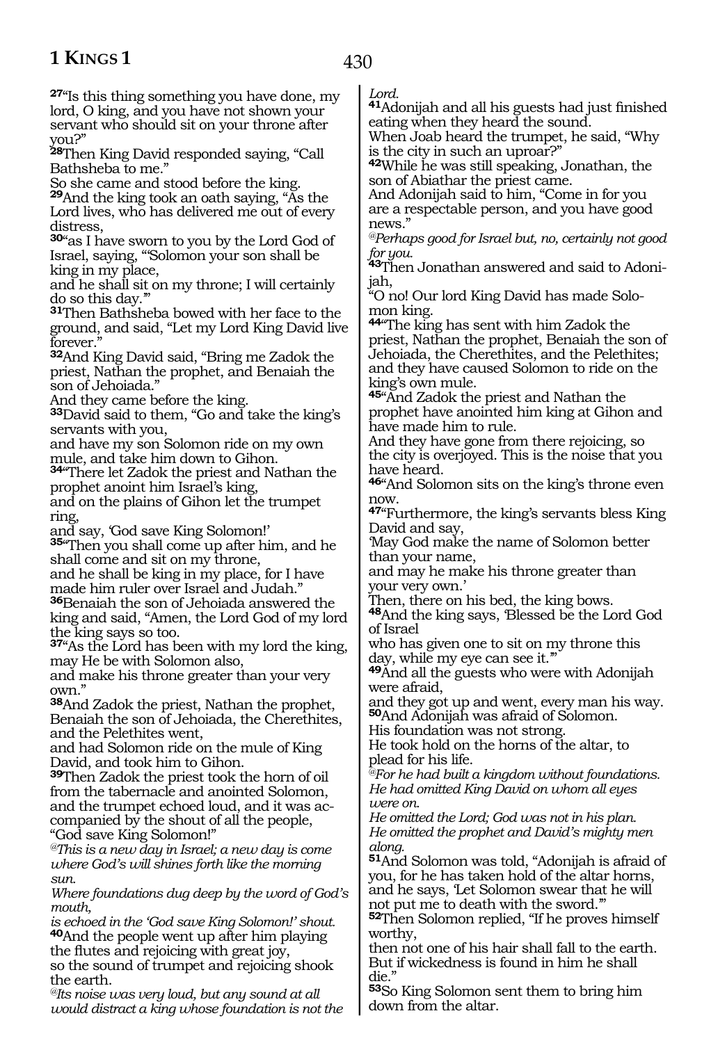**27**"Is this thing something you have done, my lord, O king, and you have not shown your servant who should sit on your throne after you?"

**28**Then King David responded saying, "Call Bathsheba to me."
So she came and stood before the king.

**29**And the king took an oath saying, "As the Lord lives, who has delivered me out of every distress,

**30**"as I have sworn to you by the Lord God of Israel, saying, "'Solomon your son shall be king in my place,
and he shall sit on my throne; I will certainly do so this day.'"

**31**Then Bathsheba bowed with her face to the ground, and said, "Let my Lord King David live forever."

**32**And King David said, "Bring me Zadok the priest, Nathan the prophet, and Benaiah the son of Jehoiada."
And they came before the king.

**33**David said to them, "Go and take the king's servants with you,
and have my son Solomon ride on my own mule, and take him down to Gihon.

**34**"There let Zadok the priest and Nathan the prophet anoint him Israel's king,
and on the plains of Gihon let the trumpet ring,
and say, 'God save King Solomon!'

**35**"Then you shall come up after him, and he shall come and sit on my throne,
and he shall be king in my place, for I have made him ruler over Israel and Judah."

**36**Benaiah the son of Jehoiada answered the king and said, "Amen, the Lord God of my lord the king says so too.

**37**"As the Lord has been with my lord the king, may He be with Solomon also,
and make his throne greater than your very own."

**38**And Zadok the priest, Nathan the prophet, Benaiah the son of Jehoiada, the Cherethites, and the Pelethites went,
and had Solomon ride on the mule of King David, and took him to Gihon.

**39**Then Zadok the priest took the horn of oil from the tabernacle and anointed Solomon, and the trumpet echoed loud, and it was accompanied by the shout of all the people, "God save King Solomon!"

*@This is a new day in Israel; a new day is come where God's will shines forth like the morning sun.*
*Where foundations dug deep by the word of God's mouth,*
*is echoed in the 'God save King Solomon!' shout.*

**40**And the people went up after him playing the flutes and rejoicing with great joy,
so the sound of trumpet and rejoicing shook the earth.

*@Its noise was very loud, but any sound at all would distract a king whose foundation is not the Lord.*

**41**Adonijah and all his guests had just finished eating when they heard the sound.
When Joab heard the trumpet, he said, "Why is the city in such an uproar?"

**42**While he was still speaking, Jonathan, the son of Abiathar the priest came.
And Adonijah said to him, "Come in for you are a respectable person, and you have good news."

*@Perhaps good for Israel but, no, certainly not good for you.*

**43**Then Jonathan answered and said to Adonijah,
"O no! Our lord King David has made Solomon king.

**44**"The king has sent with him Zadok the priest, Nathan the prophet, Benaiah the son of Jehoiada, the Cherethites, and the Pelethites; and they have caused Solomon to ride on the king's own mule.

**45**"And Zadok the priest and Nathan the prophet have anointed him king at Gihon and have made him to rule.
And they have gone from there rejoicing, so the city is overjoyed. This is the noise that you have heard.

**46**"And Solomon sits on the king's throne even now.

**47**"Furthermore, the king's servants bless King David and say,
'May God make the name of Solomon better than your name,
and may he make his throne greater than your very own.'
Then, there on his bed, the king bows.

**48**And the king says, 'Blessed be the Lord God of Israel
who has given one to sit on my throne this day, while my eye can see it.'"

**49**And all the guests who were with Adonijah were afraid,
and they got up and went, every man his way.

**50**And Adonijah was afraid of Solomon.
His foundation was not strong.
He took hold on the horns of the altar, to plead for his life.

*@For he had built a kingdom without foundations.*
*He had omitted King David on whom all eyes were on.*
*He omitted the Lord; God was not in his plan.*
*He omitted the prophet and David's mighty men along.*

**51**And Solomon was told, "Adonijah is afraid of you, for he has taken hold of the altar horns, and he says, 'Let Solomon swear that he will not put me to death with the sword.'"

**52**Then Solomon replied, "If he proves himself worthy,
then not one of his hair shall fall to the earth.
But if wickedness is found in him he shall die."

**53**So King Solomon sent them to bring him down from the altar.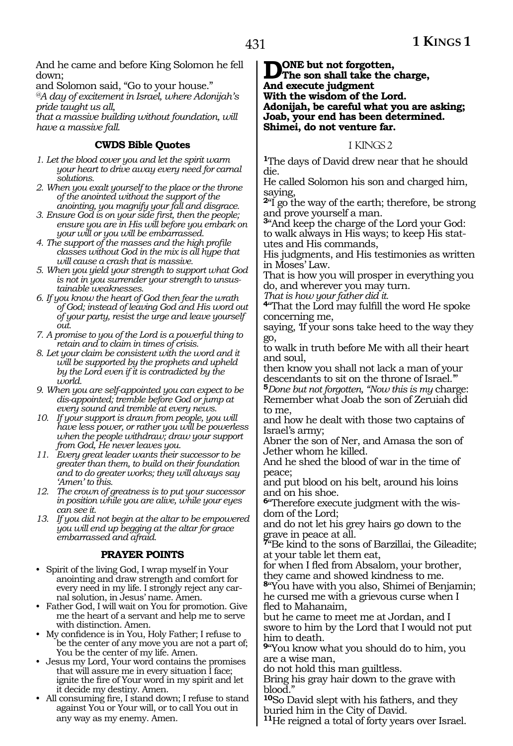And he came and before King Solomon he fell down;

and Solomon said, "Go to your house."

*@A day of excitement in Israel, where Adonijah's pride taught us all,*

*that a massive building without foundation, will have a massive fall.*

### CWDS Bible Quotes

1. *Let the blood cover you and let the spirit warm your heart to drive away every need for carnal solutions.*
2. *When you exalt yourself to the place or the throne of the anointed without the support of the anointing, you magnify your fall and disgrace.*
3. *Ensure God is on your side first, then the people; ensure you are in His will before you embark on your will or you will be embarrassed.*
4. *The support of the masses and the high profile classes without God in the mix is all hype that will cause a crash that is massive.*
5. *When you yield your strength to support what God is not in you surrender your strength to unsustainable weaknesses.*
6. *If you know the heart of God then fear the wrath of God; instead of leaving God and His word out of your party, resist the urge and leave yourself out.*
7. *A promise to you of the Lord is a powerful thing to retain and to claim in times of crisis.*
8. *Let your claim be consistent with the word and it will be supported by the prophets and upheld by the Lord even if it is contradicted by the world.*
9. *When you are self-appointed you can expect to be dis-appointed; tremble before God or jump at every sound and tremble at every news.*
10. *If your support is drawn from people, you will have less power, or rather you will be powerless when the people withdraw; draw your support from God, He never leaves you.*
11. *Every great leader wants their successor to be greater than them, to build on their foundation and to do greater works; they will always say 'Amen' to this.*
12. *The crown of greatness is to put your successor in position while you are alive, while your eyes can see it.*
13. *If you did not begin at the altar to be empowered you will end up begging at the altar for grace embarrassed and afraid.*

### PRAYER POINTS

- Spirit of the living God, I wrap myself in Your anointing and draw strength and comfort for every need in my life. I strongly reject any carnal solution, in Jesus' name. Amen.
- Father God, I will wait on You for promotion. Give me the heart of a servant and help me to serve with distinction. Amen.
- My confidence is in You, Holy Father; I refuse to be the center of any move you are not a part of; You be the center of my life. Amen.
- Jesus my Lord, Your word contains the promises that will assure me in every situation I face; ignite the fire of Your word in my spirit and let it decide my destiny. Amen.
- All consuming fire, I stand down; I refuse to stand against You or Your will, or to call You out in any way as my enemy. Amen.

**DONE but not forgotten,**
**The son shall take the charge,**
**And execute judgment**
**With the wisdom of the Lord.**
**Adonijah, be careful what you are asking;**
**Joab, your end has been determined.**
**Shimei, do not venture far.**

## I KINGS 2

**1** The days of David drew near that he should die.

He called Solomon his son and charged him, saying,

**2** "I go the way of the earth; therefore, be strong and prove yourself a man.

**3** "And keep the charge of the Lord your God: to walk always in His ways; to keep His statutes and His commands,

His judgments, and His testimonies as written in Moses' Law.

That is how you will prosper in everything you do, and wherever you may turn.

*That is how your father did it.*

**4** "That the Lord may fulfill the word He spoke concerning me,

saying, 'If your sons take heed to the way they go,

to walk in truth before Me with all their heart and soul,

then know you shall not lack a man of your descendants to sit on the throne of Israel.'"

**5** *Done but not forgotten, "Now this is my* charge: Remember what Joab the son of Zeruiah did to me,

and how he dealt with those two captains of Israel's army;

Abner the son of Ner, and Amasa the son of Jether whom he killed.

And he shed the blood of war in the time of peace;

and put blood on his belt, around his loins and on his shoe.

**6** "Therefore execute judgment with the wisdom of the Lord;

and do not let his grey hairs go down to the grave in peace at all.

**7** "Be kind to the sons of Barzillai, the Gileadite; at your table let them eat,

for when I fled from Absalom, your brother, they came and showed kindness to me.

**8** "You have with you also, Shimei of Benjamin; he cursed me with a grievous curse when I fled to Mahanaim,

but he came to meet me at Jordan, and I swore to him by the Lord that I would not put him to death.

**9** "You know what you should do to him, you are a wise man,

do not hold this man guiltless.

Bring his gray hair down to the grave with blood."

**10** So David slept with his fathers, and they buried him in the City of David.

**11** He reigned a total of forty years over Israel.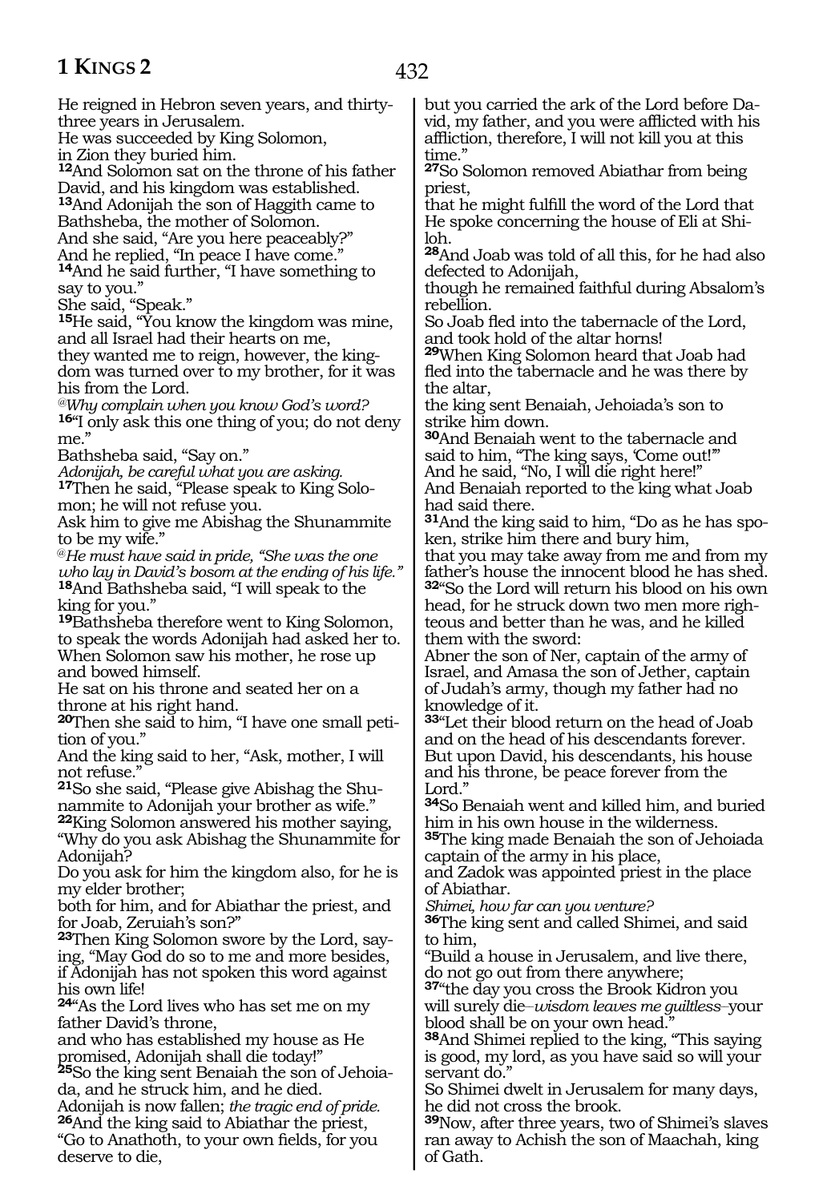He reigned in Hebron seven years, and thirty-three years in Jerusalem.
He was succeeded by King Solomon,
in Zion they buried him.
**12**And Solomon sat on the throne of his father David, and his kingdom was established.
**13**And Adonijah the son of Haggith came to Bathsheba, the mother of Solomon.
And she said, "Are you here peaceably?"
And he replied, "In peace I have come."
**14**And he said further, "I have something to say to you."
She said, "Speak."
**15**He said, "You know the kingdom was mine, and all Israel had their hearts on me,
they wanted me to reign, however, the kingdom was turned over to my brother, for it was his from the Lord.
*@Why complain when you know God's word?*
**16**"I only ask this one thing of you; do not deny me."
Bathsheba said, "Say on."
*Adonijah, be careful what you are asking.*
**17**Then he said, "Please speak to King Solomon; he will not refuse you.
Ask him to give me Abishag the Shunammite to be my wife."
*@He must have said in pride, "She was the one who lay in David's bosom at the ending of his life."*
**18**And Bathsheba said, "I will speak to the king for you."
**19**Bathsheba therefore went to King Solomon, to speak the words Adonijah had asked her to.
When Solomon saw his mother, he rose up and bowed himself.
He sat on his throne and seated her on a throne at his right hand.
**20**Then she said to him, "I have one small petition of you."
And the king said to her, "Ask, mother, I will not refuse."
**21**So she said, "Please give Abishag the Shunammite to Adonijah your brother as wife."
**22**King Solomon answered his mother saying, "Why do you ask Abishag the Shunammite for Adonijah?
Do you ask for him the kingdom also, for he is my elder brother;
both for him, and for Abiathar the priest, and for Joab, Zeruiah's son?"
**23**Then King Solomon swore by the Lord, saying, "May God do so to me and more besides, if Adonijah has not spoken this word against his own life!
**24**"As the Lord lives who has set me on my father David's throne,
and who has established my house as He promised, Adonijah shall die today!"
**25**So the king sent Benaiah the son of Jehoiada, and he struck him, and he died.
Adonijah is now fallen; *the tragic end of pride.*
**26**And the king said to Abiathar the priest, "Go to Anathoth, to your own fields, for you deserve to die,
but you carried the ark of the Lord before David, my father, and you were afflicted with his affliction, therefore, I will not kill you at this time."
**27**So Solomon removed Abiathar from being priest,
that he might fulfill the word of the Lord that He spoke concerning the house of Eli at Shiloh.
**28**And Joab was told of all this, for he had also defected to Adonijah,
though he remained faithful during Absalom's rebellion.
So Joab fled into the tabernacle of the Lord, and took hold of the altar horns!
**29**When King Solomon heard that Joab had fled into the tabernacle and he was there by the altar,
the king sent Benaiah, Jehoiada's son to strike him down.
**30**And Benaiah went to the tabernacle and said to him, "The king says, 'Come out!'"
And he said, "No, I will die right here!"
And Benaiah reported to the king what Joab had said there.
**31**And the king said to him, "Do as he has spoken, strike him there and bury him,
that you may take away from me and from my father's house the innocent blood he has shed.
**32**"So the Lord will return his blood on his own head, for he struck down two men more righteous and better than he was, and he killed them with the sword:
Abner the son of Ner, captain of the army of Israel, and Amasa the son of Jether, captain of Judah's army, though my father had no knowledge of it.
**33**"Let their blood return on the head of Joab and on the head of his descendants forever.
But upon David, his descendants, his house and his throne, be peace forever from the Lord."
**34**So Benaiah went and killed him, and buried him in his own house in the wilderness.
**35**The king made Benaiah the son of Jehoiada captain of the army in his place,
and Zadok was appointed priest in the place of Abiathar.
*Shimei, how far can you venture?*
**36**The king sent and called Shimei, and said to him,
"Build a house in Jerusalem, and live there, do not go out from there anywhere;
**37**"the day you cross the Brook Kidron you will surely die–*wisdom leaves me guiltless*–your blood shall be on your own head."
**38**And Shimei replied to the king, "This saying is good, my lord, as you have said so will your servant do."
So Shimei dwelt in Jerusalem for many days, he did not cross the brook.
**39**Now, after three years, two of Shimei's slaves ran away to Achish the son of Maachah, king of Gath.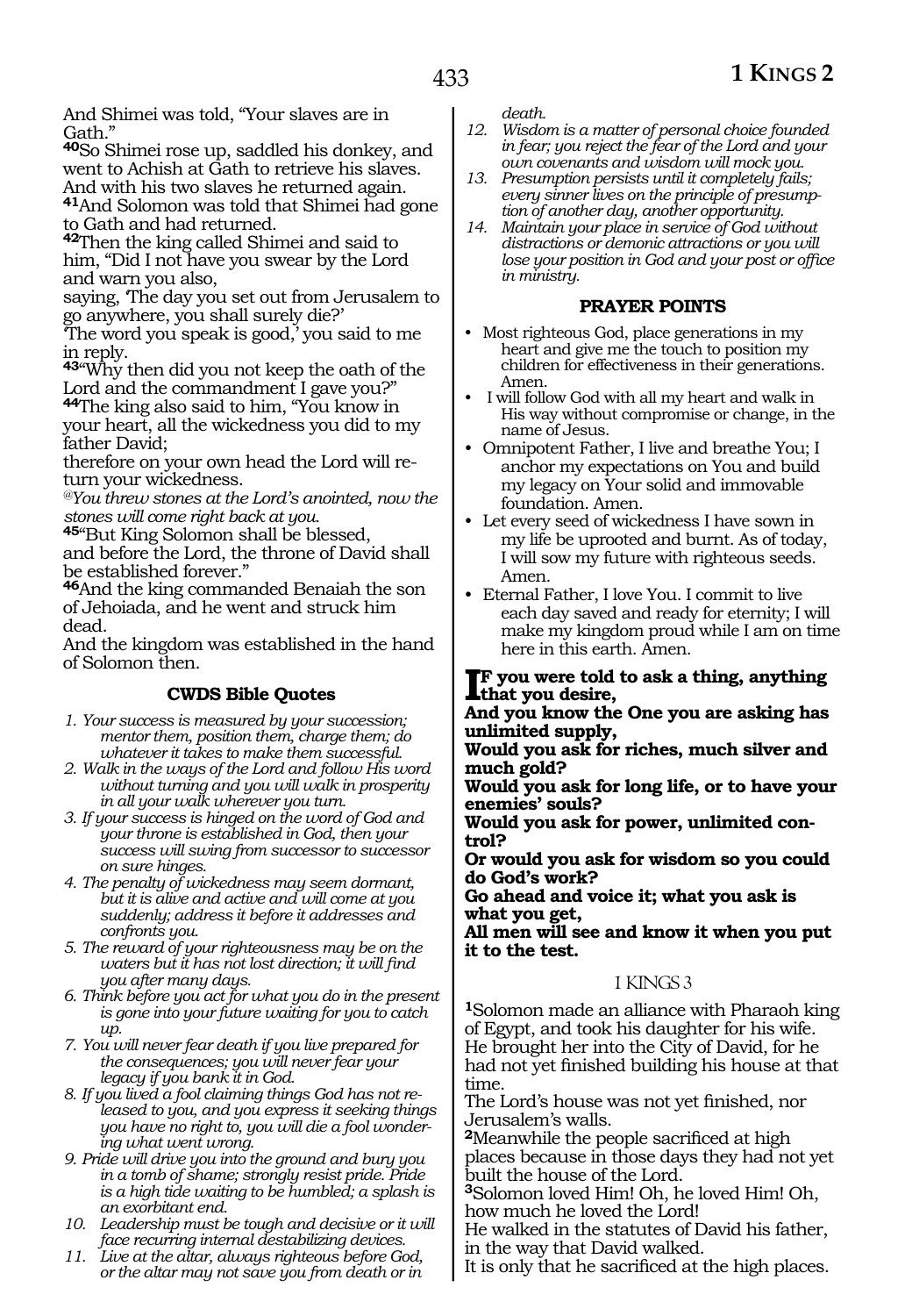And Shimei was told, "Your slaves are in Gath."

**40**So Shimei rose up, saddled his donkey, and went to Achish at Gath to retrieve his slaves. And with his two slaves he returned again.

**41**And Solomon was told that Shimei had gone to Gath and had returned.

**42**Then the king called Shimei and said to him, "Did I not have you swear by the Lord and warn you also,

saying, 'The day you set out from Jerusalem to go anywhere, you shall surely die?'

'The word you speak is good,' you said to me in reply.

**43**"Why then did you not keep the oath of the Lord and the commandment I gave you?"

**44**The king also said to him, "You know in your heart, all the wickedness you did to my father David;

therefore on your own head the Lord will return your wickedness.

*@You threw stones at the Lord's anointed, now the stones will come right back at you.*

**45**"But King Solomon shall be blessed, and before the Lord, the throne of David shall be established forever."

**46**And the king commanded Benaiah the son of Jehoiada, and he went and struck him dead.

And the kingdom was established in the hand of Solomon then.

### CWDS Bible Quotes

1. *Your success is measured by your succession; mentor them, position them, charge them; do whatever it takes to make them successful.*
2. *Walk in the ways of the Lord and follow His word without turning and you will walk in prosperity in all your walk wherever you turn.*
3. *If your success is hinged on the word of God and your throne is established in God, then your success will swing from successor to successor on sure hinges.*
4. *The penalty of wickedness may seem dormant, but it is alive and active and will come at you suddenly; address it before it addresses and confronts you.*
5. *The reward of your righteousness may be on the waters but it has not lost direction; it will find you after many days.*
6. *Think before you act for what you do in the present is gone into your future waiting for you to catch up.*
7. *You will never fear death if you live prepared for the consequences; you will never fear your legacy if you bank it in God.*
8. *If you lived a fool claiming things God has not released to you, and you express it seeking things you have no right to, you will die a fool wondering what went wrong.*
9. *Pride will drive you into the ground and bury you in a tomb of shame; strongly resist pride. Pride is a high tide waiting to be humbled; a splash is an exorbitant end.*
10. *Leadership must be tough and decisive or it will face recurring internal destabilizing devices.*
11. *Live at the altar, always righteous before God, or the altar may not save you from death or in death.*
12. *Wisdom is a matter of personal choice founded in fear; you reject the fear of the Lord and your own covenants and wisdom will mock you.*
13. *Presumption persists until it completely fails; every sinner lives on the principle of presumption of another day, another opportunity.*
14. *Maintain your place in service of God without distractions or demonic attractions or you will lose your position in God and your post or office in ministry.*

### PRAYER POINTS

- Most righteous God, place generations in my heart and give me the touch to position my children for effectiveness in their generations. Amen.
- I will follow God with all my heart and walk in His way without compromise or change, in the name of Jesus.
- Omnipotent Father, I live and breathe You; I anchor my expectations on You and build my legacy on Your solid and immovable foundation. Amen.
- Let every seed of wickedness I have sown in my life be uprooted and burnt. As of today, I will sow my future with righteous seeds. Amen.
- Eternal Father, I love You. I commit to live each day saved and ready for eternity; I will make my kingdom proud while I am on time here in this earth. Amen.

**IF you were told to ask a thing, anything that you desire,**
**And you know the One you are asking has unlimited supply,**
**Would you ask for riches, much silver and much gold?**
**Would you ask for long life, or to have your enemies' souls?**
**Would you ask for power, unlimited control?**
**Or would you ask for wisdom so you could do God's work?**
**Go ahead and voice it; what you ask is what you get,**
**All men will see and know it when you put it to the test.**

## I KINGS 3

**1**Solomon made an alliance with Pharaoh king of Egypt, and took his daughter for his wife. He brought her into the City of David, for he had not yet finished building his house at that time.

The Lord's house was not yet finished, nor Jerusalem's walls.

**2**Meanwhile the people sacrificed at high places because in those days they had not yet built the house of the Lord.

**3**Solomon loved Him! Oh, he loved Him! Oh, how much he loved the Lord!

He walked in the statutes of David his father, in the way that David walked.

It is only that he sacrificed at the high places.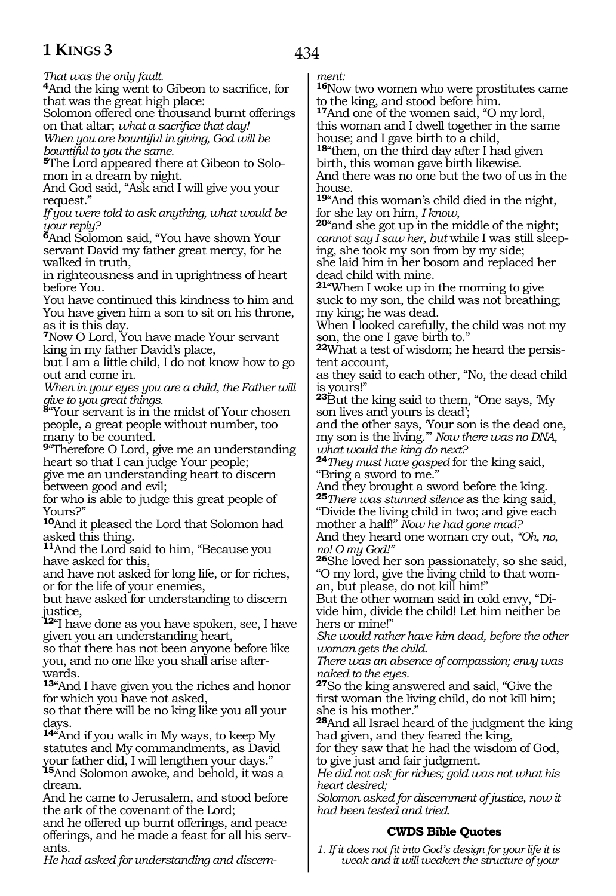*That was the only fault.*

**4**And the king went to Gibeon to sacrifice, for that was the great high place:
Solomon offered one thousand burnt offerings on that altar; *what a sacrifice that day!*
*When you are bountiful in giving, God will be bountiful to you the same.*

**5**The Lord appeared there at Gibeon to Solomon in a dream by night.
And God said, "Ask and I will give you your request."
*If you were told to ask anything, what would be your reply?*

**6**And Solomon said, "You have shown Your servant David my father great mercy, for he walked in truth,
in righteousness and in uprightness of heart before You.
You have continued this kindness to him and You have given him a son to sit on his throne, as it is this day.

**7**Now O Lord, You have made Your servant king in my father David's place,
but I am a little child, I do not know how to go out and come in.
*When in your eyes you are a child, the Father will give to you great things.*

**8**"Your servant is in the midst of Your chosen people, a great people without number, too many to be counted.

**9**"Therefore O Lord, give me an understanding heart so that I can judge Your people;
give me an understanding heart to discern between good and evil;
for who is able to judge this great people of Yours?"

**10**And it pleased the Lord that Solomon had asked this thing.

**11**And the Lord said to him, "Because you have asked for this,
and have not asked for long life, or for riches, or for the life of your enemies,
but have asked for understanding to discern justice,

**12**"I have done as you have spoken, see, I have given you an understanding heart,
so that there has not been anyone before like you, and no one like you shall arise afterwards.

**13**"And I have given you the riches and honor for which you have not asked,
so that there will be no king like you all your days.

**14**"And if you walk in My ways, to keep My statutes and My commandments, as David your father did, I will lengthen your days."

**15**And Solomon awoke, and behold, it was a dream.
And he came to Jerusalem, and stood before the ark of the covenant of the Lord;
and he offered up burnt offerings, and peace offerings, and he made a feast for all his servants.
*He had asked for understanding and discernment:*

**16**Now two women who were prostitutes came to the king, and stood before him.

**17**And one of the women said, "O my lord, this woman and I dwell together in the same house; and I gave birth to a child,

**18**"then, on the third day after I had given birth, this woman gave birth likewise.
And there was no one but the two of us in the house.

**19**"And this woman's child died in the night, for she lay on him, *I know*,

**20**"and she got up in the middle of the night; *cannot say I saw her, but* while I was still sleeping, she took my son from by my side;
she laid him in her bosom and replaced her dead child with mine.

**21**"When I woke up in the morning to give suck to my son, the child was not breathing; my king; he was dead.
When I looked carefully, the child was not my son, the one I gave birth to."

**22**What a test of wisdom; he heard the persistent account,
as they said to each other, "No, the dead child is yours!"

**23**But the king said to them, "One says, 'My son lives and yours is dead';
and the other says, 'Your son is the dead one, my son is the living.'" *Now there was no DNA, what would the king do next?*

**24***They must have gasped* for the king said, "Bring a sword to me."
And they brought a sword before the king.

**25***There was stunned silence* as the king said, "Divide the living child in two; and give each mother a half!" *Now he had gone mad?*
And they heard one woman cry out, *"Oh, no, no! O my God!"*

**26**She loved her son passionately, so she said, "O my lord, give the living child to that woman, but please, do not kill him!"
But the other woman said in cold envy, "Divide him, divide the child! Let him neither be hers or mine!"
*She would rather have him dead, before the other woman gets the child.*
*There was an absence of compassion; envy was naked to the eyes.*

**27**So the king answered and said, "Give the first woman the living child, do not kill him; she is his mother."

**28**And all Israel heard of the judgment the king had given, and they feared the king,
for they saw that he had the wisdom of God, to give just and fair judgment.
*He did not ask for riches; gold was not what his heart desired;*
*Solomon asked for discernment of justice, now it had been tested and tried.*

### CWDS Bible Quotes

*1. If it does not fit into God's design for your life it is weak and it will weaken the structure of your*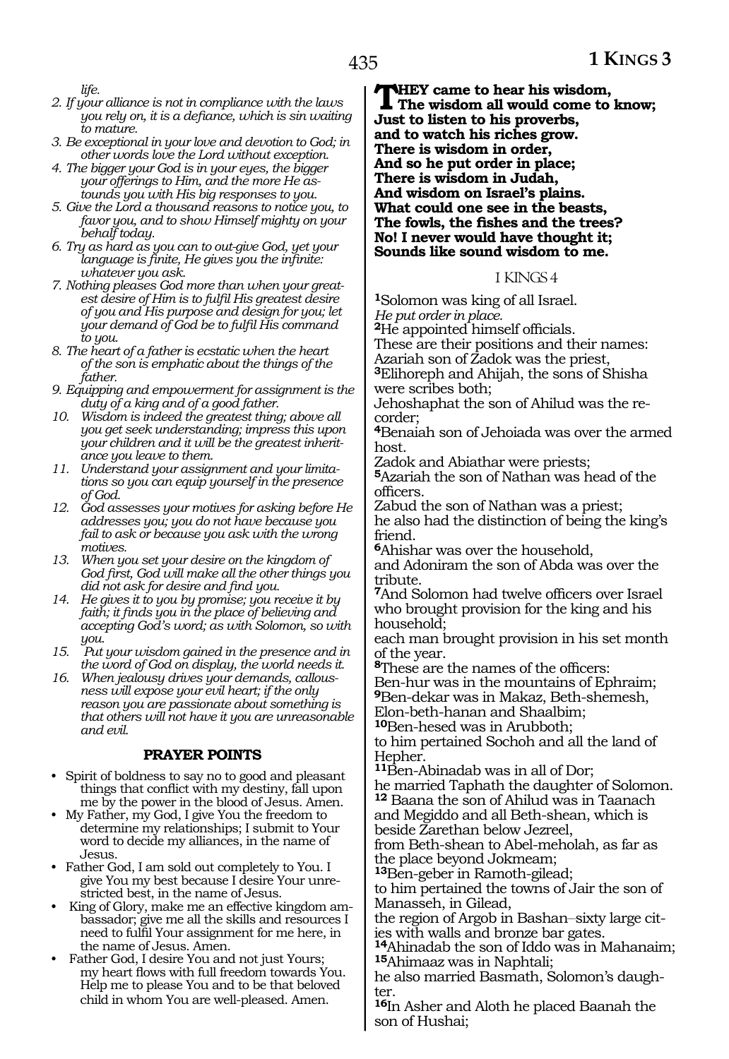*life.*

2. *If your alliance is not in compliance with the laws you rely on, it is a defiance, which is sin waiting to mature.*
3. *Be exceptional in your love and devotion to God; in other words love the Lord without exception.*
4. *The bigger your God is in your eyes, the bigger your offerings to Him, and the more He astounds you with His big responses to you.*
5. *Give the Lord a thousand reasons to notice you, to favor you, and to show Himself mighty on your behalf today.*
6. *Try as hard as you can to out-give God, yet your language is finite, He gives you the infinite: whatever you ask.*
7. *Nothing pleases God more than when your greatest desire of Him is to fulfil His greatest desire of you and His purpose and design for you; let your demand of God be to fulfil His command to you.*
8. *The heart of a father is ecstatic when the heart of the son is emphatic about the things of the father.*
9. *Equipping and empowerment for assignment is the duty of a king and of a good father.*
10. *Wisdom is indeed the greatest thing; above all you get seek understanding; impress this upon your children and it will be the greatest inheritance you leave to them.*
11. *Understand your assignment and your limitations so you can equip yourself in the presence of God.*
12. *God assesses your motives for asking before He addresses you; you do not have because you fail to ask or because you ask with the wrong motives.*
13. *When you set your desire on the kingdom of God first, God will make all the other things you did not ask for desire and find you.*
14. *He gives it to you by promise; you receive it by faith; it finds you in the place of believing and accepting God's word; as with Solomon, so with you.*
15. *Put your wisdom gained in the presence and in the word of God on display, the world needs it.*
16. *When jealousy drives your demands, callousness will expose your evil heart; if the only reason you are passionate about something is that others will not have it you are unreasonable and evil.*

### PRAYER POINTS

- Spirit of boldness to say no to good and pleasant things that conflict with my destiny, fall upon me by the power in the blood of Jesus. Amen.
- My Father, my God, I give You the freedom to determine my relationships; I submit to Your word to decide my alliances, in the name of Jesus.
- Father God, I am sold out completely to You. I give You my best because I desire Your unrestricted best, in the name of Jesus.
- King of Glory, make me an effective kingdom ambassador; give me all the skills and resources I need to fulfil Your assignment for me here, in the name of Jesus. Amen.
- Father God, I desire You and not just Yours; my heart flows with full freedom towards You. Help me to please You and to be that beloved child in whom You are well-pleased. Amen.

**THEY came to hear his wisdom,**
**The wisdom all would come to know;**
**Just to listen to his proverbs,**
**and to watch his riches grow.**
**There is wisdom in order,**
**And so he put order in place;**
**There is wisdom in Judah,**
**And wisdom on Israel's plains.**
**What could one see in the beasts,**
**The fowls, the fishes and the trees?**
**No! I never would have thought it;**
**Sounds like sound wisdom to me.**

## I KINGS 4

[1]Solomon was king of all Israel.
*He put order in place.*
[2]He appointed himself officials.
These are their positions and their names:
Azariah son of Zadok was the priest,
[3]Elihoreph and Ahijah, the sons of Shisha were scribes both;
Jehoshaphat the son of Ahilud was the recorder;
[4]Benaiah son of Jehoiada was over the armed host.
Zadok and Abiathar were priests;
[5]Azariah the son of Nathan was head of the officers.
Zabud the son of Nathan was a priest;
he also had the distinction of being the king's friend.
[6]Ahishar was over the household,
and Adoniram the son of Abda was over the tribute.
[7]And Solomon had twelve officers over Israel who brought provision for the king and his household;
each man brought provision in his set month of the year.
[8]These are the names of the officers:
Ben-hur was in the mountains of Ephraim;
[9]Ben-dekar was in Makaz, Beth-shemesh, Elon-beth-hanan and Shaalbim;
[10]Ben-hesed was in Arubboth;
to him pertained Sochoh and all the land of Hepher.
[11]Ben-Abinadab was in all of Dor;
he married Taphath the daughter of Solomon.
[12] Baana the son of Ahilud was in Taanach and Megiddo and all Beth-shean, which is beside Zarethan below Jezreel,
from Beth-shean to Abel-meholah, as far as the place beyond Jokmeam;
[13]Ben-geber in Ramoth-gilead;
to him pertained the towns of Jair the son of Manasseh, in Gilead,
the region of Argob in Bashan–sixty large cities with walls and bronze bar gates.
[14]Ahinadab the son of Iddo was in Mahanaim;
[15]Ahimaaz was in Naphtali;
he also married Basmath, Solomon's daughter.
[16]In Asher and Aloth he placed Baanah the son of Hushai;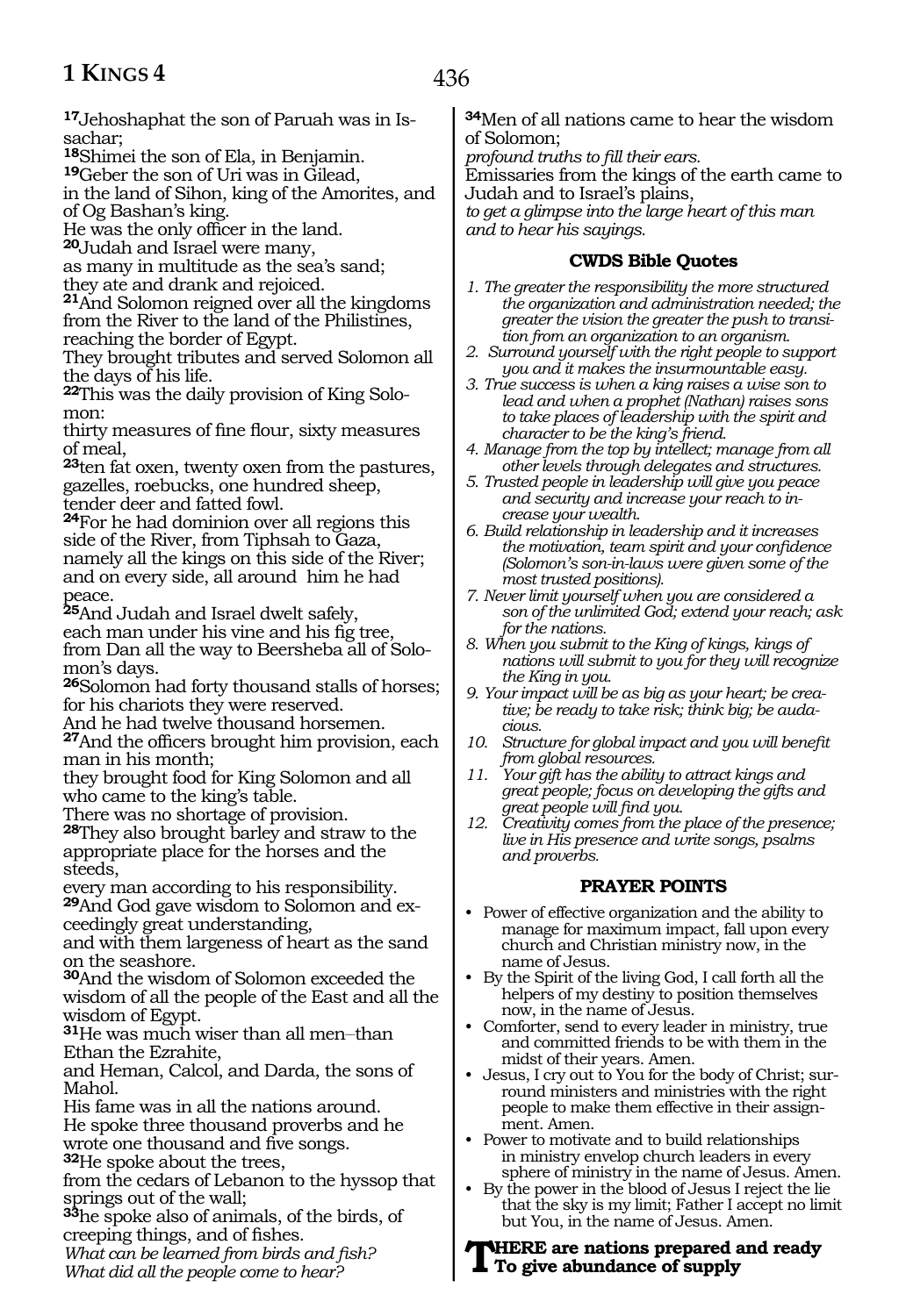**17**Jehoshaphat the son of Paruah was in Issachar;
**18**Shimei the son of Ela, in Benjamin.
**19**Geber the son of Uri was in Gilead,
in the land of Sihon, king of the Amorites, and of Og Bashan's king.
He was the only officer in the land.
**20**Judah and Israel were many,
as many in multitude as the sea's sand;
they ate and drank and rejoiced.
**21**And Solomon reigned over all the kingdoms from the River to the land of the Philistines, reaching the border of Egypt.
They brought tributes and served Solomon all the days of his life.
**22**This was the daily provision of King Solomon:
thirty measures of fine flour, sixty measures of meal,
**23**ten fat oxen, twenty oxen from the pastures, gazelles, roebucks, one hundred sheep, tender deer and fatted fowl.
**24**For he had dominion over all regions this side of the River, from Tiphsah to Gaza, namely all the kings on this side of the River; and on every side, all around him he had peace.
**25**And Judah and Israel dwelt safely,
each man under his vine and his fig tree,
from Dan all the way to Beersheba all of Solomon's days.
**26**Solomon had forty thousand stalls of horses; for his chariots they were reserved.
And he had twelve thousand horsemen.
**27**And the officers brought him provision, each man in his month;
they brought food for King Solomon and all who came to the king's table.
There was no shortage of provision.
**28**They also brought barley and straw to the appropriate place for the horses and the steeds,
every man according to his responsibility.
**29**And God gave wisdom to Solomon and exceedingly great understanding,
and with them largeness of heart as the sand on the seashore.
**30**And the wisdom of Solomon exceeded the wisdom of all the people of the East and all the wisdom of Egypt.
**31**He was much wiser than all men–than Ethan the Ezrahite,
and Heman, Calcol, and Darda, the sons of Mahol.
His fame was in all the nations around.
He spoke three thousand proverbs and he wrote one thousand and five songs.
**32**He spoke about the trees,
from the cedars of Lebanon to the hyssop that springs out of the wall;
**33**he spoke also of animals, of the birds, of creeping things, and of fishes.
*What can be learned from birds and fish?*
*What did all the people come to hear?*
**34**Men of all nations came to hear the wisdom of Solomon;
*profound truths to fill their ears.*
Emissaries from the kings of the earth came to Judah and to Israel's plains,
*to get a glimpse into the large heart of this man and to hear his sayings.*

### CWDS Bible Quotes

1. *The greater the responsibility the more structured the organization and administration needed; the greater the vision the greater the push to transition from an organization to an organism.*
2. *Surround yourself with the right people to support you and it makes the insurmountable easy.*
3. *True success is when a king raises a wise son to lead and when a prophet (Nathan) raises sons to take places of leadership with the spirit and character to be the king's friend.*
4. *Manage from the top by intellect; manage from all other levels through delegates and structures.*
5. *Trusted people in leadership will give you peace and security and increase your reach to increase your wealth.*
6. *Build relationship in leadership and it increases the motivation, team spirit and your confidence (Solomon's son-in-laws were given some of the most trusted positions).*
7. *Never limit yourself when you are considered a son of the unlimited God; extend your reach; ask for the nations.*
8. *When you submit to the King of kings, kings of nations will submit to you for they will recognize the King in you.*
9. *Your impact will be as big as your heart; be creative; be ready to take risk; think big; be audacious.*
10. *Structure for global impact and you will benefit from global resources.*
11. *Your gift has the ability to attract kings and great people; focus on developing the gifts and great people will find you.*
12. *Creativity comes from the place of the presence; live in His presence and write songs, psalms and proverbs.*

### PRAYER POINTS

- Power of effective organization and the ability to manage for maximum impact, fall upon every church and Christian ministry now, in the name of Jesus.
- By the Spirit of the living God, I call forth all the helpers of my destiny to position themselves now, in the name of Jesus.
- Comforter, send to every leader in ministry, true and committed friends to be with them in the midst of their years. Amen.
- Jesus, I cry out to You for the body of Christ; surround ministers and ministries with the right people to make them effective in their assignment. Amen.
- Power to motivate and to build relationships in ministry envelop church leaders in every sphere of ministry in the name of Jesus. Amen.
- By the power in the blood of Jesus I reject the lie that the sky is my limit; Father I accept no limit but You, in the name of Jesus. Amen.

**THERE are nations prepared and ready**
**To give abundance of supply**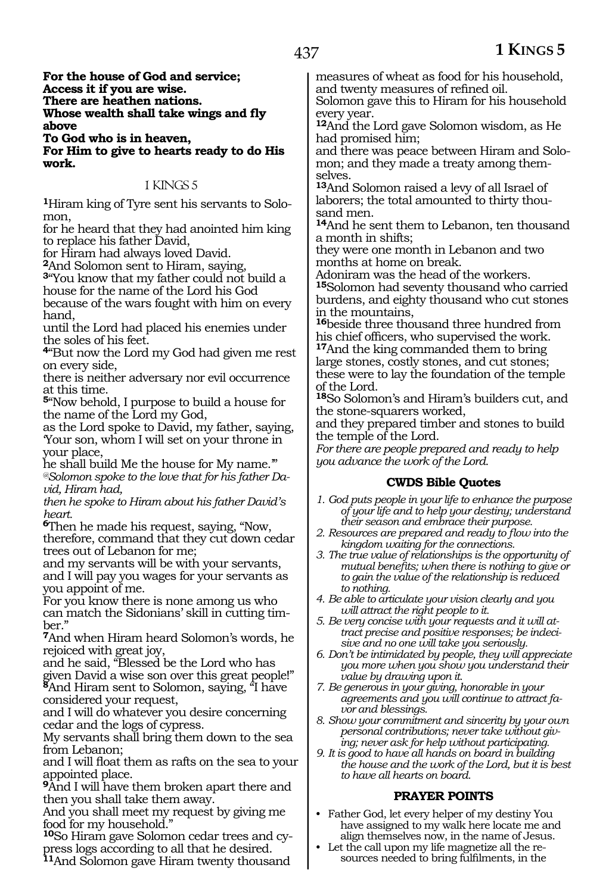**For the house of God and service;**
**Access it if you are wise.**
**There are heathen nations.**
**Whose wealth shall take wings and fly above**
**To God who is in heaven,**
**For Him to give to hearts ready to do His work.**

## I KINGS 5

**1**Hiram king of Tyre sent his servants to Solomon,
for he heard that they had anointed him king to replace his father David,
for Hiram had always loved David.
**2**And Solomon sent to Hiram, saying,
**3**"You know that my father could not build a house for the name of the Lord his God because of the wars fought with him on every hand,
until the Lord had placed his enemies under the soles of his feet.
**4**"But now the Lord my God had given me rest on every side,
there is neither adversary nor evil occurrence at this time.
**5**"Now behold, I purpose to build a house for the name of the Lord my God,
as the Lord spoke to David, my father, saying, 'Your son, whom I will set on your throne in your place,
he shall build Me the house for My name.'"
*@Solomon spoke to the love that for his father David, Hiram had,*
*then he spoke to Hiram about his father David's heart.*
**6**Then he made his request, saying, "Now, therefore, command that they cut down cedar trees out of Lebanon for me;
and my servants will be with your servants, and I will pay you wages for your servants as you appoint of me.
For you know there is none among us who can match the Sidonians' skill in cutting timber."
**7**And when Hiram heard Solomon's words, he rejoiced with great joy,
and he said, "Blessed be the Lord who has given David a wise son over this great people!"
**8**And Hiram sent to Solomon, saying, "I have considered your request,
and I will do whatever you desire concerning cedar and the logs of cypress.
My servants shall bring them down to the sea from Lebanon;
and I will float them as rafts on the sea to your appointed place.
**9**And I will have them broken apart there and then you shall take them away.
And you shall meet my request by giving me food for my household."
**10**So Hiram gave Solomon cedar trees and cypress logs according to all that he desired.
**11**And Solomon gave Hiram twenty thousand measures of wheat as food for his household, and twenty measures of refined oil.
Solomon gave this to Hiram for his household every year.
**12**And the Lord gave Solomon wisdom, as He had promised him;
and there was peace between Hiram and Solomon; and they made a treaty among themselves.
**13**And Solomon raised a levy of all Israel of laborers; the total amounted to thirty thousand men.
**14**And he sent them to Lebanon, ten thousand a month in shifts;
they were one month in Lebanon and two months at home on break.
Adoniram was the head of the workers.
**15**Solomon had seventy thousand who carried burdens, and eighty thousand who cut stones in the mountains,
**16**beside three thousand three hundred from his chief officers, who supervised the work.
**17**And the king commanded them to bring large stones, costly stones, and cut stones; these were to lay the foundation of the temple of the Lord.
**18**So Solomon's and Hiram's builders cut, and the stone-squarers worked,
and they prepared timber and stones to build the temple of the Lord.
*For there are people prepared and ready to help you advance the work of the Lord.*

### CWDS Bible Quotes

1. *God puts people in your life to enhance the purpose of your life and to help your destiny; understand their season and embrace their purpose.*
2. *Resources are prepared and ready to flow into the kingdom waiting for the connections.*
3. *The true value of relationships is the opportunity of mutual benefits; when there is nothing to give or to gain the value of the relationship is reduced to nothing.*
4. *Be able to articulate your vision clearly and you will attract the right people to it.*
5. *Be very concise with your requests and it will attract precise and positive responses; be indecisive and no one will take you seriously.*
6. *Don't be intimidated by people, they will appreciate you more when you show you understand their value by drawing upon it.*
7. *Be generous in your giving, honorable in your agreements and you will continue to attract favor and blessings.*
8. *Show your commitment and sincerity by your own personal contributions; never take without giving; never ask for help without participating.*
9. *It is good to have all hands on board in building the house and the work of the Lord, but it is best to have all hearts on board.*

### PRAYER POINTS

- Father God, let every helper of my destiny You have assigned to my walk here locate me and align themselves now, in the name of Jesus.
- Let the call upon my life magnetize all the resources needed to bring fulfilments, in the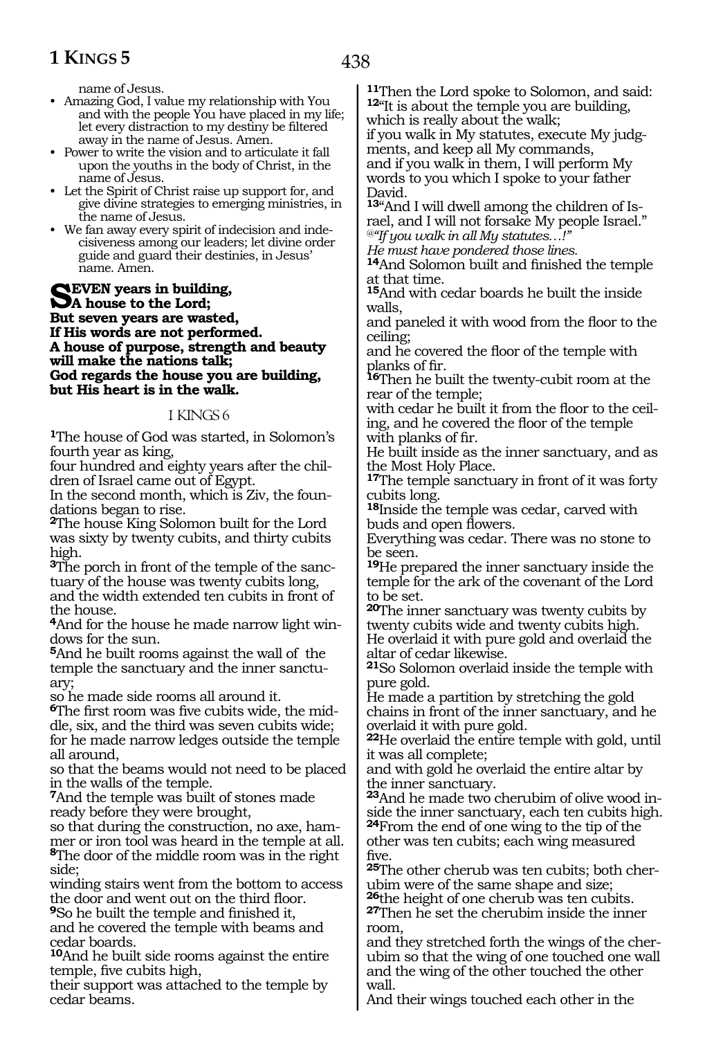name of Jesus.

- Amazing God, I value my relationship with You and with the people You have placed in my life; let every distraction to my destiny be filtered away in the name of Jesus. Amen.
- Power to write the vision and to articulate it fall upon the youths in the body of Christ, in the name of Jesus.
- Let the Spirit of Christ raise up support for, and give divine strategies to emerging ministries, in the name of Jesus.
- We fan away every spirit of indecision and indecisiveness among our leaders; let divine order guide and guard their destinies, in Jesus' name. Amen.

**SEVEN years in building,**
**A house to the Lord;**
**But seven years are wasted,**
**If His words are not performed.**
**A house of purpose, strength and beauty will make the nations talk;**
**God regards the house you are building, but His heart is in the walk.**

## I KINGS 6

[1]The house of God was started, in Solomon's fourth year as king,
four hundred and eighty years after the children of Israel came out of Egypt.
In the second month, which is Ziv, the foundations began to rise.
[2]The house King Solomon built for the Lord was sixty by twenty cubits, and thirty cubits high.
[3]The porch in front of the temple of the sanctuary of the house was twenty cubits long, and the width extended ten cubits in front of the house.
[4]And for the house he made narrow light windows for the sun.
[5]And he built rooms against the wall of the temple the sanctuary and the inner sanctuary;
so he made side rooms all around it.
[6]The first room was five cubits wide, the middle, six, and the third was seven cubits wide;
for he made narrow ledges outside the temple all around,
so that the beams would not need to be placed in the walls of the temple.
[7]And the temple was built of stones made ready before they were brought,
so that during the construction, no axe, hammer or iron tool was heard in the temple at all.
[8]The door of the middle room was in the right side;
winding stairs went from the bottom to access the door and went out on the third floor.
[9]So he built the temple and finished it,
and he covered the temple with beams and cedar boards.
[10]And he built side rooms against the entire temple, five cubits high,
their support was attached to the temple by cedar beams.
[11]Then the Lord spoke to Solomon, and said:
[12]"It is about the temple you are building, which is really about the walk;
if you walk in My statutes, execute My judgments, and keep all My commands,
and if you walk in them, I will perform My words to you which I spoke to your father David.
[13]"And I will dwell among the children of Israel, and I will not forsake My people Israel."
*@"If you walk in all My statutes…!"*
*He must have pondered those lines.*
[14]And Solomon built and finished the temple at that time.
[15]And with cedar boards he built the inside walls,
and paneled it with wood from the floor to the ceiling;
and he covered the floor of the temple with planks of fir.
[16]Then he built the twenty-cubit room at the rear of the temple;
with cedar he built it from the floor to the ceiling, and he covered the floor of the temple with planks of fir.
He built inside as the inner sanctuary, and as the Most Holy Place.
[17]The temple sanctuary in front of it was forty cubits long.
[18]Inside the temple was cedar, carved with buds and open flowers.
Everything was cedar. There was no stone to be seen.
[19]He prepared the inner sanctuary inside the temple for the ark of the covenant of the Lord to be set.
[20]The inner sanctuary was twenty cubits by twenty cubits wide and twenty cubits high.
He overlaid it with pure gold and overlaid the altar of cedar likewise.
[21]So Solomon overlaid inside the temple with pure gold.
He made a partition by stretching the gold chains in front of the inner sanctuary, and he overlaid it with pure gold.
[22]He overlaid the entire temple with gold, until it was all complete;
and with gold he overlaid the entire altar by the inner sanctuary.
[23]And he made two cherubim of olive wood inside the inner sanctuary, each ten cubits high.
[24]From the end of one wing to the tip of the other was ten cubits; each wing measured five.
[25]The other cherub was ten cubits; both cherubim were of the same shape and size;
[26]the height of one cherub was ten cubits.
[27]Then he set the cherubim inside the inner room,
and they stretched forth the wings of the cherubim so that the wing of one touched one wall and the wing of the other touched the other wall.
And their wings touched each other in the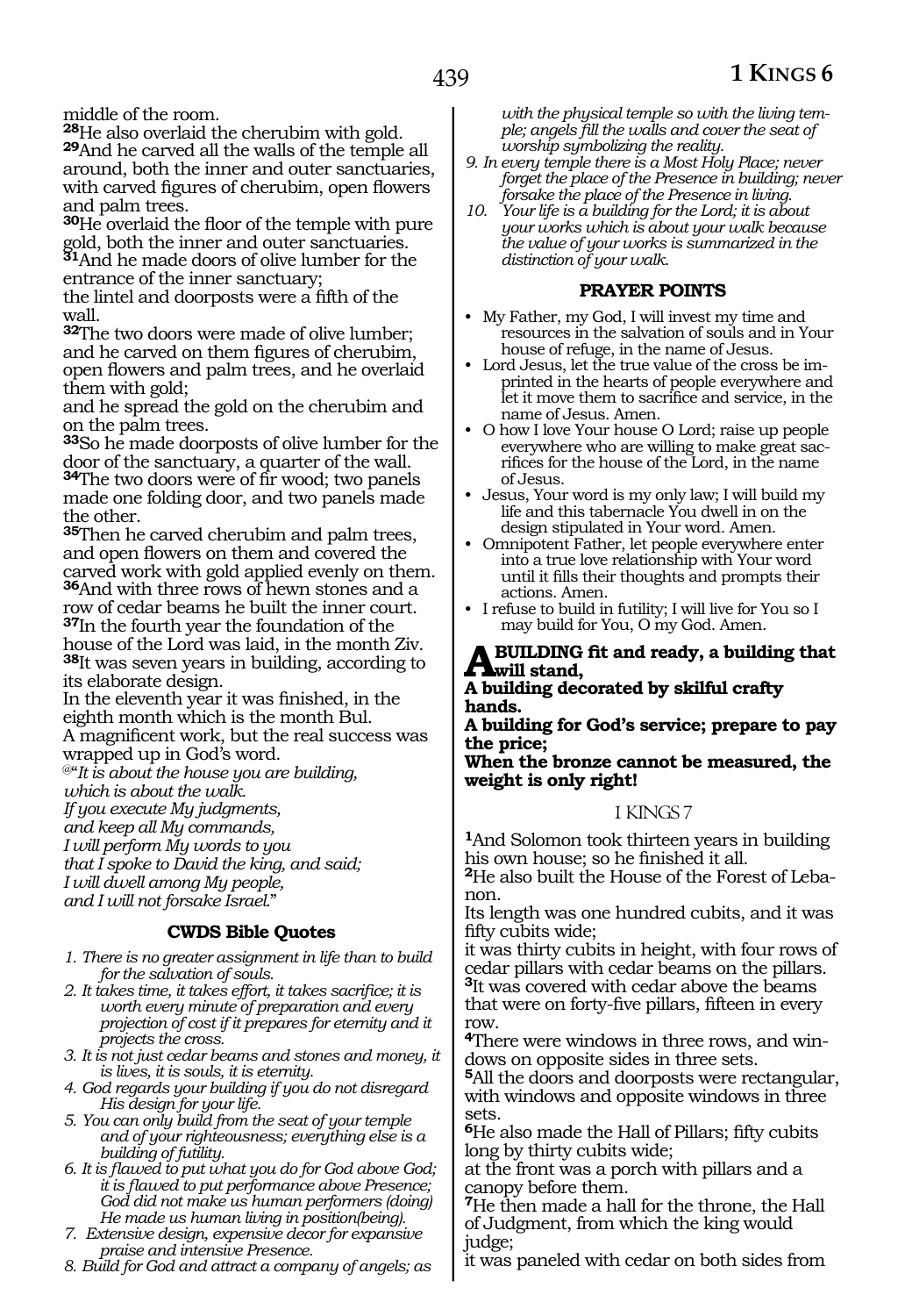middle of the room.

**28**He also overlaid the cherubim with gold.

**29**And he carved all the walls of the temple all around, both the inner and outer sanctuaries, with carved figures of cherubim, open flowers and palm trees.

**30**He overlaid the floor of the temple with pure gold, both the inner and outer sanctuaries.

**31**And he made doors of olive lumber for the entrance of the inner sanctuary;
the lintel and doorposts were a fifth of the wall.

**32**The two doors were made of olive lumber; and he carved on them figures of cherubim, open flowers and palm trees, and he overlaid them with gold;
and he spread the gold on the cherubim and on the palm trees.

**33**So he made doorposts of olive lumber for the door of the sanctuary, a quarter of the wall.

**34**The two doors were of fir wood; two panels made one folding door, and two panels made the other.

**35**Then he carved cherubim and palm trees, and open flowers on them and covered the carved work with gold applied evenly on them.

**36**And with three rows of hewn stones and a row of cedar beams he built the inner court.

**37**In the fourth year the foundation of the house of the Lord was laid, in the month Ziv.

**38**It was seven years in building, according to its elaborate design.
In the eleventh year it was finished, in the eighth month which is the month Bul.
A magnificent work, but the real success was wrapped up in God's word.

@*"It is about the house you are building,*
*which is about the walk.*
*If you execute My judgments,*
*and keep all My commands,*
*I will perform My words to you*
*that I spoke to David the king, and said;*
*I will dwell among My people,*
*and I will not forsake Israel."*

### CWDS Bible Quotes

1. *There is no greater assignment in life than to build for the salvation of souls.*
2. *It takes time, it takes effort, it takes sacrifice; it is worth every minute of preparation and every projection of cost if it prepares for eternity and it projects the cross.*
3. *It is not just cedar beams and stones and money, it is lives, it is souls, it is eternity.*
4. *God regards your building if you do not disregard His design for your life.*
5. *You can only build from the seat of your temple and of your righteousness; everything else is a building of futility.*
6. *It is flawed to put what you do for God above God; it is flawed to put performance above Presence; God did not make us human performers (doing) He made us human living in position(being).*
7. *Extensive design, expensive decor for expansive praise and intensive Presence.*
8. *Build for God and attract a company of angels; as with the physical temple so with the living temple; angels fill the walls and cover the seat of worship symbolizing the reality.*
9. *In every temple there is a Most Holy Place; never forget the place of the Presence in building; never forsake the place of the Presence in living.*
10. *Your life is a building for the Lord; it is about your works which is about your walk because the value of your works is summarized in the distinction of your walk.*

### PRAYER POINTS

- My Father, my God, I will invest my time and resources in the salvation of souls and in Your house of refuge, in the name of Jesus.
- Lord Jesus, let the true value of the cross be imprinted in the hearts of people everywhere and let it move them to sacrifice and service, in the name of Jesus. Amen.
- O how I love Your house O Lord; raise up people everywhere who are willing to make great sacrifices for the house of the Lord, in the name of Jesus.
- Jesus, Your word is my only law; I will build my life and this tabernacle You dwell in on the design stipulated in Your word. Amen.
- Omnipotent Father, let people everywhere enter into a true love relationship with Your word until it fills their thoughts and prompts their actions. Amen.
- I refuse to build in futility; I will live for You so I may build for You, O my God. Amen.

**A BUILDING fit and ready, a building that will stand,**
**A building decorated by skilful crafty hands.**
**A building for God's service; prepare to pay the price;**
**When the bronze cannot be measured, the weight is only right!**

## I KINGS 7

**1**And Solomon took thirteen years in building his own house; so he finished it all.

**2**He also built the House of the Forest of Lebanon.
Its length was one hundred cubits, and it was fifty cubits wide;
it was thirty cubits in height, with four rows of cedar pillars with cedar beams on the pillars.

**3**It was covered with cedar above the beams that were on forty-five pillars, fifteen in every row.

**4**There were windows in three rows, and windows on opposite sides in three sets.

**5**All the doors and doorposts were rectangular, with windows and opposite windows in three sets.

**6**He also made the Hall of Pillars; fifty cubits long by thirty cubits wide;
at the front was a porch with pillars and a canopy before them.

**7**He then made a hall for the throne, the Hall of Judgment, from which the king would judge;
it was paneled with cedar on both sides from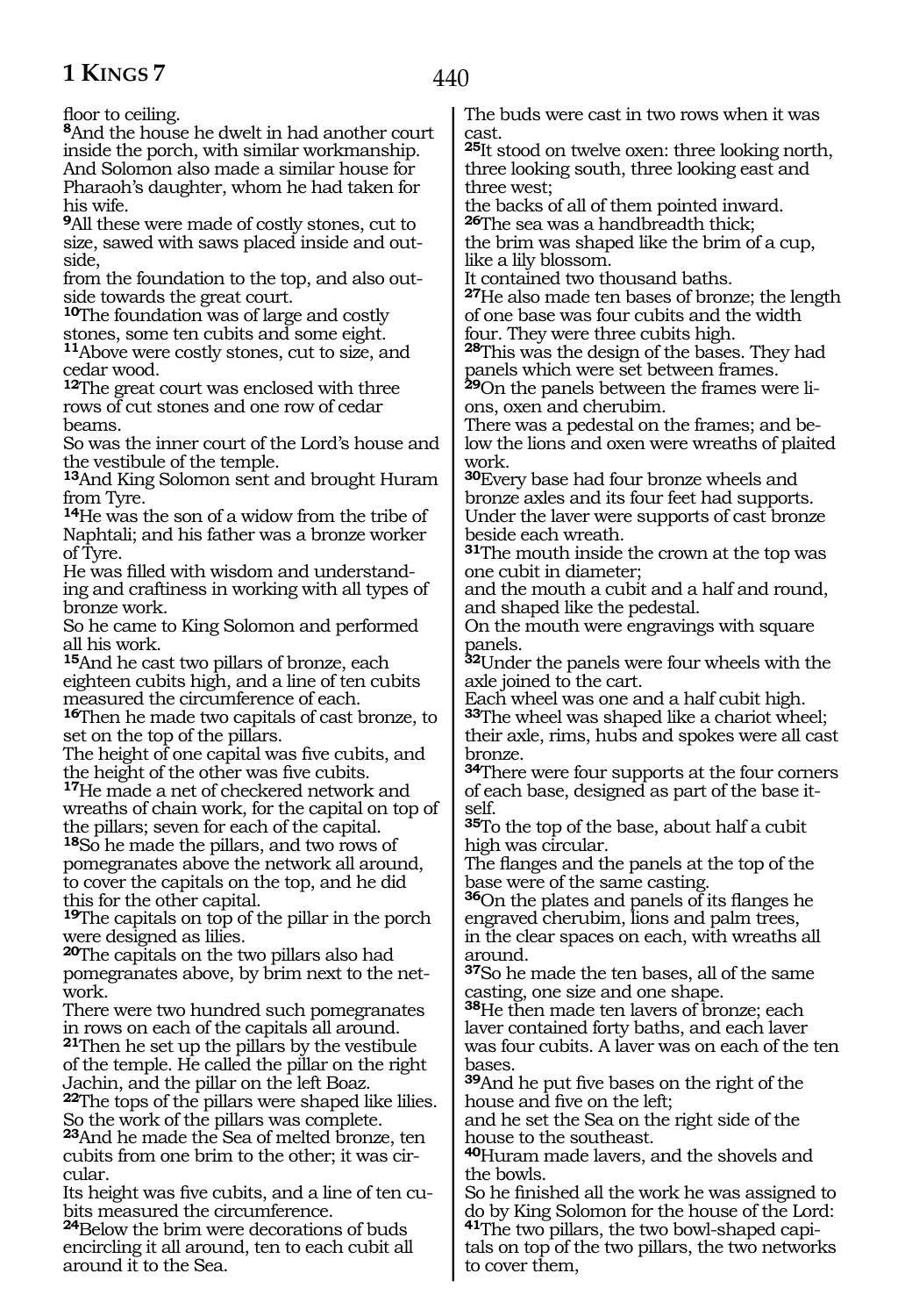floor to ceiling.

**8**And the house he dwelt in had another court inside the porch, with similar workmanship. And Solomon also made a similar house for Pharaoh's daughter, whom he had taken for his wife.

**9**All these were made of costly stones, cut to size, sawed with saws placed inside and outside,
from the foundation to the top, and also outside towards the great court.

**10**The foundation was of large and costly stones, some ten cubits and some eight.

**11**Above were costly stones, cut to size, and cedar wood.

**12**The great court was enclosed with three rows of cut stones and one row of cedar beams.
So was the inner court of the Lord's house and the vestibule of the temple.

**13**And King Solomon sent and brought Huram from Tyre.

**14**He was the son of a widow from the tribe of Naphtali; and his father was a bronze worker of Tyre.
He was filled with wisdom and understanding and craftiness in working with all types of bronze work.
So he came to King Solomon and performed all his work.

**15**And he cast two pillars of bronze, each eighteen cubits high, and a line of ten cubits measured the circumference of each.

**16**Then he made two capitals of cast bronze, to set on the top of the pillars.
The height of one capital was five cubits, and the height of the other was five cubits.

**17**He made a net of checkered network and wreaths of chain work, for the capital on top of the pillars; seven for each of the capital.

**18**So he made the pillars, and two rows of pomegranates above the network all around, to cover the capitals on the top, and he did this for the other capital.

**19**The capitals on top of the pillar in the porch were designed as lilies.

**20**The capitals on the two pillars also had pomegranates above, by brim next to the network.
There were two hundred such pomegranates in rows on each of the capitals all around.

**21**Then he set up the pillars by the vestibule of the temple. He called the pillar on the right Jachin, and the pillar on the left Boaz.

**22**The tops of the pillars were shaped like lilies.
So the work of the pillars was complete.

**23**And he made the Sea of melted bronze, ten cubits from one brim to the other; it was circular.
Its height was five cubits, and a line of ten cubits measured the circumference.

**24**Below the brim were decorations of buds encircling it all around, ten to each cubit all around it to the Sea.
The buds were cast in two rows when it was cast.

**25**It stood on twelve oxen: three looking north, three looking south, three looking east and three west;
the backs of all of them pointed inward.

**26**The sea was a handbreadth thick;
the brim was shaped like the brim of a cup, like a lily blossom.
It contained two thousand baths.

**27**He also made ten bases of bronze; the length of one base was four cubits and the width four. They were three cubits high.

**28**This was the design of the bases. They had panels which were set between frames.

**29**On the panels between the frames were lions, oxen and cherubim.
There was a pedestal on the frames; and below the lions and oxen were wreaths of plaited work.

**30**Every base had four bronze wheels and bronze axles and its four feet had supports.
Under the laver were supports of cast bronze beside each wreath.

**31**The mouth inside the crown at the top was one cubit in diameter;
and the mouth a cubit and a half and round, and shaped like the pedestal.
On the mouth were engravings with square panels.

**32**Under the panels were four wheels with the axle joined to the cart.
Each wheel was one and a half cubit high.

**33**The wheel was shaped like a chariot wheel; their axle, rims, hubs and spokes were all cast bronze.

**34**There were four supports at the four corners of each base, designed as part of the base itself.

**35**To the top of the base, about half a cubit high was circular.
The flanges and the panels at the top of the base were of the same casting.

**36**On the plates and panels of its flanges he engraved cherubim, lions and palm trees,
in the clear spaces on each, with wreaths all around.

**37**So he made the ten bases, all of the same casting, one size and one shape.

**38**He then made ten lavers of bronze; each laver contained forty baths, and each laver was four cubits. A laver was on each of the ten bases.

**39**And he put five bases on the right of the house and five on the left;
and he set the Sea on the right side of the house to the southeast.

**40**Huram made lavers, and the shovels and the bowls.
So he finished all the work he was assigned to do by King Solomon for the house of the Lord:

**41**The two pillars, the two bowl-shaped capitals on top of the two pillars, the two networks to cover them,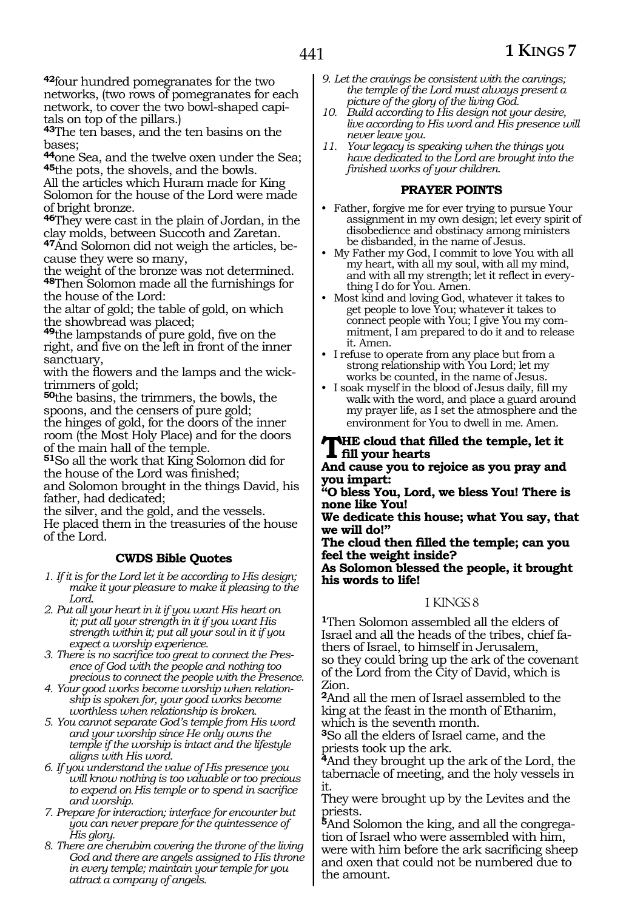[42]four hundred pomegranates for the two networks, (two rows of pomegranates for each network, to cover the two bowl-shaped capitals on top of the pillars.)
[43]The ten bases, and the ten basins on the bases;
[44]one Sea, and the twelve oxen under the Sea;
[45]the pots, the shovels, and the bowls.
All the articles which Huram made for King Solomon for the house of the Lord were made of bright bronze.
[46]They were cast in the plain of Jordan, in the clay molds, between Succoth and Zaretan.
[47]And Solomon did not weigh the articles, because they were so many,
the weight of the bronze was not determined.
[48]Then Solomon made all the furnishings for the house of the Lord:
the altar of gold; the table of gold, on which the showbread was placed;
[49]the lampstands of pure gold, five on the right, and five on the left in front of the inner sanctuary,
with the flowers and the lamps and the wick-trimmers of gold;
[50]the basins, the trimmers, the bowls, the spoons, and the censers of pure gold;
the hinges of gold, for the doors of the inner room (the Most Holy Place) and for the doors of the main hall of the temple.
[51]So all the work that King Solomon did for the house of the Lord was finished;
and Solomon brought in the things David, his father, had dedicated;
the silver, and the gold, and the vessels.
He placed them in the treasuries of the house of the Lord.

### CWDS Bible Quotes

1. *If it is for the Lord let it be according to His design; make it your pleasure to make it pleasing to the Lord.*
2. *Put all your heart in it if you want His heart on it; put all your strength in it if you want His strength within it; put all your soul in it if you expect a worship experience.*
3. *There is no sacrifice too great to connect the Presence of God with the people and nothing too precious to connect the people with the Presence.*
4. *Your good works become worship when relationship is spoken for, your good works become worthless when relationship is broken.*
5. *You cannot separate God's temple from His word and your worship since He only owns the temple if the worship is intact and the lifestyle aligns with His word.*
6. *If you understand the value of His presence you will know nothing is too valuable or too precious to expend on His temple or to spend in sacrifice and worship.*
7. *Prepare for interaction; interface for encounter but you can never prepare for the quintessence of His glory.*
8. *There are cherubim covering the throne of the living God and there are angels assigned to His throne in every temple; maintain your temple for you attract a company of angels.*
9. *Let the cravings be consistent with the carvings; the temple of the Lord must always present a picture of the glory of the living God.*
10. *Build according to His design not your desire, live according to His word and His presence will never leave you.*
11. *Your legacy is speaking when the things you have dedicated to the Lord are brought into the finished works of your children.*

### PRAYER POINTS

- Father, forgive me for ever trying to pursue Your assignment in my own design; let every spirit of disobedience and obstinacy among ministers be disbanded, in the name of Jesus.
- My Father my God, I commit to love You with all my heart, with all my soul, with all my mind, and with all my strength; let it reflect in everything I do for You. Amen.
- Most kind and loving God, whatever it takes to get people to love You; whatever it takes to connect people with You; I give You my commitment, I am prepared to do it and to release it. Amen.
- I refuse to operate from any place but from a strong relationship with You Lord; let my works be counted, in the name of Jesus.
- I soak myself in the blood of Jesus daily, fill my walk with the word, and place a guard around my prayer life, as I set the atmosphere and the environment for You to dwell in me. Amen.

**THE cloud that filled the temple, let it fill your hearts**
**And cause you to rejoice as you pray and you impart:**
**"O bless You, Lord, we bless You! There is none like You!**
**We dedicate this house; what You say, that we will do!"**
**The cloud then filled the temple; can you feel the weight inside?**
**As Solomon blessed the people, it brought his words to life!**

## I KINGS 8

[1]Then Solomon assembled all the elders of Israel and all the heads of the tribes, chief fathers of Israel, to himself in Jerusalem,
so they could bring up the ark of the covenant of the Lord from the City of David, which is Zion.
[2]And all the men of Israel assembled to the king at the feast in the month of Ethanim, which is the seventh month.
[3]So all the elders of Israel came, and the priests took up the ark.
[4]And they brought up the ark of the Lord, the tabernacle of meeting, and the holy vessels in it.
They were brought up by the Levites and the priests.
[5]And Solomon the king, and all the congregation of Israel who were assembled with him, were with him before the ark sacrificing sheep and oxen that could not be numbered due to the amount.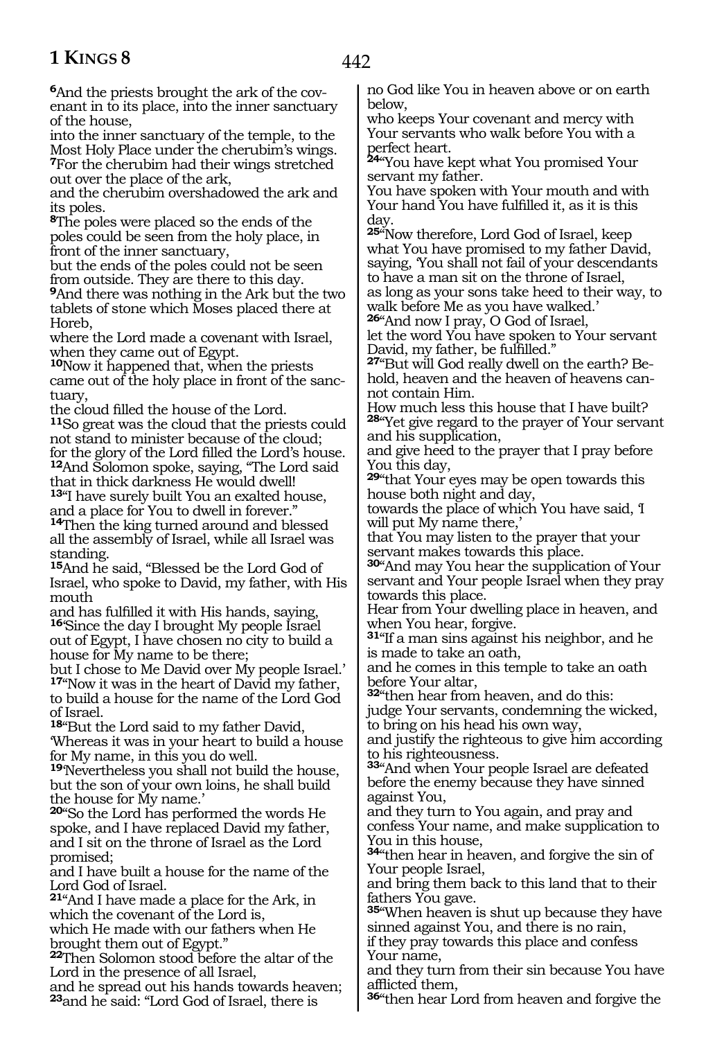**6**And the priests brought the ark of the covenant in to its place, into the inner sanctuary of the house,
into the inner sanctuary of the temple, to the Most Holy Place under the cherubim's wings.
**7**For the cherubim had their wings stretched out over the place of the ark,
and the cherubim overshadowed the ark and its poles.
**8**The poles were placed so the ends of the poles could be seen from the holy place, in front of the inner sanctuary,
but the ends of the poles could not be seen from outside. They are there to this day.
**9**And there was nothing in the Ark but the two tablets of stone which Moses placed there at Horeb,
where the Lord made a covenant with Israel, when they came out of Egypt.
**10**Now it happened that, when the priests came out of the holy place in front of the sanctuary,
the cloud filled the house of the Lord.
**11**So great was the cloud that the priests could not stand to minister because of the cloud;
for the glory of the Lord filled the Lord's house.
**12**And Solomon spoke, saying, "The Lord said that in thick darkness He would dwell!
**13**"I have surely built You an exalted house, and a place for You to dwell in forever."
**14**Then the king turned around and blessed all the assembly of Israel, while all Israel was standing.
**15**And he said, "Blessed be the Lord God of Israel, who spoke to David, my father, with His mouth
and has fulfilled it with His hands, saying,
**16**'Since the day I brought My people Israel out of Egypt, I have chosen no city to build a house for My name to be there;
but I chose to Me David over My people Israel.'
**17**"Now it was in the heart of David my father, to build a house for the name of the Lord God of Israel.
**18**"But the Lord said to my father David, 'Whereas it was in your heart to build a house for My name, in this you do well.
**19**'Nevertheless you shall not build the house, but the son of your own loins, he shall build the house for My name.'
**20**"So the Lord has performed the words He spoke, and I have replaced David my father, and I sit on the throne of Israel as the Lord promised;
and I have built a house for the name of the Lord God of Israel.
**21**"And I have made a place for the Ark, in which the covenant of the Lord is,
which He made with our fathers when He brought them out of Egypt."
**22**Then Solomon stood before the altar of the Lord in the presence of all Israel,
and he spread out his hands towards heaven;
**23**and he said: "Lord God of Israel, there is no God like You in heaven above or on earth below,
who keeps Your covenant and mercy with Your servants who walk before You with a perfect heart.
**24**"You have kept what You promised Your servant my father.
You have spoken with Your mouth and with Your hand You have fulfilled it, as it is this day.
**25**"Now therefore, Lord God of Israel, keep what You have promised to my father David, saying, 'You shall not fail of your descendants to have a man sit on the throne of Israel,
as long as your sons take heed to their way, to walk before Me as you have walked.'
**26**"And now I pray, O God of Israel,
let the word You have spoken to Your servant David, my father, be fulfilled."
**27**"But will God really dwell on the earth? Behold, heaven and the heaven of heavens cannot contain Him.
How much less this house that I have built?
**28**"Yet give regard to the prayer of Your servant and his supplication,
and give heed to the prayer that I pray before You this day,
**29**"that Your eyes may be open towards this house both night and day,
towards the place of which You have said, 'I will put My name there,'
that You may listen to the prayer that your servant makes towards this place.
**30**"And may You hear the supplication of Your servant and Your people Israel when they pray towards this place.
Hear from Your dwelling place in heaven, and when You hear, forgive.
**31**"If a man sins against his neighbor, and he is made to take an oath,
and he comes in this temple to take an oath before Your altar,
**32**"then hear from heaven, and do this:
judge Your servants, condemning the wicked, to bring on his head his own way,
and justify the righteous to give him according to his righteousness.
**33**"And when Your people Israel are defeated before the enemy because they have sinned against You,
and they turn to You again, and pray and confess Your name, and make supplication to You in this house,
**34**"then hear in heaven, and forgive the sin of Your people Israel,
and bring them back to this land that to their fathers You gave.
**35**"When heaven is shut up because they have sinned against You, and there is no rain,
if they pray towards this place and confess Your name,
and they turn from their sin because You have afflicted them,
**36**"then hear Lord from heaven and forgive the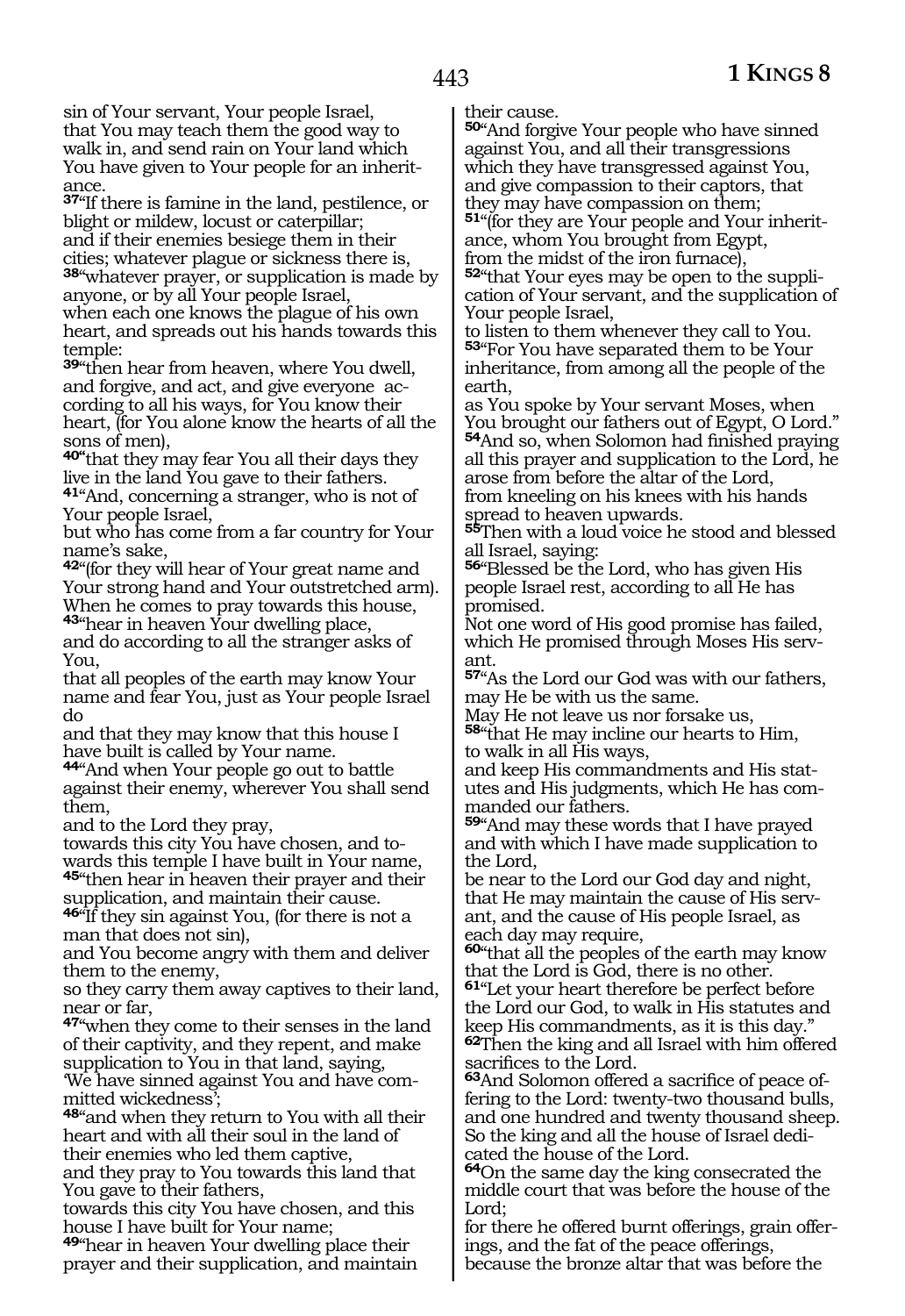sin of Your servant, Your people Israel,
that You may teach them the good way to walk in, and send rain on Your land which You have given to Your people for an inheritance.

[37]"If there is famine in the land, pestilence, or blight or mildew, locust or caterpillar;
and if their enemies besiege them in their cities; whatever plague or sickness there is,
[38]"whatever prayer, or supplication is made by anyone, or by all Your people Israel,
when each one knows the plague of his own heart, and spreads out his hands towards this temple:
[39]"then hear from heaven, where You dwell, and forgive, and act, and give everyone according to all his ways, for You know their heart, (for You alone know the hearts of all the sons of men),
[40]"that they may fear You all their days they live in the land You gave to their fathers.
[41]"And, concerning a stranger, who is not of Your people Israel,
but who has come from a far country for Your name's sake,
[42]"(for they will hear of Your great name and Your strong hand and Your outstretched arm).
When he comes to pray towards this house,
[43]"hear in heaven Your dwelling place,
and do according to all the stranger asks of You,
that all peoples of the earth may know Your name and fear You, just as Your people Israel do
and that they may know that this house I have built is called by Your name.
[44]"And when Your people go out to battle against their enemy, wherever You shall send them,
and to the Lord they pray,
towards this city You have chosen, and towards this temple I have built in Your name,
[45]"then hear in heaven their prayer and their supplication, and maintain their cause.
[46]"If they sin against You, (for there is not a man that does not sin),
and You become angry with them and deliver them to the enemy,
so they carry them away captives to their land, near or far,
[47]"when they come to their senses in the land of their captivity, and they repent, and make supplication to You in that land, saying,
'We have sinned against You and have committed wickedness';
[48]"and when they return to You with all their heart and with all their soul in the land of their enemies who led them captive,
and they pray to You towards this land that You gave to their fathers,
towards this city You have chosen, and this house I have built for Your name;
[49]"hear in heaven Your dwelling place their prayer and their supplication, and maintain their cause.
[50]"And forgive Your people who have sinned against You, and all their transgressions which they have transgressed against You, and give compassion to their captors, that they may have compassion on them;
[51]"(for they are Your people and Your inheritance, whom You brought from Egypt,
from the midst of the iron furnace),
[52]"that Your eyes may be open to the supplication of Your servant, and the supplication of Your people Israel,
to listen to them whenever they call to You.
[53]"For You have separated them to be Your inheritance, from among all the people of the earth,
as You spoke by Your servant Moses, when You brought our fathers out of Egypt, O Lord."
[54]And so, when Solomon had finished praying all this prayer and supplication to the Lord, he arose from before the altar of the Lord,
from kneeling on his knees with his hands spread to heaven upwards.
[55]Then with a loud voice he stood and blessed all Israel, saying:
[56]"Blessed be the Lord, who has given His people Israel rest, according to all He has promised.
Not one word of His good promise has failed, which He promised through Moses His servant.
[57]"As the Lord our God was with our fathers, may He be with us the same.
May He not leave us nor forsake us,
[58]"that He may incline our hearts to Him,
to walk in all His ways,
and keep His commandments and His statutes and His judgments, which He has commanded our fathers.
[59]"And may these words that I have prayed and with which I have made supplication to the Lord,
be near to the Lord our God day and night,
that He may maintain the cause of His servant, and the cause of His people Israel, as each day may require,
[60]"that all the peoples of the earth may know that the Lord is God, there is no other.
[61]"Let your heart therefore be perfect before the Lord our God, to walk in His statutes and keep His commandments, as it is this day."
[62]Then the king and all Israel with him offered sacrifices to the Lord.
[63]And Solomon offered a sacrifice of peace offering to the Lord: twenty-two thousand bulls, and one hundred and twenty thousand sheep.
So the king and all the house of Israel dedicated the house of the Lord.
[64]On the same day the king consecrated the middle court that was before the house of the Lord;
for there he offered burnt offerings, grain offerings, and the fat of the peace offerings, because the bronze altar that was before the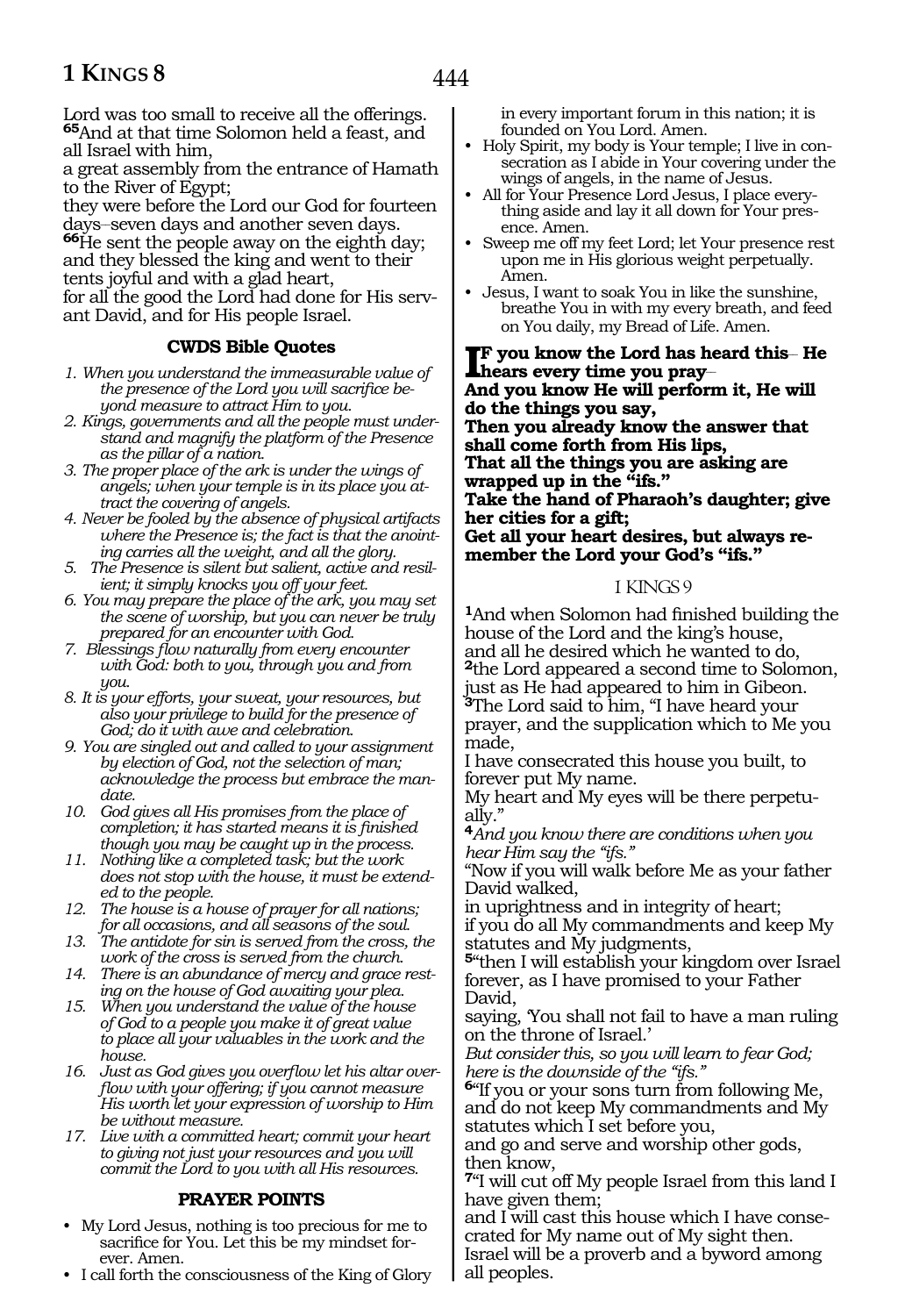Lord was too small to receive all the offerings. [65]And at that time Solomon held a feast, and all Israel with him,
a great assembly from the entrance of Hamath to the River of Egypt;
they were before the Lord our God for fourteen days–seven days and another seven days.
[66]He sent the people away on the eighth day; and they blessed the king and went to their tents joyful and with a glad heart,
for all the good the Lord had done for His servant David, and for His people Israel.

### CWDS Bible Quotes

1. *When you understand the immeasurable value of the presence of the Lord you will sacrifice beyond measure to attract Him to you.*
2. *Kings, governments and all the people must understand and magnify the platform of the Presence as the pillar of a nation.*
3. *The proper place of the ark is under the wings of angels; when your temple is in its place you attract the covering of angels.*
4. *Never be fooled by the absence of physical artifacts where the Presence is; the fact is that the anointing carries all the weight, and all the glory.*
5. *The Presence is silent but salient, active and resilient; it simply knocks you off your feet.*
6. *You may prepare the place of the ark, you may set the scene of worship, but you can never be truly prepared for an encounter with God.*
7. *Blessings flow naturally from every encounter with God: both to you, through you and from you.*
8. *It is your efforts, your sweat, your resources, but also your privilege to build for the presence of God; do it with awe and celebration.*
9. *You are singled out and called to your assignment by election of God, not the selection of man; acknowledge the process but embrace the mandate.*
10. *God gives all His promises from the place of completion; it has started means it is finished though you may be caught up in the process.*
11. *Nothing like a completed task; but the work does not stop with the house, it must be extended to the people.*
12. *The house is a house of prayer for all nations; for all occasions, and all seasons of the soul.*
13. *The antidote for sin is served from the cross, the work of the cross is served from the church.*
14. *There is an abundance of mercy and grace resting on the house of God awaiting your plea.*
15. *When you understand the value of the house of God to a people you make it of great value to place all your valuables in the work and the house.*
16. *Just as God gives you overflow let his altar overflow with your offering; if you cannot measure His worth let your expression of worship to Him be without measure.*
17. *Live with a committed heart; commit your heart to giving not just your resources and you will commit the Lord to you with all His resources.*

### PRAYER POINTS

- My Lord Jesus, nothing is too precious for me to sacrifice for You. Let this be my mindset forever. Amen.
- I call forth the consciousness of the King of Glory in every important forum in this nation; it is founded on You Lord. Amen.
- Holy Spirit, my body is Your temple; I live in consecration as I abide in Your covering under the wings of angels, in the name of Jesus.
- All for Your Presence Lord Jesus, I place everything aside and lay it all down for Your presence. Amen.
- Sweep me off my feet Lord; let Your presence rest upon me in His glorious weight perpetually. Amen.
- Jesus, I want to soak You in like the sunshine, breathe You in with my every breath, and feed on You daily, my Bread of Life. Amen.

**If you know the Lord has heard this– He hears every time you pray–**
**And you know He will perform it, He will do the things you say,**
**Then you already know the answer that shall come forth from His lips,**
**That all the things you are asking are wrapped up in the "ifs."**
**Take the hand of Pharaoh's daughter; give her cities for a gift;**
**Get all your heart desires, but always remember the Lord your God's "ifs."**

## I KINGS 9

[1]And when Solomon had finished building the house of the Lord and the king's house,
and all he desired which he wanted to do,
[2]the Lord appeared a second time to Solomon, just as He had appeared to him in Gibeon.
[3]The Lord said to him, "I have heard your prayer, and the supplication which to Me you made,
I have consecrated this house you built, to forever put My name.
My heart and My eyes will be there perpetually."
[4]*And you know there are conditions when you hear Him say the "ifs."*
"Now if you will walk before Me as your father David walked,
in uprightness and in integrity of heart;
if you do all My commandments and keep My statutes and My judgments,
[5]"then I will establish your kingdom over Israel forever, as I have promised to your Father David,
saying, 'You shall not fail to have a man ruling on the throne of Israel.'
*But consider this, so you will learn to fear God; here is the downside of the "ifs."*
[6]"If you or your sons turn from following Me, and do not keep My commandments and My statutes which I set before you,
and go and serve and worship other gods, then know,
[7]"I will cut off My people Israel from this land I have given them;
and I will cast this house which I have consecrated for My name out of My sight then.
Israel will be a proverb and a byword among all peoples.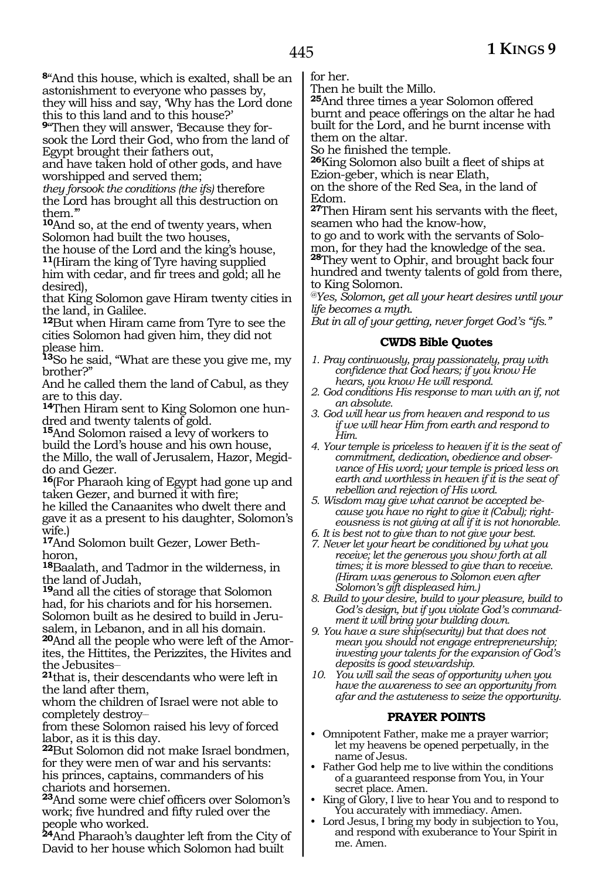[8]"And this house, which is exalted, shall be an astonishment to everyone who passes by, they will hiss and say, 'Why has the Lord done this to this land and to this house?'

[9]"Then they will answer, 'Because they forsook the Lord their God, who from the land of Egypt brought their fathers out,
and have taken hold of other gods, and have worshipped and served them;
*they forsook the conditions (the ifs)* therefore the Lord has brought all this destruction on them.'"

[10]And so, at the end of twenty years, when Solomon had built the two houses,
the house of the Lord and the king's house,

[11](Hiram the king of Tyre having supplied him with cedar, and fir trees and gold; all he desired),
that King Solomon gave Hiram twenty cities in the land, in Galilee.

[12]But when Hiram came from Tyre to see the cities Solomon had given him, they did not please him.

[13]So he said, "What are these you give me, my brother?"
And he called them the land of Cabul, as they are to this day.

[14]Then Hiram sent to King Solomon one hundred and twenty talents of gold.

[15]And Solomon raised a levy of workers to build the Lord's house and his own house, the Millo, the wall of Jerusalem, Hazor, Megiddo and Gezer.

[16](For Pharaoh king of Egypt had gone up and taken Gezer, and burned it with fire;
he killed the Canaanites who dwelt there and gave it as a present to his daughter, Solomon's wife.)

[17]And Solomon built Gezer, Lower Beth-horon,

[18]Baalath, and Tadmor in the wilderness, in the land of Judah,

[19]and all the cities of storage that Solomon had, for his chariots and for his horsemen.
Solomon built as he desired to build in Jerusalem, in Lebanon, and in all his domain.

[20]And all the people who were left of the Amorites, the Hittites, the Perizzites, the Hivites and the Jebusites–

[21]that is, their descendants who were left in the land after them,
whom the children of Israel were not able to completely destroy–
from these Solomon raised his levy of forced labor, as it is this day.

[22]But Solomon did not make Israel bondmen, for they were men of war and his servants:
his princes, captains, commanders of his chariots and horsemen.

[23]And some were chief officers over Solomon's work; five hundred and fifty ruled over the people who worked.

[24]And Pharaoh's daughter left from the City of David to her house which Solomon had built for her.
Then he built the Millo.

[25]And three times a year Solomon offered burnt and peace offerings on the altar he had built for the Lord, and he burnt incense with them on the altar.
So he finished the temple.

[26]King Solomon also built a fleet of ships at Ezion-geber, which is near Elath,
on the shore of the Red Sea, in the land of Edom.

[27]Then Hiram sent his servants with the fleet, seamen who had the know-how,
to go and to work with the servants of Solomon, for they had the knowledge of the sea.

[28]They went to Ophir, and brought back four hundred and twenty talents of gold from there, to King Solomon.

*@Yes, Solomon, get all your heart desires until your life becomes a myth.*
*But in all of your getting, never forget God's "ifs."*

### CWDS Bible Quotes

1. *Pray continuously, pray passionately, pray with confidence that God hears; if you know He hears, you know He will respond.*
2. *God conditions His response to man with an if, not an absolute.*
3. *God will hear us from heaven and respond to us if we will hear Him from earth and respond to Him.*
4. *Your temple is priceless to heaven if it is the seat of commitment, dedication, obedience and observance of His word; your temple is priced less on earth and worthless in heaven if it is the seat of rebellion and rejection of His word.*
5. *Wisdom may give what cannot be accepted because you have no right to give it (Cabul); righteousness is not giving at all if it is not honorable.*
6. *It is best not to give than to not give your best.*
7. *Never let your heart be conditioned by what you receive; let the generous you show forth at all times; it is more blessed to give than to receive. (Hiram was generous to Solomon even after Solomon's gift displeased him.)*
8. *Build to your desire, build to your pleasure, build to God's design, but if you violate God's commandment it will bring your building down.*
9. *You have a sure ship(security) but that does not mean you should not engage entrepreneurship; investing your talents for the expansion of God's deposits is good stewardship.*
10. *You will sail the seas of opportunity when you have the awareness to see an opportunity from afar and the astuteness to seize the opportunity.*

### PRAYER POINTS

- Omnipotent Father, make me a prayer warrior; let my heavens be opened perpetually, in the name of Jesus.
- Father God help me to live within the conditions of a guaranteed response from You, in Your secret place. Amen.
- King of Glory, I live to hear You and to respond to You accurately with immediacy. Amen.
- Lord Jesus, I bring my body in subjection to You, and respond with exuberance to Your Spirit in me. Amen.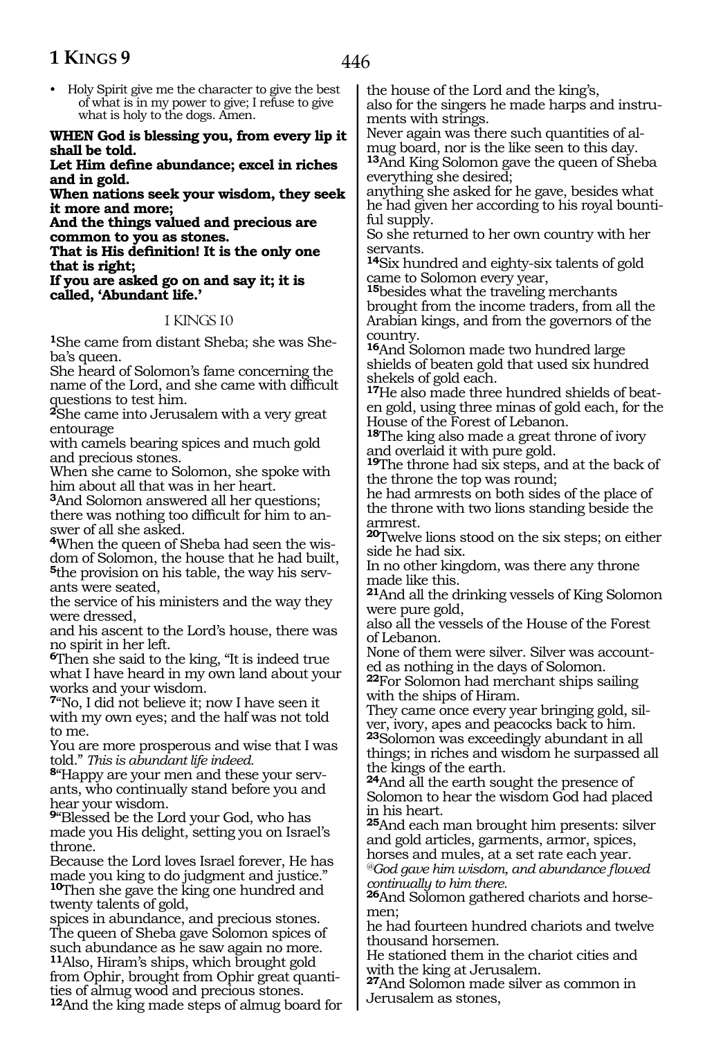- Holy Spirit give me the character to give the best of what is in my power to give; I refuse to give what is holy to the dogs. Amen.

**WHEN God is blessing you, from every lip it shall be told.**
**Let Him define abundance; excel in riches and in gold.**
**When nations seek your wisdom, they seek it more and more;**
**And the things valued and precious are common to you as stones.**
**That is His definition! It is the only one that is right;**
**If you are asked go on and say it; it is called, 'Abundant life.'**

## I KINGS 10

[1]She came from distant Sheba; she was Sheba's queen.
She heard of Solomon's fame concerning the name of the Lord, and she came with difficult questions to test him.
[2]She came into Jerusalem with a very great entourage
with camels bearing spices and much gold and precious stones.
When she came to Solomon, she spoke with him about all that was in her heart.
[3]And Solomon answered all her questions; there was nothing too difficult for him to answer of all she asked.
[4]When the queen of Sheba had seen the wisdom of Solomon, the house that he had built, [5]the provision on his table, the way his servants were seated,
the service of his ministers and the way they were dressed,
and his ascent to the Lord's house, there was no spirit in her left.
[6]Then she said to the king, "It is indeed true what I have heard in my own land about your works and your wisdom.
[7]"No, I did not believe it; now I have seen it with my own eyes; and the half was not told to me.
You are more prosperous and wise that I was told." *This is abundant life indeed.*
[8]"Happy are your men and these your servants, who continually stand before you and hear your wisdom.
[9]"Blessed be the Lord your God, who has made you His delight, setting you on Israel's throne.
Because the Lord loves Israel forever, He has made you king to do judgment and justice."
[10]Then she gave the king one hundred and twenty talents of gold,
spices in abundance, and precious stones.
The queen of Sheba gave Solomon spices of such abundance as he saw again no more.
[11]Also, Hiram's ships, which brought gold from Ophir, brought from Ophir great quantities of almug wood and precious stones.
[12]And the king made steps of almug board for the house of the Lord and the king's,
also for the singers he made harps and instruments with strings.
Never again was there such quantities of almug board, nor is the like seen to this day.
[13]And King Solomon gave the queen of Sheba everything she desired;
anything she asked for he gave, besides what he had given her according to his royal bountiful supply.
So she returned to her own country with her servants.
[14]Six hundred and eighty-six talents of gold came to Solomon every year,
[15]besides what the traveling merchants brought from the income traders, from all the Arabian kings, and from the governors of the country.
[16]And Solomon made two hundred large shields of beaten gold that used six hundred shekels of gold each.
[17]He also made three hundred shields of beaten gold, using three minas of gold each, for the House of the Forest of Lebanon.
[18]The king also made a great throne of ivory and overlaid it with pure gold.
[19]The throne had six steps, and at the back of the throne the top was round;
he had armrests on both sides of the place of the throne with two lions standing beside the armrest.
[20]Twelve lions stood on the six steps; on either side he had six.
In no other kingdom, was there any throne made like this.
[21]And all the drinking vessels of King Solomon were pure gold,
also all the vessels of the House of the Forest of Lebanon.
None of them were silver. Silver was accounted as nothing in the days of Solomon.
[22]For Solomon had merchant ships sailing with the ships of Hiram.
They came once every year bringing gold, silver, ivory, apes and peacocks back to him.
[23]Solomon was exceedingly abundant in all things; in riches and wisdom he surpassed all the kings of the earth.
[24]And all the earth sought the presence of Solomon to hear the wisdom God had placed in his heart.
[25]And each man brought him presents: silver and gold articles, garments, armor, spices, horses and mules, at a set rate each year.
*@God gave him wisdom, and abundance flowed continually to him there.*
[26]And Solomon gathered chariots and horsemen;
he had fourteen hundred chariots and twelve thousand horsemen.
He stationed them in the chariot cities and with the king at Jerusalem.
[27]And Solomon made silver as common in Jerusalem as stones,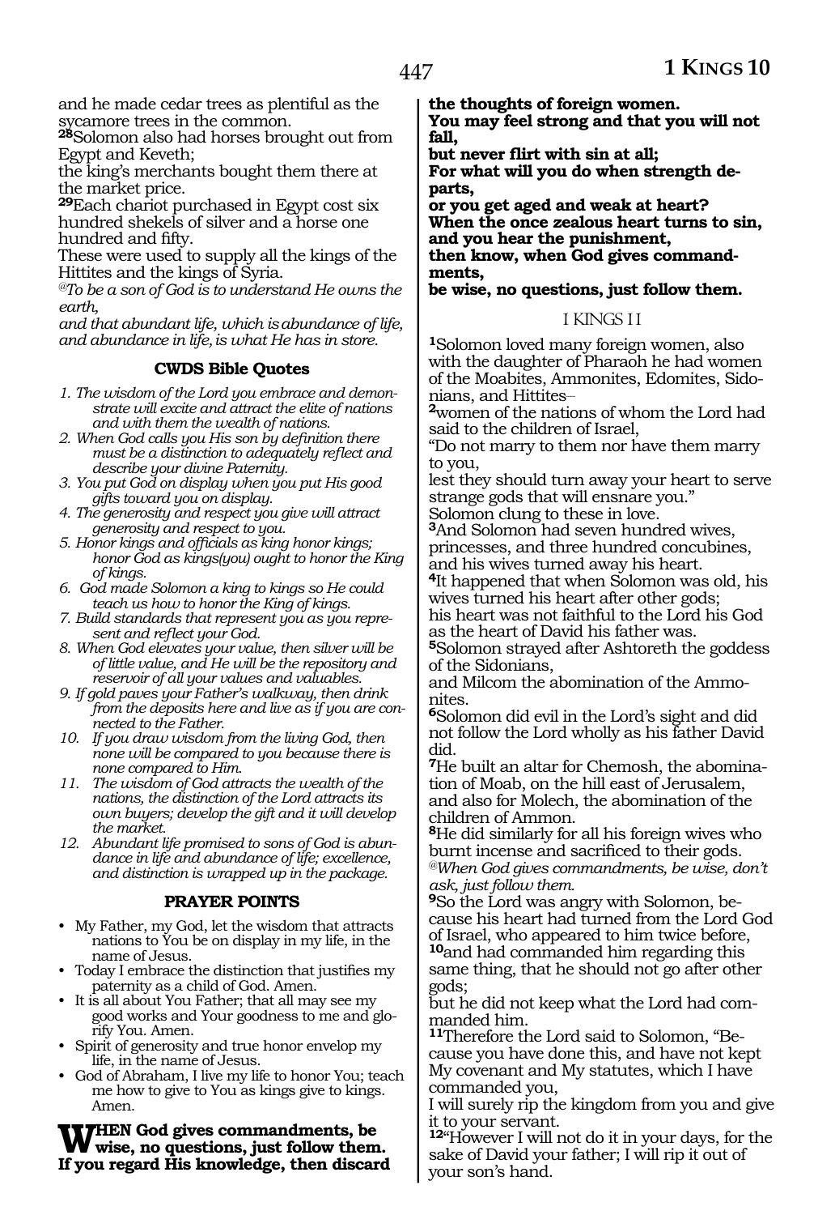and he made cedar trees as plentiful as the sycamore trees in the common.

**28**Solomon also had horses brought out from Egypt and Keveth;
the king's merchants bought them there at the market price.

**29**Each chariot purchased in Egypt cost six hundred shekels of silver and a horse one hundred and fifty.
These were used to supply all the kings of the Hittites and the kings of Syria.

*@To be a son of God is to understand He owns the earth,*
*and that abundant life, which is abundance of life, and abundance in life, is what He has in store.*

### CWDS Bible Quotes

1. *The wisdom of the Lord you embrace and demonstrate will excite and attract the elite of nations and with them the wealth of nations.*
2. *When God calls you His son by definition there must be a distinction to adequately reflect and describe your divine Paternity.*
3. *You put God on display when you put His good gifts toward you on display.*
4. *The generosity and respect you give will attract generosity and respect to you.*
5. *Honor kings and officials as king honor kings; honor God as kings(you) ought to honor the King of kings.*
6. *God made Solomon a king to kings so He could teach us how to honor the King of kings.*
7. *Build standards that represent you as you represent and reflect your God.*
8. *When God elevates your value, then silver will be of little value, and He will be the repository and reservoir of all your values and valuables.*
9. *If gold paves your Father's walkway, then drink from the deposits here and live as if you are connected to the Father.*
10. *If you draw wisdom from the living God, then none will be compared to you because there is none compared to Him.*
11. *The wisdom of God attracts the wealth of the nations, the distinction of the Lord attracts its own buyers; develop the gift and it will develop the market.*
12. *Abundant life promised to sons of God is abundance in life and abundance of life; excellence, and distinction is wrapped up in the package.*

### PRAYER POINTS

- My Father, my God, let the wisdom that attracts nations to You be on display in my life, in the name of Jesus.
- Today I embrace the distinction that justifies my paternity as a child of God. Amen.
- It is all about You Father; that all may see my good works and Your goodness to me and glorify You. Amen.
- Spirit of generosity and true honor envelop my life, in the name of Jesus.
- God of Abraham, I live my life to honor You; teach me how to give to You as kings give to kings. Amen.

**When God gives commandments, be wise, no questions, just follow them.**
**If you regard His knowledge, then discard the thoughts of foreign women.**
**You may feel strong and that you will not fall,**
**but never flirt with sin at all;**
**For what will you do when strength departs,**
**or you get aged and weak at heart?**
**When the once zealous heart turns to sin,**
**and you hear the punishment,**
**then know, when God gives commandments,**
**be wise, no questions, just follow them.**

## I KINGS 11

**1**Solomon loved many foreign women, also with the daughter of Pharaoh he had women of the Moabites, Ammonites, Edomites, Sidonians, and Hittites–

**2**women of the nations of whom the Lord had said to the children of Israel,
"Do not marry to them nor have them marry to you,
lest they should turn away your heart to serve strange gods that will ensnare you."
Solomon clung to these in love.

**3**And Solomon had seven hundred wives, princesses, and three hundred concubines, and his wives turned away his heart.

**4**It happened that when Solomon was old, his wives turned his heart after other gods;
his heart was not faithful to the Lord his God as the heart of David his father was.

**5**Solomon strayed after Ashtoreth the goddess of the Sidonians,
and Milcom the abomination of the Ammonites.

**6**Solomon did evil in the Lord's sight and did not follow the Lord wholly as his father David did.

**7**He built an altar for Chemosh, the abomination of Moab, on the hill east of Jerusalem, and also for Molech, the abomination of the children of Ammon.

**8**He did similarly for all his foreign wives who burnt incense and sacrificed to their gods.

*@When God gives commandments, be wise, don't ask, just follow them.*

**9**So the Lord was angry with Solomon, because his heart had turned from the Lord God of Israel, who appeared to him twice before,

**10**and had commanded him regarding this same thing, that he should not go after other gods;
but he did not keep what the Lord had commanded him.

**11**Therefore the Lord said to Solomon, "Because you have done this, and have not kept My covenant and My statutes, which I have commanded you,
I will surely rip the kingdom from you and give it to your servant.

**12**"However I will not do it in your days, for the sake of David your father; I will rip it out of your son's hand.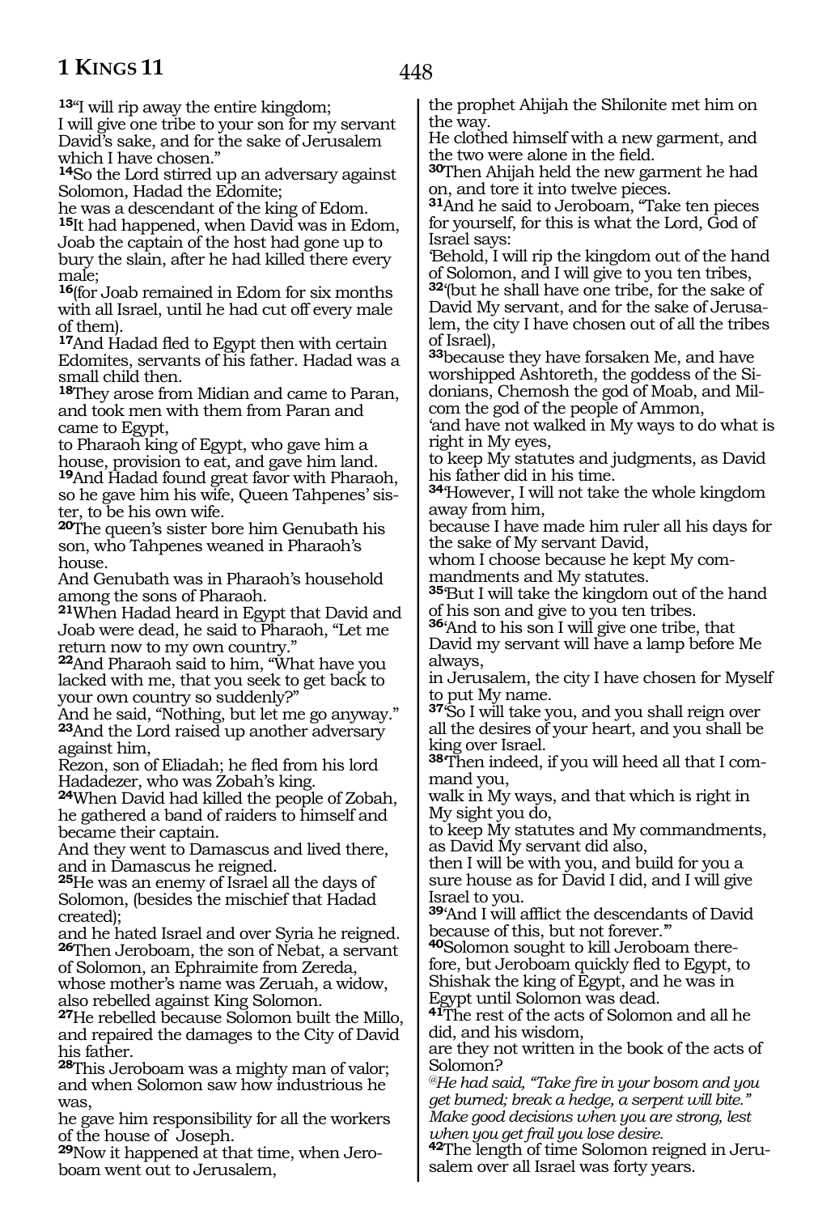[13]"I will rip away the entire kingdom;
I will give one tribe to your son for my servant David's sake, and for the sake of Jerusalem which I have chosen."

[14]So the Lord stirred up an adversary against Solomon, Hadad the Edomite;
he was a descendant of the king of Edom.

[15]It had happened, when David was in Edom, Joab the captain of the host had gone up to bury the slain, after he had killed there every male;

[16](for Joab remained in Edom for six months with all Israel, until he had cut off every male of them).

[17]And Hadad fled to Egypt then with certain Edomites, servants of his father. Hadad was a small child then.

[18]They arose from Midian and came to Paran, and took men with them from Paran and came to Egypt,
to Pharaoh king of Egypt, who gave him a house, provision to eat, and gave him land.

[19]And Hadad found great favor with Pharaoh, so he gave him his wife, Queen Tahpenes' sister, to be his own wife.

[20]The queen's sister bore him Genubath his son, who Tahpenes weaned in Pharaoh's house.
And Genubath was in Pharaoh's household among the sons of Pharaoh.

[21]When Hadad heard in Egypt that David and Joab were dead, he said to Pharaoh, "Let me return now to my own country."

[22]And Pharaoh said to him, "What have you lacked with me, that you seek to get back to your own country so suddenly?"
And he said, "Nothing, but let me go anyway."

[23]And the Lord raised up another adversary against him,
Rezon, son of Eliadah; he fled from his lord Hadadezer, who was Zobah's king.

[24]When David had killed the people of Zobah, he gathered a band of raiders to himself and became their captain.
And they went to Damascus and lived there, and in Damascus he reigned.

[25]He was an enemy of Israel all the days of Solomon, (besides the mischief that Hadad created);
and he hated Israel and over Syria he reigned.

[26]Then Jeroboam, the son of Nebat, a servant of Solomon, an Ephraimite from Zereda, whose mother's name was Zeruah, a widow, also rebelled against King Solomon.

[27]He rebelled because Solomon built the Millo, and repaired the damages to the City of David his father.

[28]This Jeroboam was a mighty man of valor; and when Solomon saw how industrious he was,
he gave him responsibility for all the workers of the house of Joseph.

[29]Now it happened at that time, when Jeroboam went out to Jerusalem,
the prophet Ahijah the Shilonite met him on the way.
He clothed himself with a new garment, and the two were alone in the field.

[30]Then Ahijah held the new garment he had on, and tore it into twelve pieces.

[31]And he said to Jeroboam, "Take ten pieces for yourself, for this is what the Lord, God of Israel says:
'Behold, I will rip the kingdom out of the hand of Solomon, and I will give to you ten tribes,

[32]'(but he shall have one tribe, for the sake of David My servant, and for the sake of Jerusalem, the city I have chosen out of all the tribes of Israel),

[33]because they have forsaken Me, and have worshipped Ashtoreth, the goddess of the Sidonians, Chemosh the god of Moab, and Milcom the god of the people of Ammon,
'and have not walked in My ways to do what is right in My eyes,
to keep My statutes and judgments, as David his father did in his time.

[34]'However, I will not take the whole kingdom away from him,
because I have made him ruler all his days for the sake of My servant David,
whom I choose because he kept My commandments and My statutes.

[35]'But I will take the kingdom out of the hand of his son and give to you ten tribes.

[36]'And to his son I will give one tribe, that David my servant will have a lamp before Me always,
in Jerusalem, the city I have chosen for Myself to put My name.

[37]'So I will take you, and you shall reign over all the desires of your heart, and you shall be king over Israel.

[38]'Then indeed, if you will heed all that I command you,
walk in My ways, and that which is right in My sight you do,
to keep My statutes and My commandments, as David My servant did also,
then I will be with you, and build for you a sure house as for David I did, and I will give Israel to you.

[39]'And I will afflict the descendants of David because of this, but not forever.'"

[40]Solomon sought to kill Jeroboam therefore, but Jeroboam quickly fled to Egypt, to Shishak the king of Egypt, and he was in Egypt until Solomon was dead.

[41]The rest of the acts of Solomon and all he did, and his wisdom,
are they not written in the book of the acts of Solomon?

*@He had said, "Take fire in your bosom and you get burned; break a hedge, a serpent will bite." Make good decisions when you are strong, lest when you get frail you lose desire.*

[42]The length of time Solomon reigned in Jerusalem over all Israel was forty years.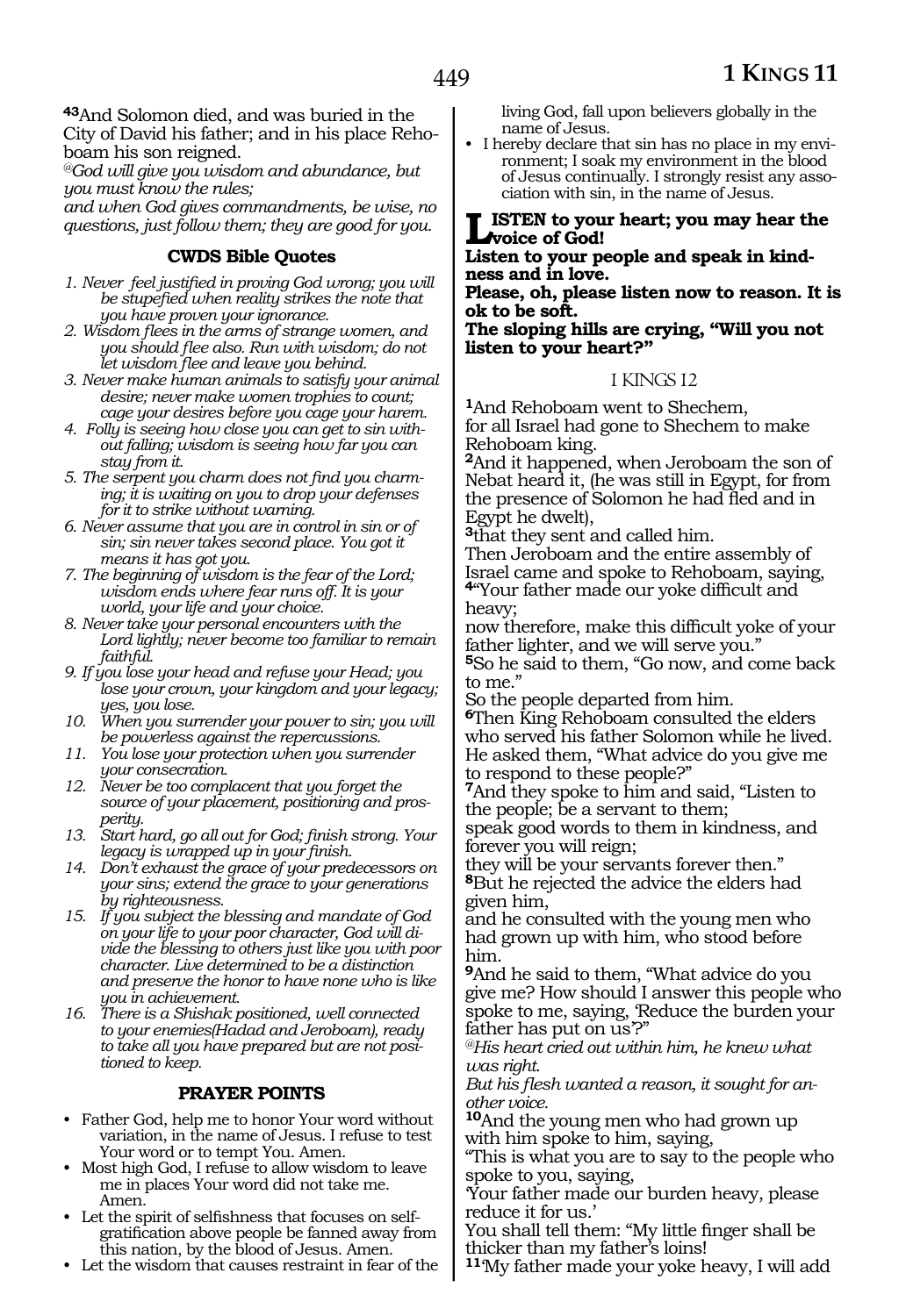**43**And Solomon died, and was buried in the City of David his father; and in his place Rehoboam his son reigned.

*@God will give you wisdom and abundance, but you must know the rules;*
*and when God gives commandments, be wise, no questions, just follow them; they are good for you.*

### CWDS Bible Quotes

1. *Never feel justified in proving God wrong; you will be stupefied when reality strikes the note that you have proven your ignorance.*
2. *Wisdom flees in the arms of strange women, and you should flee also. Run with wisdom; do not let wisdom flee and leave you behind.*
3. *Never make human animals to satisfy your animal desire; never make women trophies to count; cage your desires before you cage your harem.*
4. *Folly is seeing how close you can get to sin without falling; wisdom is seeing how far you can stay from it.*
5. *The serpent you charm does not find you charming; it is waiting on you to drop your defenses for it to strike without warning.*
6. *Never assume that you are in control in sin or of sin; sin never takes second place. You got it means it has got you.*
7. *The beginning of wisdom is the fear of the Lord; wisdom ends where fear runs off. It is your world, your life and your choice.*
8. *Never take your personal encounters with the Lord lightly; never become too familiar to remain faithful.*
9. *If you lose your head and refuse your Head; you lose your crown, your kingdom and your legacy; yes, you lose.*
10. *When you surrender your power to sin; you will be powerless against the repercussions.*
11. *You lose your protection when you surrender your consecration.*
12. *Never be too complacent that you forget the source of your placement, positioning and prosperity.*
13. *Start hard, go all out for God; finish strong. Your legacy is wrapped up in your finish.*
14. *Don't exhaust the grace of your predecessors on your sins; extend the grace to your generations by righteousness.*
15. *If you subject the blessing and mandate of God on your life to your poor character, God will divide the blessing to others just like you with poor character. Live determined to be a distinction and preserve the honor to have none who is like you in achievement.*
16. *There is a Shishak positioned, well connected to your enemies(Hadad and Jeroboam), ready to take all you have prepared but are not positioned to keep.*

### PRAYER POINTS

- Father God, help me to honor Your word without variation, in the name of Jesus. I refuse to test Your word or to tempt You. Amen.
- Most high God, I refuse to allow wisdom to leave me in places Your word did not take me. Amen.
- Let the spirit of selfishness that focuses on self-gratification above people be fanned away from this nation, by the blood of Jesus. Amen.
- Let the wisdom that causes restraint in fear of the living God, fall upon believers globally in the name of Jesus.
- I hereby declare that sin has no place in my environment; I soak my environment in the blood of Jesus continually. I strongly resist any association with sin, in the name of Jesus.

**LISTEN to your heart; you may hear the voice of God!**
**Listen to your people and speak in kindness and in love.**
**Please, oh, please listen now to reason. It is ok to be soft.**
**The sloping hills are crying, "Will you not listen to your heart?"**

## I KINGS 12

**1**And Rehoboam went to Shechem,
for all Israel had gone to Shechem to make Rehoboam king.
**2**And it happened, when Jeroboam the son of Nebat heard it, (he was still in Egypt, for from the presence of Solomon he had fled and in Egypt he dwelt),
**3**that they sent and called him.
Then Jeroboam and the entire assembly of Israel came and spoke to Rehoboam, saying,
**4**"Your father made our yoke difficult and heavy;
now therefore, make this difficult yoke of your father lighter, and we will serve you."
**5**So he said to them, "Go now, and come back to me."
So the people departed from him.
**6**Then King Rehoboam consulted the elders who served his father Solomon while he lived.
He asked them, "What advice do you give me to respond to these people?"
**7**And they spoke to him and said, "Listen to the people; be a servant to them;
speak good words to them in kindness, and forever you will reign;
they will be your servants forever then."
**8**But he rejected the advice the elders had given him,
and he consulted with the young men who had grown up with him, who stood before him.
**9**And he said to them, "What advice do you give me? How should I answer this people who spoke to me, saying, 'Reduce the burden your father has put on us'?"
*@His heart cried out within him, he knew what was right.*
*But his flesh wanted a reason, it sought for another voice.*
**10**And the young men who had grown up with him spoke to him, saying,
"This is what you are to say to the people who spoke to you, saying,
'Your father made our burden heavy, please reduce it for us.'
You shall tell them: "My little finger shall be thicker than my father's loins!
**11**'My father made your yoke heavy, I will add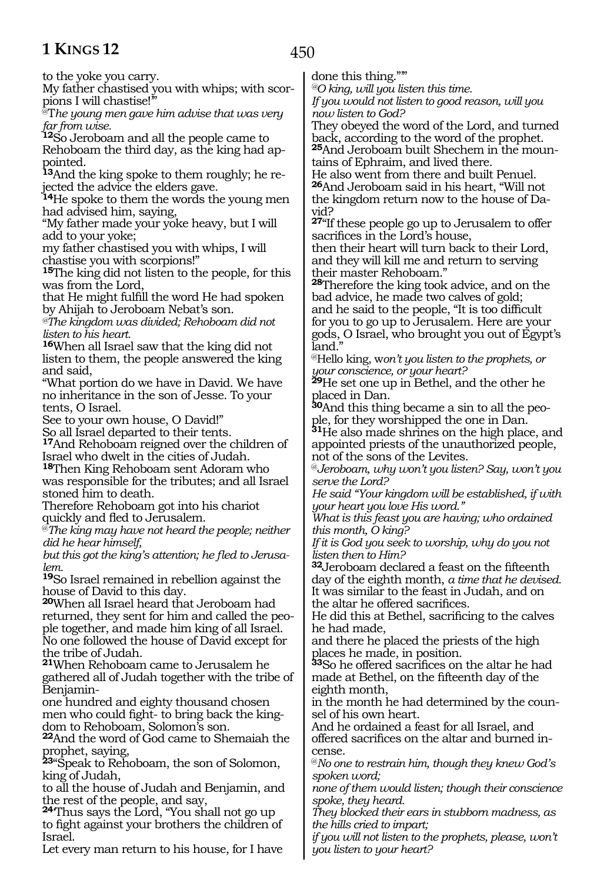to the yoke you carry.
My father chastised you with whips; with scorpions I will chastise!'"

*@The young men gave him advise that was very far from wise.*

**12**So Jeroboam and all the people came to Rehoboam the third day, as the king had appointed.
**13**And the king spoke to them roughly; he rejected the advice the elders gave.
**14**He spoke to them the words the young men had advised him, saying,
"My father made your yoke heavy, but I will add to your yoke;
my father chastised you with whips, I will chastise you with scorpions!"
**15**The king did not listen to the people, for this was from the Lord,
that He might fulfill the word He had spoken by Ahijah to Jeroboam Nebat's son.

*@The kingdom was divided; Rehoboam did not listen to his heart.*

**16**When all Israel saw that the king did not listen to them, the people answered the king and said,
"What portion do we have in David. We have no inheritance in the son of Jesse. To your tents, O Israel.
See to your own house, O David!"
So all Israel departed to their tents.
**17**And Rehoboam reigned over the children of Israel who dwelt in the cities of Judah.
**18**Then King Rehoboam sent Adoram who was responsible for the tributes; and all Israel stoned him to death.
Therefore Rehoboam got into his chariot quickly and fled to Jerusalem.

*@The king may have not heard the people; neither did he hear himself,*
*but this got the king's attention; he fled to Jerusalem.*

**19**So Israel remained in rebellion against the house of David to this day.
**20**When all Israel heard that Jeroboam had returned, they sent for him and called the people together, and made him king of all Israel.
No one followed the house of David except for the tribe of Judah.
**21**When Rehoboam came to Jerusalem he gathered all of Judah together with the tribe of Benjamin-
one hundred and eighty thousand chosen men who could fight- to bring back the kingdom to Rehoboam, Solomon's son.
**22**And the word of God came to Shemaiah the prophet, saying,
**23**"Speak to Rehoboam, the son of Solomon, king of Judah,
to all the house of Judah and Benjamin, and the rest of the people, and say,
**24**'Thus says the Lord, "You shall not go up to fight against your brothers the children of Israel.
Let every man return to his house, for I have done this thing."'"

*@O king, will you listen this time.*
*If you would not listen to good reason, will you now listen to God?*

They obeyed the word of the Lord, and turned back, according to the word of the prophet.
**25**And Jeroboam built Shechem in the mountains of Ephraim, and lived there.
He also went from there and built Penuel.
**26**And Jeroboam said in his heart, "Will not the kingdom return now to the house of David?
**27**"If these people go up to Jerusalem to offer sacrifices in the Lord's house,
then their heart will turn back to their Lord, and they will kill me and return to serving their master Rehoboam."
**28**Therefore the king took advice, and on the bad advice, he made two calves of gold;
and he said to the people, "It is too difficult for you to go up to Jerusalem. Here are your gods, O Israel, who brought you out of Egypt's land."

*@Hello king, won't you listen to the prophets, or your conscience, or your heart?*

**29**He set one up in Bethel, and the other he placed in Dan.
**30**And this thing became a sin to all the people, for they worshipped the one in Dan.
**31**He also made shrines on the high place, and appointed priests of the unauthorized people, not of the sons of the Levites.

*@Jeroboam, why won't you listen? Say, won't you serve the Lord?*
*He said "Your kingdom will be established, if with your heart you love His word."*
*What is this feast you are having; who ordained this month, O king?*
*If it is God you seek to worship, why do you not listen then to Him?*

**32**Jeroboam declared a feast on the fifteenth day of the eighth month, *a time that he devised.*
It was similar to the feast in Judah, and on the altar he offered sacrifices.
He did this at Bethel, sacrificing to the calves he had made,
and there he placed the priests of the high places he made, in position.
**33**So he offered sacrifices on the altar he had made at Bethel, on the fifteenth day of the eighth month,
in the month he had determined by the counsel of his own heart.
And he ordained a feast for all Israel, and offered sacrifices on the altar and burned incense.

*@No one to restrain him, though they knew God's spoken word;*
*none of them would listen; though their conscience spoke, they heard.*
*They blocked their ears in stubborn madness, as the hills cried to impart;*
*if you will not listen to the prophets, please, won't you listen to your heart?*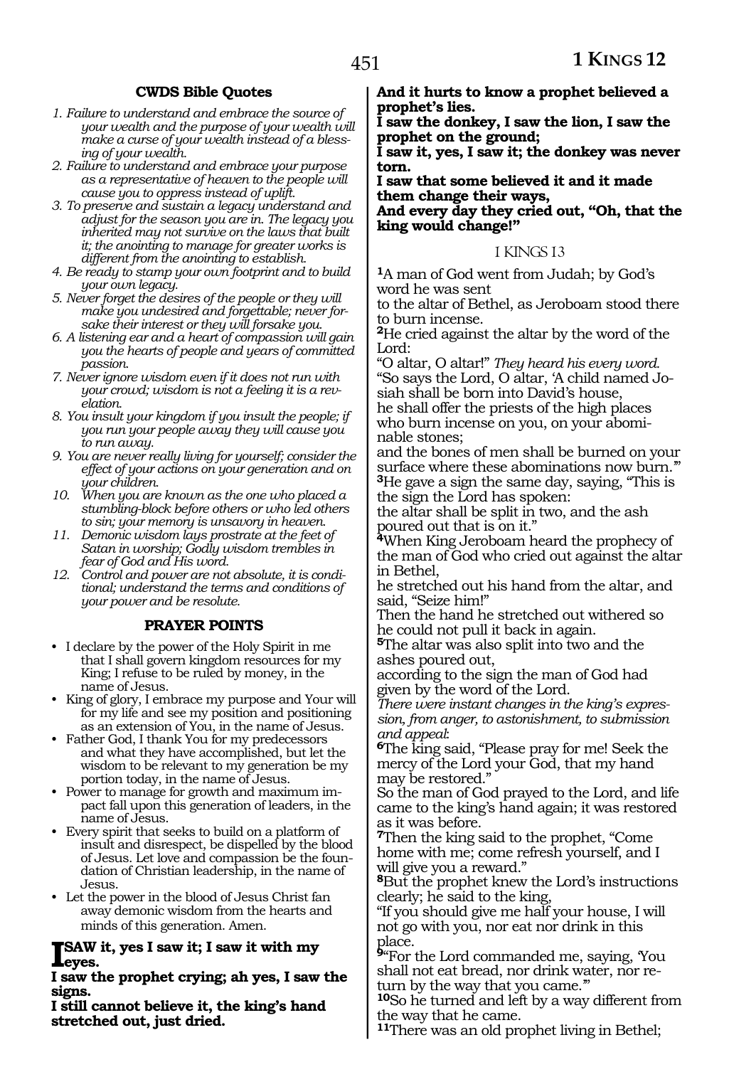**CWDS Bible Quotes**

1. *Failure to understand and embrace the source of your wealth and the purpose of your wealth will make a curse of your wealth instead of a blessing of your wealth.*
2. *Failure to understand and embrace your purpose as a representative of heaven to the people will cause you to oppress instead of uplift.*
3. *To preserve and sustain a legacy understand and adjust for the season you are in. The legacy you inherited may not survive on the laws that built it; the anointing to manage for greater works is different from the anointing to establish.*
4. *Be ready to stamp your own footprint and to build your own legacy.*
5. *Never forget the desires of the people or they will make you undesired and forgettable; never forsake their interest or they will forsake you.*
6. *A listening ear and a heart of compassion will gain you the hearts of people and years of committed passion.*
7. *Never ignore wisdom even if it does not run with your crowd; wisdom is not a feeling it is a revelation.*
8. *You insult your kingdom if you insult the people; if you run your people away they will cause you to run away.*
9. *You are never really living for yourself; consider the effect of your actions on your generation and on your children.*
10. *When you are known as the one who placed a stumbling-block before others or who led others to sin; your memory is unsavory in heaven.*
11. *Demonic wisdom lays prostrate at the feet of Satan in worship; Godly wisdom trembles in fear of God and His word.*
12. *Control and power are not absolute, it is conditional; understand the terms and conditions of your power and be resolute.*

**PRAYER POINTS**

- I declare by the power of the Holy Spirit in me that I shall govern kingdom resources for my King; I refuse to be ruled by money, in the name of Jesus.
- King of glory, I embrace my purpose and Your will for my life and see my position and positioning as an extension of You, in the name of Jesus.
- Father God, I thank You for my predecessors and what they have accomplished, but let the wisdom to be relevant to my generation be my portion today, in the name of Jesus.
- Power to manage for growth and maximum impact fall upon this generation of leaders, in the name of Jesus.
- Every spirit that seeks to build on a platform of insult and disrespect, be dispelled by the blood of Jesus. Let love and compassion be the foundation of Christian leadership, in the name of Jesus.
- Let the power in the blood of Jesus Christ fan away demonic wisdom from the hearts and minds of this generation. Amen.

**I SAW it, yes I saw it; I saw it with my eyes.**
**I saw the prophet crying; ah yes, I saw the signs.**
**I still cannot believe it, the king's hand stretched out, just dried.**
**And it hurts to know a prophet believed a prophet's lies.**
**I saw the donkey, I saw the lion, I saw the prophet on the ground;**
**I saw it, yes, I saw it; the donkey was never torn.**
**I saw that some believed it and it made them change their ways,**
**And every day they cried out, "Oh, that the king would change!"**

I KINGS 13

[1]A man of God went from Judah; by God's word he was sent
to the altar of Bethel, as Jeroboam stood there to burn incense.
[2]He cried against the altar by the word of the Lord:
"O altar, O altar!" *They heard his every word.*
"So says the Lord, O altar, 'A child named Josiah shall be born into David's house,
he shall offer the priests of the high places who burn incense on you, on your abominable stones;
and the bones of men shall be burned on your surface where these abominations now burn.'"
[3]He gave a sign the same day, saying, "This is the sign the Lord has spoken:
the altar shall be split in two, and the ash poured out that is on it."
[4]When King Jeroboam heard the prophecy of the man of God who cried out against the altar in Bethel,
he stretched out his hand from the altar, and said, "Seize him!"
Then the hand he stretched out withered so he could not pull it back in again.
[5]The altar was also split into two and the ashes poured out,
according to the sign the man of God had given by the word of the Lord.
*There were instant changes in the king's expression, from anger, to astonishment, to submission and appeal:*
[6]The king said, "Please pray for me! Seek the mercy of the Lord your God, that my hand may be restored."
So the man of God prayed to the Lord, and life came to the king's hand again; it was restored as it was before.
[7]Then the king said to the prophet, "Come home with me; come refresh yourself, and I will give you a reward."
[8]But the prophet knew the Lord's instructions clearly; he said to the king,
"If you should give me half your house, I will not go with you, nor eat nor drink in this place.
[9]"For the Lord commanded me, saying, 'You shall not eat bread, nor drink water, nor return by the way that you came.'"
[10]So he turned and left by a way different from the way that he came.
[11]There was an old prophet living in Bethel;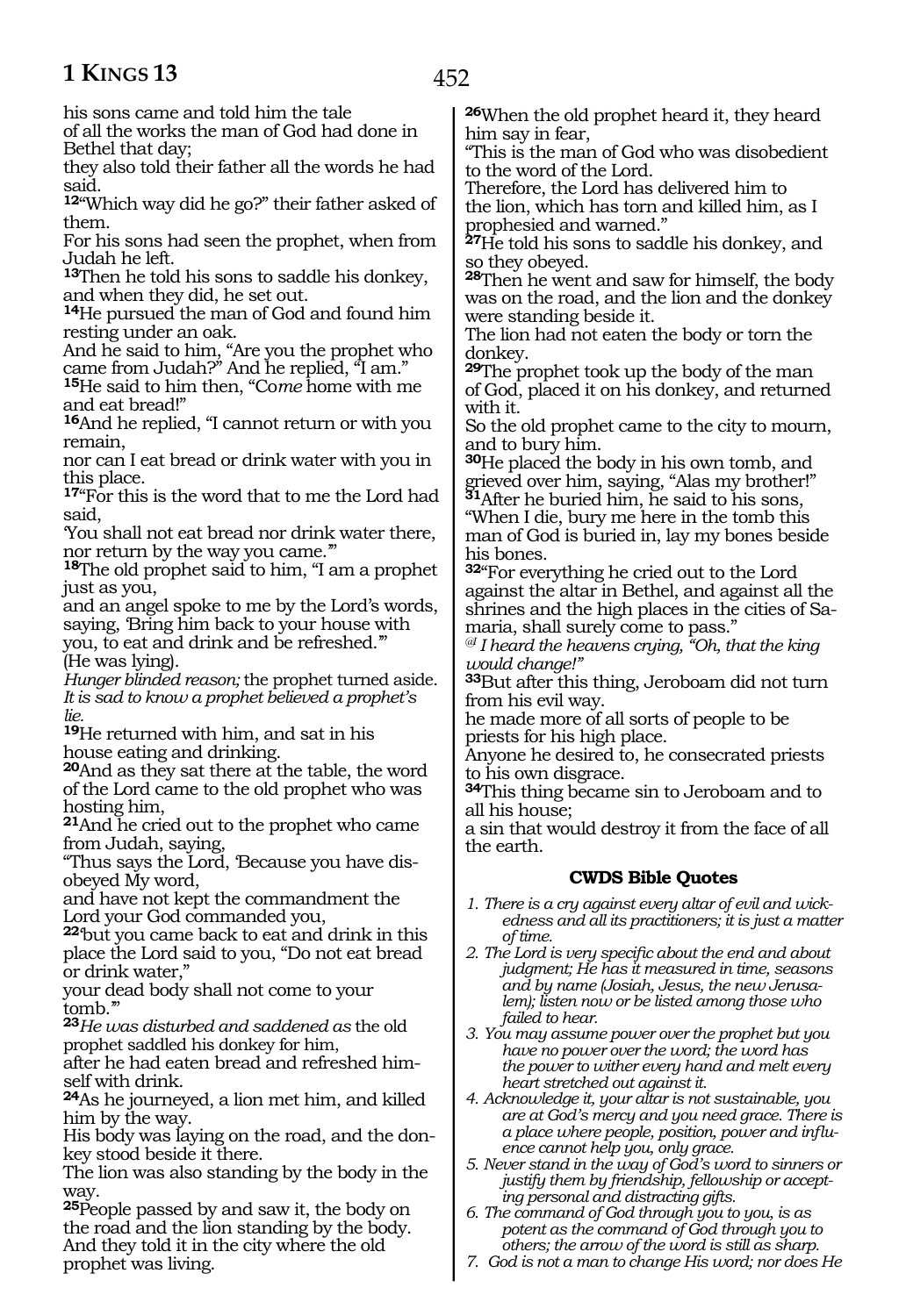his sons came and told him the tale
of all the works the man of God had done in Bethel that day;
they also told their father all the words he had said.
**12**"Which way did he go?" their father asked of them.
For his sons had seen the prophet, when from Judah he left.
**13**Then he told his sons to saddle his donkey, and when they did, he set out.
**14**He pursued the man of God and found him resting under an oak.
And he said to him, "Are you the prophet who came from Judah?" And he replied, "I am."
**15**He said to him then, "Co*me* home with me and eat bread!"
**16**And he replied, "I cannot return or with you remain,
nor can I eat bread or drink water with you in this place.
**17**"For this is the word that to me the Lord had said,
'You shall not eat bread nor drink water there, nor return by the way you came.'"
**18**The old prophet said to him, "I am a prophet just as you,
and an angel spoke to me by the Lord's words, saying, 'Bring him back to your house with you, to eat and drink and be refreshed.'"
(He was lying).
*Hunger blinded reason;* the prophet turned aside.
*It is sad to know a prophet believed a prophet's lie.*
**19**He returned with him, and sat in his house eating and drinking.
**20**And as they sat there at the table, the word of the Lord came to the old prophet who was hosting him,
**21**And he cried out to the prophet who came from Judah, saying,
"Thus says the Lord, 'Because you have disobeyed My word,
and have not kept the commandment the Lord your God commanded you,
**22**'but you came back to eat and drink in this place the Lord said to you, "Do not eat bread or drink water,"
your dead body shall not come to your tomb.'"
**23***He was disturbed and saddened as* the old prophet saddled his donkey for him,
after he had eaten bread and refreshed himself with drink.
**24**As he journeyed, a lion met him, and killed him by the way.
His body was laying on the road, and the donkey stood beside it there.
The lion was also standing by the body in the way.
**25**People passed by and saw it, the body on the road and the lion standing by the body.
And they told it in the city where the old prophet was living.
**26**When the old prophet heard it, they heard him say in fear,
"This is the man of God who was disobedient to the word of the Lord.
Therefore, the Lord has delivered him to the lion, which has torn and killed him, as I prophesied and warned."
**27**He told his sons to saddle his donkey, and so they obeyed.
**28**Then he went and saw for himself, the body was on the road, and the lion and the donkey were standing beside it.
The lion had not eaten the body or torn the donkey.
**29**The prophet took up the body of the man of God, placed it on his donkey, and returned with it.
So the old prophet came to the city to mourn, and to bury him.
**30**He placed the body in his own tomb, and grieved over him, saying, "Alas my brother!"
**31**After he buried him, he said to his sons, "When I die, bury me here in the tomb this man of God is buried in, lay my bones beside his bones.
**32**"For everything he cried out to the Lord against the altar in Bethel, and against all the shrines and the high places in the cities of Samaria, shall surely come to pass."
*@I heard the heavens crying, "Oh, that the king would change!"*
**33**But after this thing, Jeroboam did not turn from his evil way.
he made more of all sorts of people to be priests for his high place.
Anyone he desired to, he consecrated priests to his own disgrace.
**34**This thing became sin to Jeroboam and to all his house;
a sin that would destroy it from the face of all the earth.

### CWDS Bible Quotes

1. *There is a cry against every altar of evil and wickedness and all its practitioners; it is just a matter of time.*
2. *The Lord is very specific about the end and about judgment; He has it measured in time, seasons and by name (Josiah, Jesus, the new Jerusalem); listen now or be listed among those who failed to hear.*
3. *You may assume power over the prophet but you have no power over the word; the word has the power to wither every hand and melt every heart stretched out against it.*
4. *Acknowledge it, your altar is not sustainable, you are at God's mercy and you need grace. There is a place where people, position, power and influence cannot help you, only grace.*
5. *Never stand in the way of God's word to sinners or justify them by friendship, fellowship or accepting personal and distracting gifts.*
6. *The command of God through you to you, is as potent as the command of God through you to others; the arrow of the word is still as sharp.*
7. *God is not a man to change His word; nor does He*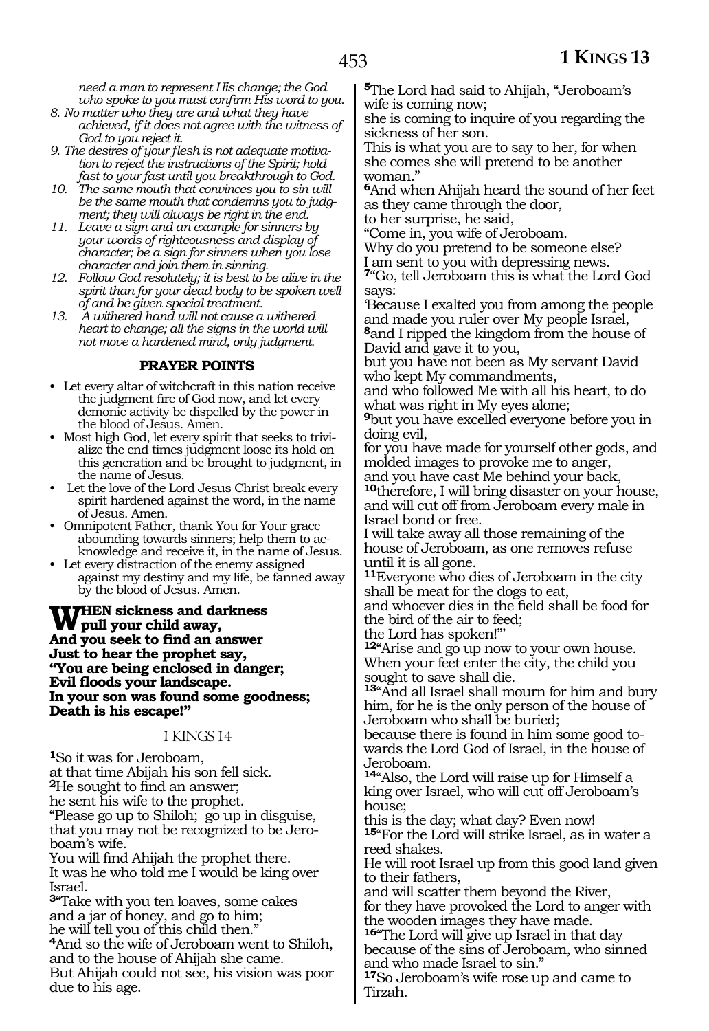*need a man to represent His change; the God who spoke to you must confirm His word to you.*

8. *No matter who they are and what they have achieved, if it does not agree with the witness of God to you reject it.*
9. *The desires of your flesh is not adequate motivation to reject the instructions of the Spirit; hold fast to your fast until you breakthrough to God.*
10. *The same mouth that convinces you to sin will be the same mouth that condemns you to judgment; they will always be right in the end.*
11. *Leave a sign and an example for sinners by your words of righteousness and display of character; be a sign for sinners when you lose character and join them in sinning.*
12. *Follow God resolutely; it is best to be alive in the spirit than for your dead body to be spoken well of and be given special treatment.*
13. *A withered hand will not cause a withered heart to change; all the signs in the world will not move a hardened mind, only judgment.*

### PRAYER POINTS

- Let every altar of witchcraft in this nation receive the judgment fire of God now, and let every demonic activity be dispelled by the power in the blood of Jesus. Amen.
- Most high God, let every spirit that seeks to trivialize the end times judgment loose its hold on this generation and be brought to judgment, in the name of Jesus.
- Let the love of the Lord Jesus Christ break every spirit hardened against the word, in the name of Jesus. Amen.
- Omnipotent Father, thank You for Your grace abounding towards sinners; help them to acknowledge and receive it, in the name of Jesus.
- Let every distraction of the enemy assigned against my destiny and my life, be fanned away by the blood of Jesus. Amen.

**WHEN sickness and darkness pull your child away,**
**And you seek to find an answer**
**Just to hear the prophet say,**
**"You are being enclosed in danger;**
**Evil floods your landscape.**
**In your son was found some goodness;**
**Death is his escape!"**

### I KINGS 14

**1**So it was for Jeroboam,
at that time Abijah his son fell sick.
**2**He sought to find an answer;
he sent his wife to the prophet.
"Please go up to Shiloh; go up in disguise, that you may not be recognized to be Jeroboam's wife.
You will find Ahijah the prophet there.
It was he who told me I would be king over Israel.
**3**"Take with you ten loaves, some cakes and a jar of honey, and go to him;
he will tell you of this child then."
**4**And so the wife of Jeroboam went to Shiloh,
and to the house of Ahijah she came.
But Ahijah could not see, his vision was poor due to his age.

**5**The Lord had said to Ahijah, "Jeroboam's wife is coming now;
she is coming to inquire of you regarding the sickness of her son.
This is what you are to say to her, for when she comes she will pretend to be another woman."
**6**And when Ahijah heard the sound of her feet as they came through the door,
to her surprise, he said,
"Come in, you wife of Jeroboam.
Why do you pretend to be someone else?
I am sent to you with depressing news.
**7**"Go, tell Jeroboam this is what the Lord God says:
'Because I exalted you from among the people and made you ruler over My people Israel,
**8**and I ripped the kingdom from the house of David and gave it to you,
but you have not been as My servant David who kept My commandments,
and who followed Me with all his heart, to do what was right in My eyes alone;
**9**but you have excelled everyone before you in doing evil,
for you have made for yourself other gods, and molded images to provoke me to anger,
and you have cast Me behind your back,
**10**therefore, I will bring disaster on your house,
and will cut off from Jeroboam every male in Israel bond or free.
I will take away all those remaining of the house of Jeroboam, as one removes refuse until it is all gone.
**11**Everyone who dies of Jeroboam in the city shall be meat for the dogs to eat,
and whoever dies in the field shall be food for the bird of the air to feed;
the Lord has spoken!'"
**12**"Arise and go up now to your own house.
When your feet enter the city, the child you sought to save shall die.
**13**"And all Israel shall mourn for him and bury him, for he is the only person of the house of Jeroboam who shall be buried;
because there is found in him some good towards the Lord God of Israel, in the house of Jeroboam.
**14**"Also, the Lord will raise up for Himself a king over Israel, who will cut off Jeroboam's house;
this is the day; what day? Even now!
**15**"For the Lord will strike Israel, as in water a reed shakes.
He will root Israel up from this good land given to their fathers,
and will scatter them beyond the River,
for they have provoked the Lord to anger with the wooden images they have made.
**16**"The Lord will give up Israel in that day because of the sins of Jeroboam, who sinned and who made Israel to sin."
**17**So Jeroboam's wife rose up and came to Tirzah.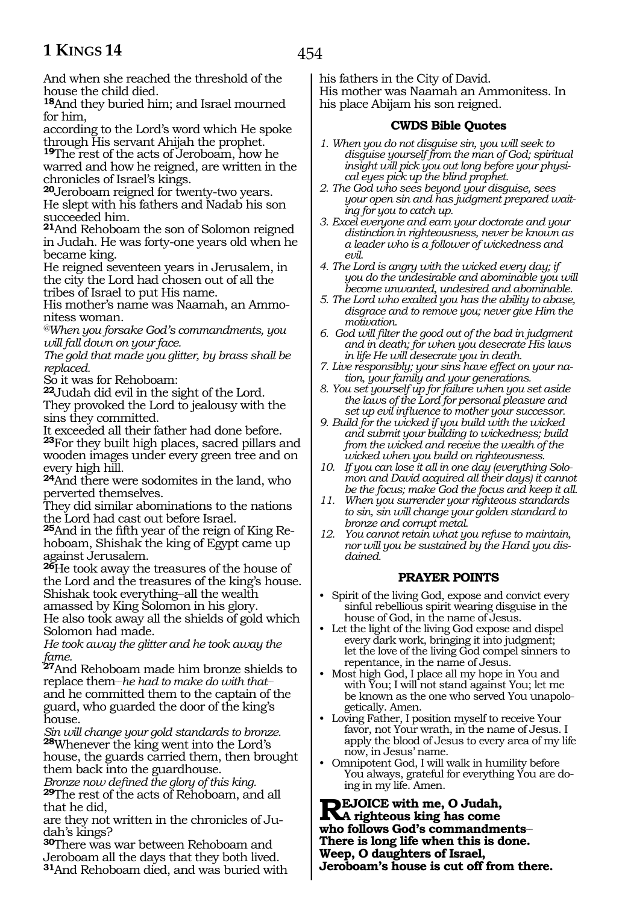And when she reached the threshold of the house the child died.

**18**And they buried him; and Israel mourned for him,
according to the Lord's word which He spoke through His servant Ahijah the prophet.

**19**The rest of the acts of Jeroboam, how he warred and how he reigned, are written in the chronicles of Israel's kings.

**20**Jeroboam reigned for twenty-two years.
He slept with his fathers and Nadab his son succeeded him.

**21**And Rehoboam the son of Solomon reigned in Judah. He was forty-one years old when he became king.
He reigned seventeen years in Jerusalem, in the city the Lord had chosen out of all the tribes of Israel to put His name.
His mother's name was Naamah, an Ammonitess woman.

*@When you forsake God's commandments, you will fall down on your face.*
*The gold that made you glitter, by brass shall be replaced.*

So it was for Rehoboam:

**22**Judah did evil in the sight of the Lord.
They provoked the Lord to jealousy with the sins they committed.
It exceeded all their father had done before.

**23**For they built high places, sacred pillars and wooden images under every green tree and on every high hill.

**24**And there were sodomites in the land, who perverted themselves.
They did similar abominations to the nations the Lord had cast out before Israel.

**25**And in the fifth year of the reign of King Rehoboam, Shishak the king of Egypt came up against Jerusalem.

**26**He took away the treasures of the house of the Lord and the treasures of the king's house.
Shishak took everything–all the wealth amassed by King Solomon in his glory.
He also took away all the shields of gold which Solomon had made.
*He took away the glitter and he took away the fame.*

**27**And Rehoboam made him bronze shields to replace them–*he had to make do with that*–
and he committed them to the captain of the guard, who guarded the door of the king's house.
*Sin will change your gold standards to bronze.*

**28**Whenever the king went into the Lord's house, the guards carried them, then brought them back into the guardhouse.
*Bronze now defined the glory of this king.*

**29**The rest of the acts of Rehoboam, and all that he did,
are they not written in the chronicles of Judah's kings?

**30**There was war between Rehoboam and Jeroboam all the days that they both lived.

**31**And Rehoboam died, and was buried with his fathers in the City of David.
His mother was Naamah an Ammonitess. In his place Abijam his son reigned.

### CWDS Bible Quotes

1. *When you do not disguise sin, you will seek to disguise yourself from the man of God; spiritual insight will pick you out long before your physical eyes pick up the blind prophet.*
2. *The God who sees beyond your disguise, sees your open sin and has judgment prepared waiting for you to catch up.*
3. *Excel everyone and earn your doctorate and your distinction in righteousness, never be known as a leader who is a follower of wickedness and evil.*
4. *The Lord is angry with the wicked every day; if you do the undesirable and abominable you will become unwanted, undesired and abominable.*
5. *The Lord who exalted you has the ability to abase, disgrace and to remove you; never give Him the motivation.*
6. *God will filter the good out of the bad in judgment and in death; for when you desecrate His laws in life He will desecrate you in death.*
7. *Live responsibly; your sins have effect on your nation, your family and your generations.*
8. *You set yourself up for failure when you set aside the laws of the Lord for personal pleasure and set up evil influence to mother your successor.*
9. *Build for the wicked if you build with the wicked and submit your building to wickedness; build from the wicked and receive the wealth of the wicked when you build on righteousness.*
10. *If you can lose it all in one day (everything Solomon and David acquired all their days) it cannot be the focus; make God the focus and keep it all.*
11. *When you surrender your righteous standards to sin, sin will change your golden standard to bronze and corrupt metal.*
12. *You cannot retain what you refuse to maintain, nor will you be sustained by the Hand you disdained.*

### PRAYER POINTS

- Spirit of the living God, expose and convict every sinful rebellious spirit wearing disguise in the house of God, in the name of Jesus.
- Let the light of the living God expose and dispel every dark work, bringing it into judgment; let the love of the living God compel sinners to repentance, in the name of Jesus.
- Most high God, I place all my hope in You and with You; I will not stand against You; let me be known as the one who served You unapologetically. Amen.
- Loving Father, I position myself to receive Your favor, not Your wrath, in the name of Jesus. I apply the blood of Jesus to every area of my life now, in Jesus' name.
- Omnipotent God, I will walk in humility before You always, grateful for everything You are doing in my life. Amen.

**REJOICE with me, O Judah,**
**A righteous king has come**
**who follows God's commandments–**
**There is long life when this is done.**
**Weep, O daughters of Israel,**
**Jeroboam's house is cut off from there.**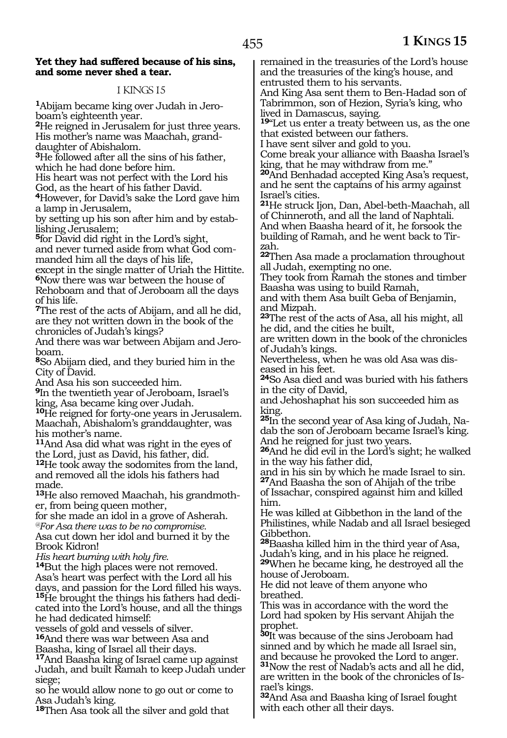**Yet they had suffered because of his sins, and some never shed a tear.**

## I KINGS 15

**1**Abijam became king over Judah in Jeroboam's eighteenth year.
**2**He reigned in Jerusalem for just three years. His mother's name was Maachah, granddaughter of Abishalom.
**3**He followed after all the sins of his father, which he had done before him.
His heart was not perfect with the Lord his God, as the heart of his father David.
**4**However, for David's sake the Lord gave him a lamp in Jerusalem,
by setting up his son after him and by establishing Jerusalem;
**5**for David did right in the Lord's sight,
and never turned aside from what God commanded him all the days of his life,
except in the single matter of Uriah the Hittite.
**6**Now there was war between the house of Rehoboam and that of Jeroboam all the days of his life.
**7**The rest of the acts of Abijam, and all he did, are they not written down in the book of the chronicles of Judah's kings?
And there was war between Abijam and Jeroboam.
**8**So Abijam died, and they buried him in the City of David.
And Asa his son succeeded him.
**9**In the twentieth year of Jeroboam, Israel's king, Asa became king over Judah.
**10**He reigned for forty-one years in Jerusalem. Maachah, Abishalom's granddaughter, was his mother's name.
**11**And Asa did what was right in the eyes of the Lord, just as David, his father, did.
**12**He took away the sodomites from the land, and removed all the idols his fathers had made.
**13**He also removed Maachah, his grandmother, from being queen mother,
for she made an idol in a grove of Asherah.
*@For Asa there was to be no compromise.*
Asa cut down her idol and burned it by the Brook Kidron!
*His heart burning with holy fire.*
**14**But the high places were not removed.
Asa's heart was perfect with the Lord all his days, and passion for the Lord filled his ways.
**15**He brought the things his fathers had dedicated into the Lord's house, and all the things he had dedicated himself:
vessels of gold and vessels of silver.
**16**And there was war between Asa and Baasha, king of Israel all their days.
**17**And Baasha king of Israel came up against Judah, and built Ramah to keep Judah under siege;
so he would allow none to go out or come to Asa Judah's king.
**18**Then Asa took all the silver and gold that remained in the treasuries of the Lord's house and the treasuries of the king's house, and entrusted them to his servants.
And King Asa sent them to Ben-Hadad son of Tabrimmon, son of Hezion, Syria's king, who lived in Damascus, saying.
**19**"Let us enter a treaty between us, as the one that existed between our fathers.
I have sent silver and gold to you.
Come break your alliance with Baasha Israel's king, that he may withdraw from me."
**20**And Benhadad accepted King Asa's request, and he sent the captains of his army against Israel's cities.
**21**He struck Ijon, Dan, Abel-beth-Maachah, all of Chinneroth, and all the land of Naphtali.
And when Baasha heard of it, he forsook the building of Ramah, and he went back to Tirzah.
**22**Then Asa made a proclamation throughout all Judah, exempting no one.
They took from Ramah the stones and timber Baasha was using to build Ramah,
and with them Asa built Geba of Benjamin, and Mizpah.
**23**The rest of the acts of Asa, all his might, all he did, and the cities he built,
are written down in the book of the chronicles of Judah's kings.
Nevertheless, when he was old Asa was diseased in his feet.
**24**So Asa died and was buried with his fathers in the city of David,
and Jehoshaphat his son succeeded him as king.
**25**In the second year of Asa king of Judah, Nadab the son of Jeroboam became Israel's king.
And he reigned for just two years.
**26**And he did evil in the Lord's sight; he walked in the way his father did,
and in his sin by which he made Israel to sin.
**27**And Baasha the son of Ahijah of the tribe of Issachar, conspired against him and killed him.
He was killed at Gibbethon in the land of the Philistines, while Nadab and all Israel besieged Gibbethon.
**28**Baasha killed him in the third year of Asa, Judah's king, and in his place he reigned.
**29**When he became king, he destroyed all the house of Jeroboam.
He did not leave of them anyone who breathed.
This was in accordance with the word the Lord had spoken by His servant Ahijah the prophet.
**30**It was because of the sins Jeroboam had sinned and by which he made all Israel sin, and because he provoked the Lord to anger.
**31**Now the rest of Nadab's acts and all he did, are written in the book of the chronicles of Israel's kings.
**32**And Asa and Baasha king of Israel fought with each other all their days.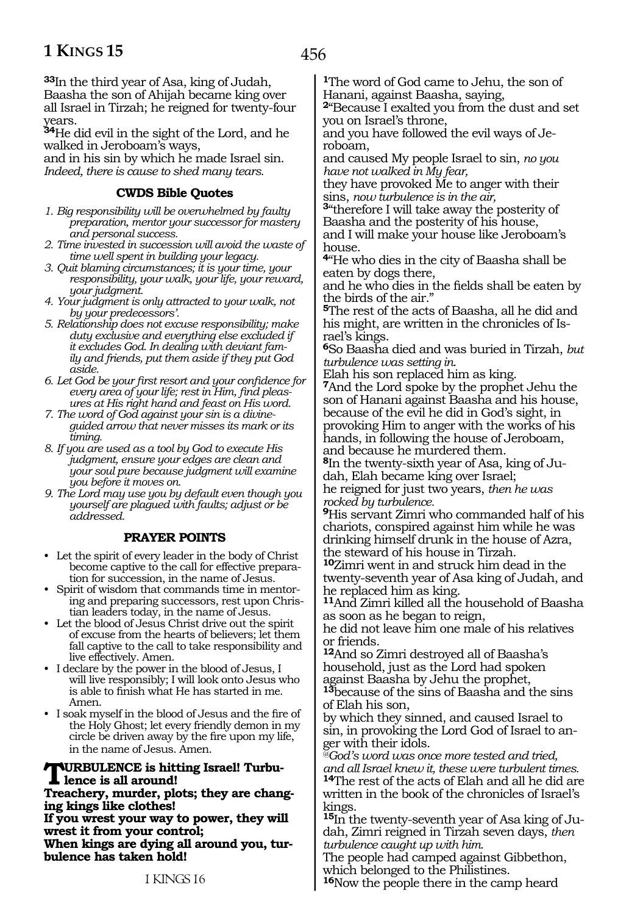**33**In the third year of Asa, king of Judah, Baasha the son of Ahijah became king over all Israel in Tirzah; he reigned for twenty-four years.
**34**He did evil in the sight of the Lord, and he walked in Jeroboam's ways,
and in his sin by which he made Israel sin.
*Indeed, there is cause to shed many tears.*

### CWDS Bible Quotes

1. *Big responsibility will be overwhelmed by faulty preparation, mentor your successor for mastery and personal success.*
2. *Time invested in succession will avoid the waste of time well spent in building your legacy.*
3. *Quit blaming circumstances; it is your time, your responsibility, your walk, your life, your reward, your judgment.*
4. *Your judgment is only attracted to your walk, not by your predecessors'.*
5. *Relationship does not excuse responsibility; make duty exclusive and everything else excluded if it excludes God. In dealing with deviant family and friends, put them aside if they put God aside.*
6. *Let God be your first resort and your confidence for every area of your life; rest in Him, find pleasures at His right hand and feast on His word.*
7. *The word of God against your sin is a divine-guided arrow that never misses its mark or its timing.*
8. *If you are used as a tool by God to execute His judgment, ensure your edges are clean and your soul pure because judgment will examine you before it moves on.*
9. *The Lord may use you by default even though you yourself are plagued with faults; adjust or be addressed.*

### PRAYER POINTS

- Let the spirit of every leader in the body of Christ become captive to the call for effective preparation for succession, in the name of Jesus.
- Spirit of wisdom that commands time in mentoring and preparing successors, rest upon Christian leaders today, in the name of Jesus.
- Let the blood of Jesus Christ drive out the spirit of excuse from the hearts of believers; let them fall captive to the call to take responsibility and live effectively. Amen.
- I declare by the power in the blood of Jesus, I will live responsibly; I will look onto Jesus who is able to finish what He has started in me. Amen.
- I soak myself in the blood of Jesus and the fire of the Holy Ghost; let every friendly demon in my circle be driven away by the fire upon my life, in the name of Jesus. Amen.

**TURBULENCE is hitting Israel! Turbulence is all around!**
**Treachery, murder, plots; they are changing kings like clothes!**
**If you wrest your way to power, they will wrest it from your control;**
**When kings are dying all around you, turbulence has taken hold!**

I KINGS 16

**1**The word of God came to Jehu, the son of Hanani, against Baasha, saying,
**2**"Because I exalted you from the dust and set you on Israel's throne,
and you have followed the evil ways of Jeroboam,
and caused My people Israel to sin, *no you have not walked in My fear,*
they have provoked Me to anger with their sins, *now turbulence is in the air,*
**3**"therefore I will take away the posterity of Baasha and the posterity of his house,
and I will make your house like Jeroboam's house.
**4**"He who dies in the city of Baasha shall be eaten by dogs there,
and he who dies in the fields shall be eaten by the birds of the air."
**5**The rest of the acts of Baasha, all he did and his might, are written in the chronicles of Israel's kings.
**6**So Baasha died and was buried in Tirzah, *but turbulence was setting in.*
Elah his son replaced him as king.
**7**And the Lord spoke by the prophet Jehu the son of Hanani against Baasha and his house, because of the evil he did in God's sight, in provoking Him to anger with the works of his hands, in following the house of Jeroboam, and because he murdered them.
**8**In the twenty-sixth year of Asa, king of Judah, Elah became king over Israel;
he reigned for just two years, *then he was rocked by turbulence.*
**9**His servant Zimri who commanded half of his chariots, conspired against him while he was drinking himself drunk in the house of Azra, the steward of his house in Tirzah.
**10**Zimri went in and struck him dead in the twenty-seventh year of Asa king of Judah, and he replaced him as king.
**11**And Zimri killed all the household of Baasha as soon as he began to reign,
he did not leave him one male of his relatives or friends.
**12**And so Zimri destroyed all of Baasha's household, just as the Lord had spoken against Baasha by Jehu the prophet,
**13**because of the sins of Baasha and the sins of Elah his son,
by which they sinned, and caused Israel to sin, in provoking the Lord God of Israel to anger with their idols.
*@God's word was once more tested and tried, and all Israel knew it, these were turbulent times.*
**14**The rest of the acts of Elah and all he did are written in the book of the chronicles of Israel's kings.
**15**In the twenty-seventh year of Asa king of Judah, Zimri reigned in Tirzah seven days, *then turbulence caught up with him.*
The people had camped against Gibbethon, which belonged to the Philistines.
**16**Now the people there in the camp heard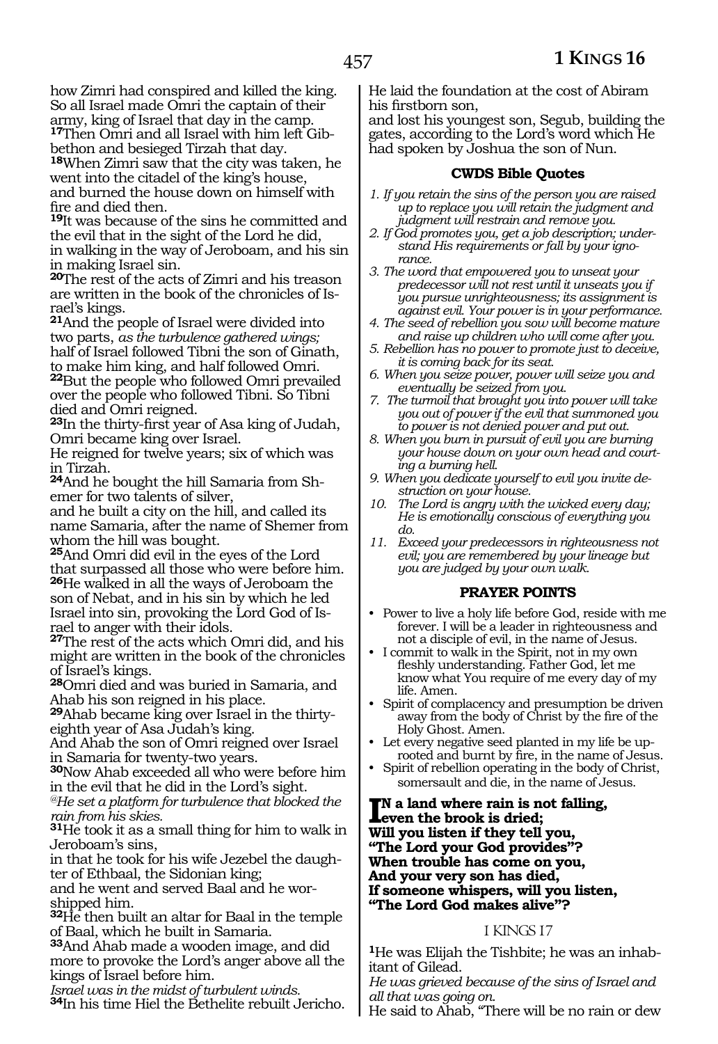how Zimri had conspired and killed the king. So all Israel made Omri the captain of their army, king of Israel that day in the camp.
**17**Then Omri and all Israel with him left Gibbethon and besieged Tirzah that day.
**18**When Zimri saw that the city was taken, he went into the citadel of the king's house, and burned the house down on himself with fire and died then.
**19**It was because of the sins he committed and the evil that in the sight of the Lord he did, in walking in the way of Jeroboam, and his sin in making Israel sin.
**20**The rest of the acts of Zimri and his treason are written in the book of the chronicles of Israel's kings.
**21**And the people of Israel were divided into two parts, *as the turbulence gathered wings;* half of Israel followed Tibni the son of Ginath, to make him king, and half followed Omri.
**22**But the people who followed Omri prevailed over the people who followed Tibni. So Tibni died and Omri reigned.
**23**In the thirty-first year of Asa king of Judah, Omri became king over Israel.
He reigned for twelve years; six of which was in Tirzah.
**24**And he bought the hill Samaria from Shemer for two talents of silver,
and he built a city on the hill, and called its name Samaria, after the name of Shemer from whom the hill was bought.
**25**And Omri did evil in the eyes of the Lord that surpassed all those who were before him.
**26**He walked in all the ways of Jeroboam the son of Nebat, and in his sin by which he led Israel into sin, provoking the Lord God of Israel to anger with their idols.
**27**The rest of the acts which Omri did, and his might are written in the book of the chronicles of Israel's kings.
**28**Omri died and was buried in Samaria, and Ahab his son reigned in his place.
**29**Ahab became king over Israel in the thirty-eighth year of Asa Judah's king.
And Ahab the son of Omri reigned over Israel in Samaria for twenty-two years.
**30**Now Ahab exceeded all who were before him in the evil that he did in the Lord's sight.
*@He set a platform for turbulence that blocked the rain from his skies.*
**31**He took it as a small thing for him to walk in Jeroboam's sins,
in that he took for his wife Jezebel the daughter of Ethbaal, the Sidonian king;
and he went and served Baal and he worshipped him.
**32**He then built an altar for Baal in the temple of Baal, which he built in Samaria.
**33**And Ahab made a wooden image, and did more to provoke the Lord's anger above all the kings of Israel before him.
*Israel was in the midst of turbulent winds.*
**34**In his time Hiel the Bethelite rebuilt Jericho.
He laid the foundation at the cost of Abiram his firstborn son,
and lost his youngest son, Segub, building the gates, according to the Lord's word which He had spoken by Joshua the son of Nun.

### CWDS Bible Quotes

1. *If you retain the sins of the person you are raised up to replace you will retain the judgment and judgment will restrain and remove you.*
2. *If God promotes you, get a job description; understand His requirements or fall by your ignorance.*
3. *The word that empowered you to unseat your predecessor will not rest until it unseats you if you pursue unrighteousness; its assignment is against evil. Your power is in your performance.*
4. *The seed of rebellion you sow will become mature and raise up children who will come after you.*
5. *Rebellion has no power to promote just to deceive, it is coming back for its seat.*
6. *When you seize power, power will seize you and eventually be seized from you.*
7. *The turmoil that brought you into power will take you out of power if the evil that summoned you to power is not denied power and put out.*
8. *When you burn in pursuit of evil you are burning your house down on your own head and courting a burning hell.*
9. *When you dedicate yourself to evil you invite destruction on your house.*
10. *The Lord is angry with the wicked every day; He is emotionally conscious of everything you do.*
11. *Exceed your predecessors in righteousness not evil; you are remembered by your lineage but you are judged by your own walk.*

### PRAYER POINTS

- Power to live a holy life before God, reside with me forever. I will be a leader in righteousness and not a disciple of evil, in the name of Jesus.
- I commit to walk in the Spirit, not in my own fleshly understanding. Father God, let me know what You require of me every day of my life. Amen.
- Spirit of complacency and presumption be driven away from the body of Christ by the fire of the Holy Ghost. Amen.
- Let every negative seed planted in my life be uprooted and burnt by fire, in the name of Jesus.
- Spirit of rebellion operating in the body of Christ, somersault and die, in the name of Jesus.

**IN a land where rain is not falling,**
**even the brook is dried;**
**Will you listen if they tell you,**
**"The Lord your God provides"?**
**When trouble has come on you,**
**And your very son has died,**
**If someone whispers, will you listen,**
**"The Lord God makes alive"?**

## I KINGS 17

**1**He was Elijah the Tishbite; he was an inhabitant of Gilead.
*He was grieved because of the sins of Israel and all that was going on.*
He said to Ahab, "There will be no rain or dew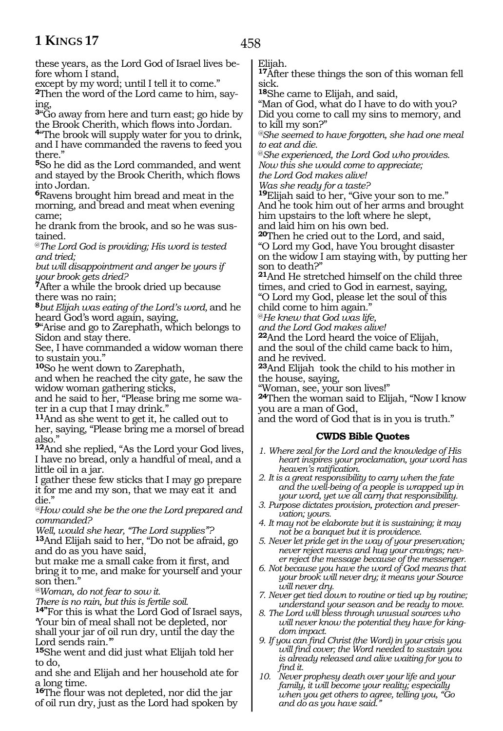these years, as the Lord God of Israel lives before whom I stand,
except by my word; until I tell it to come."

**2**Then the word of the Lord came to him, saying,

**3**"Go away from here and turn east; go hide by the Brook Cherith, which flows into Jordan.

**4**"The brook will supply water for you to drink, and I have commanded the ravens to feed you there."

**5**So he did as the Lord commanded, and went and stayed by the Brook Cherith, which flows into Jordan.

**6**Ravens brought him bread and meat in the morning, and bread and meat when evening came;
he drank from the brook, and so he was sustained.

*@The Lord God is providing; His word is tested and tried;*
*but will disappointment and anger be yours if your brook gets dried?*

**7**After a while the brook dried up because there was no rain;

**8***but Elijah was eating of the Lord's word,* and he heard God's word again, saying,

**9**"Arise and go to Zarephath, which belongs to Sidon and stay there.
See, I have commanded a widow woman there to sustain you."

**10**So he went down to Zarephath,
and when he reached the city gate, he saw the widow woman gathering sticks,
and he said to her, "Please bring me some water in a cup that I may drink."

**11**And as she went to get it, he called out to her, saying, "Please bring me a morsel of bread also."

**12**And she replied, "As the Lord your God lives, I have no bread, only a handful of meal, and a little oil in a jar.
I gather these few sticks that I may go prepare it for me and my son, that we may eat it and die."

*@How could she be the one the Lord prepared and commanded?*
*Well, would she hear, "The Lord supplies"?*

**13**And Elijah said to her, "Do not be afraid, go and do as you have said,
but make me a small cake from it first, and bring it to me, and make for yourself and your son then."

*@Woman, do not fear to sow it.*
*There is no rain, but this is fertile soil.*

**14**"For this is what the Lord God of Israel says, 'Your bin of meal shall not be depleted, nor shall your jar of oil run dry, until the day the Lord sends rain.'"

**15**She went and did just what Elijah told her to do,
and she and Elijah and her household ate for a long time.

**16**The flour was not depleted, nor did the jar of oil run dry, just as the Lord had spoken by Elijah.

**17**After these things the son of this woman fell sick.

**18**She came to Elijah, and said,
"Man of God, what do I have to do with you? Did you come to call my sins to memory, and to kill my son?"

*@She seemed to have forgotten, she had one meal to eat and die.*

*@She experienced, the Lord God who provides.*
*Now this she would come to appreciate;*
*the Lord God makes alive!*
*Was she ready for a taste?*

**19**Elijah said to her, "Give your son to me."
And he took him out of her arms and brought him upstairs to the loft where he slept,
and laid him on his own bed.

**20**Then he cried out to the Lord, and said,
"O Lord my God, have You brought disaster on the widow I am staying with, by putting her son to death?"

**21**And He stretched himself on the child three times, and cried to God in earnest, saying,
"O Lord my God, please let the soul of this child come to him again."

*@He knew that God was life,*
*and the Lord God makes alive!*

**22**And the Lord heard the voice of Elijah,
and the soul of the child came back to him,
and he revived.

**23**And Elijah took the child to his mother in the house, saying,
"Woman, see, your son lives!"

**24**Then the woman said to Elijah, "Now I know you are a man of God,
and the word of God that is in you is truth."

### CWDS Bible Quotes

1. *Where zeal for the Lord and the knowledge of His heart inspires your proclamation, your word has heaven's ratification.*
2. *It is a great responsibility to carry when the fate and the well-being of a people is wrapped up in your word, yet we all carry that responsibility.*
3. *Purpose dictates provision, protection and preservation; yours.*
4. *It may not be elaborate but it is sustaining; it may not be a banquet but it is providence.*
5. *Never let pride get in the way of your preservation; never reject ravens and hug your cravings; never reject the message because of the messenger.*
6. *Not because you have the word of God means that your brook will never dry; it means your Source will never dry.*
7. *Never get tied down to routine or tied up by routine; understand your season and be ready to move.*
8. *The Lord will bless through unusual sources who will never know the potential they have for kingdom impact.*
9. *If you can find Christ (the Word) in your crisis you will find cover; the Word needed to sustain you is already released and alive waiting for you to find it.*
10. *Never prophesy death over your life and your family, it will become your reality; especially when you get others to agree, telling you, "Go and do as you have said."*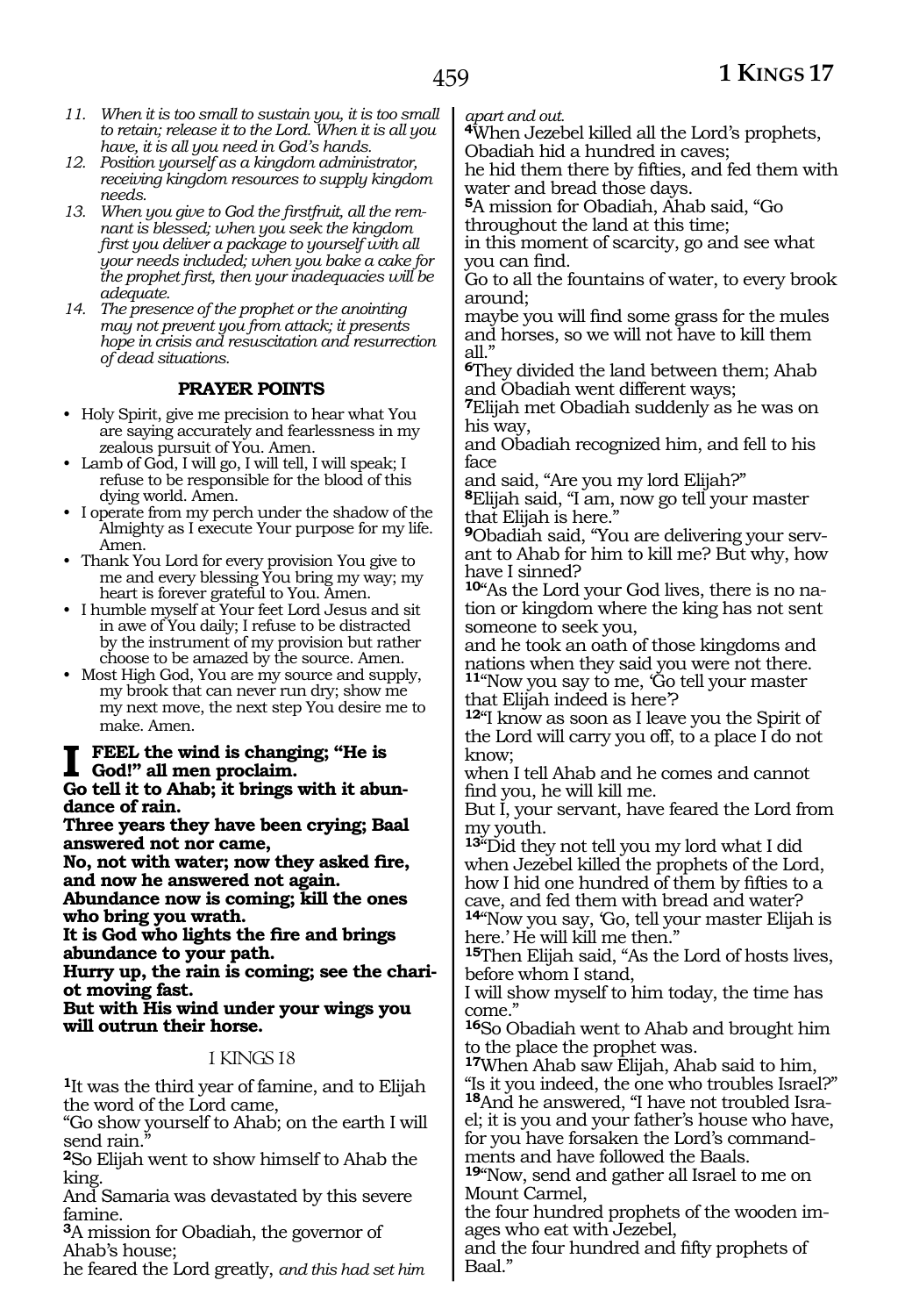11. *When it is too small to sustain you, it is too small to retain; release it to the Lord. When it is all you have, it is all you need in God's hands.*
12. *Position yourself as a kingdom administrator, receiving kingdom resources to supply kingdom needs.*
13. *When you give to God the firstfruit, all the remnant is blessed; when you seek the kingdom first you deliver a package to yourself with all your needs included; when you bake a cake for the prophet first, then your inadequacies will be adequate.*
14. *The presence of the prophet or the anointing may not prevent you from attack; it presents hope in crisis and resuscitation and resurrection of dead situations.*

### PRAYER POINTS

- Holy Spirit, give me precision to hear what You are saying accurately and fearlessness in my zealous pursuit of You. Amen.
- Lamb of God, I will go, I will tell, I will speak; I refuse to be responsible for the blood of this dying world. Amen.
- I operate from my perch under the shadow of the Almighty as I execute Your purpose for my life. Amen.
- Thank You Lord for every provision You give to me and every blessing You bring my way; my heart is forever grateful to You. Amen.
- I humble myself at Your feet Lord Jesus and sit in awe of You daily; I refuse to be distracted by the instrument of my provision but rather choose to be amazed by the source. Amen.
- Most High God, You are my source and supply, my brook that can never run dry; show me my next move, the next step You desire me to make. Amen.

**I FEEL the wind is changing; "He is God!" all men proclaim.**
**Go tell it to Ahab; it brings with it abundance of rain.**
**Three years they have been crying; Baal answered not nor came,**
**No, not with water; now they asked fire, and now he answered not again.**
**Abundance now is coming; kill the ones who bring you wrath.**
**It is God who lights the fire and brings abundance to your path.**
**Hurry up, the rain is coming; see the chariot moving fast.**
**But with His wind under your wings you will outrun their horse.**

### I KINGS 18

[1]It was the third year of famine, and to Elijah the word of the Lord came,
"Go show yourself to Ahab; on the earth I will send rain."
[2]So Elijah went to show himself to Ahab the king.
And Samaria was devastated by this severe famine.
[3]A mission for Obadiah, the governor of Ahab's house;
he feared the Lord greatly, *and this had set him apart and out.*
[4]When Jezebel killed all the Lord's prophets, Obadiah hid a hundred in caves;
he hid them there by fifties, and fed them with water and bread those days.
[5]A mission for Obadiah, Ahab said, "Go throughout the land at this time;
in this moment of scarcity, go and see what you can find.
Go to all the fountains of water, to every brook around;
maybe you will find some grass for the mules and horses, so we will not have to kill them all."
[6]They divided the land between them; Ahab and Obadiah went different ways;
[7]Elijah met Obadiah suddenly as he was on his way,
and Obadiah recognized him, and fell to his face
and said, "Are you my lord Elijah?"
[8]Elijah said, "I am, now go tell your master that Elijah is here."
[9]Obadiah said, "You are delivering your servant to Ahab for him to kill me? But why, how have I sinned?
[10]"As the Lord your God lives, there is no nation or kingdom where the king has not sent someone to seek you,
and he took an oath of those kingdoms and nations when they said you were not there.
[11]"Now you say to me, 'Go tell your master that Elijah indeed is here'?
[12]"I know as soon as I leave you the Spirit of the Lord will carry you off, to a place I do not know;
when I tell Ahab and he comes and cannot find you, he will kill me.
But I, your servant, have feared the Lord from my youth.
[13]"Did they not tell you my lord what I did when Jezebel killed the prophets of the Lord,
how I hid one hundred of them by fifties to a cave, and fed them with bread and water?
[14]"Now you say, 'Go, tell your master Elijah is here.' He will kill me then."
[15]Then Elijah said, "As the Lord of hosts lives, before whom I stand,
I will show myself to him today, the time has come."
[16]So Obadiah went to Ahab and brought him to the place the prophet was.
[17]When Ahab saw Elijah, Ahab said to him, "Is it you indeed, the one who troubles Israel?"
[18]And he answered, "I have not troubled Israel; it is you and your father's house who have, for you have forsaken the Lord's commandments and have followed the Baals.
[19]"Now, send and gather all Israel to me on Mount Carmel,
the four hundred prophets of the wooden images who eat with Jezebel,
and the four hundred and fifty prophets of Baal."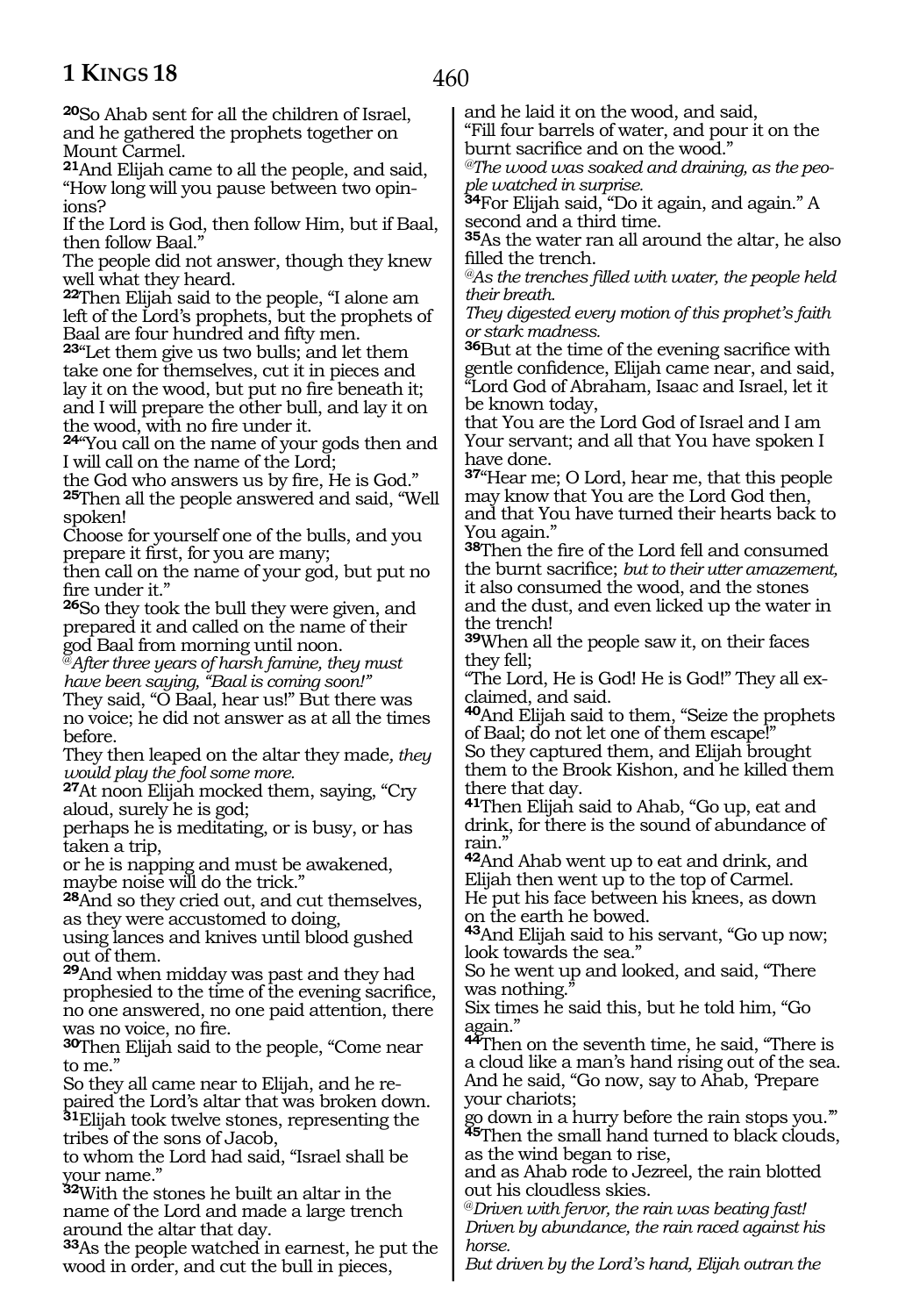**20**So Ahab sent for all the children of Israel, and he gathered the prophets together on Mount Carmel.

**21**And Elijah came to all the people, and said, "How long will you pause between two opinions?

If the Lord is God, then follow Him, but if Baal, then follow Baal."

The people did not answer, though they knew well what they heard.

**22**Then Elijah said to the people, "I alone am left of the Lord's prophets, but the prophets of Baal are four hundred and fifty men.

**23**"Let them give us two bulls; and let them take one for themselves, cut it in pieces and lay it on the wood, but put no fire beneath it; and I will prepare the other bull, and lay it on the wood, with no fire under it.

**24**"You call on the name of your gods then and I will call on the name of the Lord;

the God who answers us by fire, He is God."

**25**Then all the people answered and said, "Well spoken!

Choose for yourself one of the bulls, and you prepare it first, for you are many;

then call on the name of your god, but put no fire under it."

**26**So they took the bull they were given, and prepared it and called on the name of their god Baal from morning until noon.

@*After three years of harsh famine, they must have been saying, "Baal is coming soon!"*

They said, "O Baal, hear us!" But there was no voice; he did not answer as at all the times before.

They then leaped on the altar they made, *they would play the fool some more.*

**27**At noon Elijah mocked them, saying, "Cry aloud, surely he is god;

perhaps he is meditating, or is busy, or has taken a trip,

or he is napping and must be awakened, maybe noise will do the trick."

**28**And so they cried out, and cut themselves, as they were accustomed to doing,

using lances and knives until blood gushed out of them.

**29**And when midday was past and they had prophesied to the time of the evening sacrifice, no one answered, no one paid attention, there was no voice, no fire.

**30**Then Elijah said to the people, "Come near to me."

So they all came near to Elijah, and he repaired the Lord's altar that was broken down.

**31**Elijah took twelve stones, representing the tribes of the sons of Jacob,

to whom the Lord had said, "Israel shall be your name."

**32**With the stones he built an altar in the name of the Lord and made a large trench around the altar that day.

**33**As the people watched in earnest, he put the wood in order, and cut the bull in pieces, and he laid it on the wood, and said,

"Fill four barrels of water, and pour it on the burnt sacrifice and on the wood."

@*The wood was soaked and draining, as the people watched in surprise.*

**34**For Elijah said, "Do it again, and again." A second and a third time.

**35**As the water ran all around the altar, he also filled the trench.

@*As the trenches filled with water, the people held their breath.*

*They digested every motion of this prophet's faith or stark madness.*

**36**But at the time of the evening sacrifice with gentle confidence, Elijah came near, and said, "Lord God of Abraham, Isaac and Israel, let it be known today,

that You are the Lord God of Israel and I am Your servant; and all that You have spoken I have done.

**37**"Hear me; O Lord, hear me, that this people may know that You are the Lord God then, and that You have turned their hearts back to You again."

**38**Then the fire of the Lord fell and consumed the burnt sacrifice; *but to their utter amazement,* it also consumed the wood, and the stones and the dust, and even licked up the water in the trench!

**39**When all the people saw it, on their faces they fell;

"The Lord, He is God! He is God!" They all exclaimed, and said.

**40**And Elijah said to them, "Seize the prophets of Baal; do not let one of them escape!"

So they captured them, and Elijah brought them to the Brook Kishon, and he killed them there that day.

**41**Then Elijah said to Ahab, "Go up, eat and drink, for there is the sound of abundance of rain."

**42**And Ahab went up to eat and drink, and Elijah then went up to the top of Carmel.

He put his face between his knees, as down on the earth he bowed.

**43**And Elijah said to his servant, "Go up now; look towards the sea."

So he went up and looked, and said, "There was nothing."

Six times he said this, but he told him, "Go again."

**44**Then on the seventh time, he said, "There is a cloud like a man's hand rising out of the sea.

And he said, "Go now, say to Ahab, 'Prepare your chariots;

go down in a hurry before the rain stops you.'"

**45**Then the small hand turned to black clouds, as the wind began to rise,

and as Ahab rode to Jezreel, the rain blotted out his cloudless skies.

@*Driven with fervor, the rain was beating fast!*

*Driven by abundance, the rain raced against his horse.*

*But driven by the Lord's hand, Elijah outran the*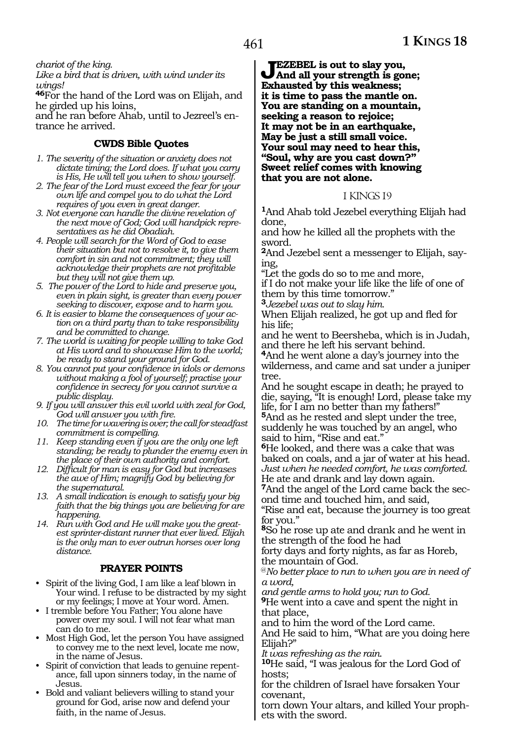*chariot of the king.*
*Like a bird that is driven, with wind under its wings!*
[46]For the hand of the Lord was on Elijah, and he girded up his loins,
and he ran before Ahab, until to Jezreel's entrance he arrived.

### CWDS Bible Quotes

1. *The severity of the situation or anxiety does not dictate timing; the Lord does. If what you carry is His, He will tell you when to show yourself.*
2. *The fear of the Lord must exceed the fear for your own life and compel you to do what the Lord requires of you even in great danger.*
3. *Not everyone can handle the divine revelation of the next move of God; God will handpick representatives as he did Obadiah.*
4. *People will search for the Word of God to ease their situation but not to resolve it, to give them comfort in sin and not commitment; they will acknowledge their prophets are not profitable but they will not give them up.*
5. *The power of the Lord to hide and preserve you, even in plain sight, is greater than every power seeking to discover, expose and to harm you.*
6. *It is easier to blame the consequences of your action on a third party than to take responsibility and be committed to change.*
7. *The world is waiting for people willing to take God at His word and to showcase Him to the world; be ready to stand your ground for God.*
8. *You cannot put your confidence in idols or demons without making a fool of yourself; practise your confidence in secrecy for you cannot survive a public display.*
9. *If you will answer this evil world with zeal for God, God will answer you with fire.*
10. *The time for wavering is over; the call for steadfast commitment is compelling.*
11. *Keep standing even if you are the only one left standing; be ready to plunder the enemy even in the place of their own authority and comfort.*
12. *Difficult for man is easy for God but increases the awe of Him; magnify God by believing for the supernatural.*
13. *A small indication is enough to satisfy your big faith that the big things you are believing for are happening.*
14. *Run with God and He will make you the greatest sprinter-distant runner that ever lived. Elijah is the only man to ever outrun horses over long distance.*

### PRAYER POINTS

- Spirit of the living God, I am like a leaf blown in Your wind. I refuse to be distracted by my sight or my feelings; I move at Your word. Amen.
- I tremble before You Father; You alone have power over my soul. I will not fear what man can do to me.
- Most High God, let the person You have assigned to convey me to the next level, locate me now, in the name of Jesus.
- Spirit of conviction that leads to genuine repentance, fall upon sinners today, in the name of Jesus.
- Bold and valiant believers willing to stand your ground for God, arise now and defend your faith, in the name of Jesus.

**JEZEBEL is out to slay you,**
**And all your strength is gone;**
**Exhausted by this weakness;**
**it is time to pass the mantle on.**
**You are standing on a mountain,**
**seeking a reason to rejoice;**
**It may not be in an earthquake,**
**May be just a still small voice.**
**Your soul may need to hear this,**
**"Soul, why are you cast down?"**
**Sweet relief comes with knowing**
**that you are not alone.**

## I KINGS 19

[1]And Ahab told Jezebel everything Elijah had done,
and how he killed all the prophets with the sword.
[2]And Jezebel sent a messenger to Elijah, saying,
"Let the gods do so to me and more,
if I do not make your life like the life of one of them by this time tomorrow."
[3]*Jezebel was out to slay him.*
When Elijah realized, he got up and fled for his life;
and he went to Beersheba, which is in Judah, and there he left his servant behind.
[4]And he went alone a day's journey into the wilderness, and came and sat under a juniper tree.
And he sought escape in death; he prayed to die, saying, "It is enough! Lord, please take my life, for I am no better than my fathers!"
[5]And as he rested and slept under the tree, suddenly he was touched by an angel, who said to him, "Rise and eat."
[6]He looked, and there was a cake that was baked on coals, and a jar of water at his head.
*Just when he needed comfort, he was comforted.*
He ate and drank and lay down again.
[7]And the angel of the Lord came back the second time and touched him, and said,
"Rise and eat, because the journey is too great for you."
[8]So he rose up ate and drank and he went in the strength of the food he had
forty days and forty nights, as far as Horeb, the mountain of God.
*@No better place to run to when you are in need of a word,*
*and gentle arms to hold you; run to God.*
[9]He went into a cave and spent the night in that place,
and to him the word of the Lord came.
And He said to him, "What are you doing here Elijah?"
*It was refreshing as the rain.*
[10]He said, "I was jealous for the Lord God of hosts;
for the children of Israel have forsaken Your covenant,
torn down Your altars, and killed Your prophets with the sword.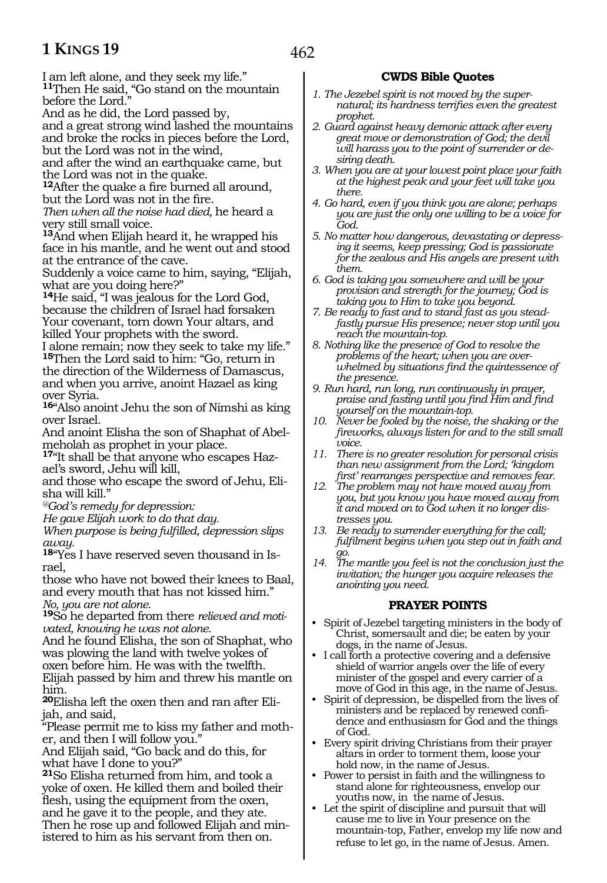I am left alone, and they seek my life."
**11**Then He said, "Go stand on the mountain before the Lord."
And as he did, the Lord passed by,
and a great strong wind lashed the mountains and broke the rocks in pieces before the Lord, but the Lord was not in the wind,
and after the wind an earthquake came, but the Lord was not in the quake.
**12**After the quake a fire burned all around, but the Lord was not in the fire.
*Then when all the noise had died,* he heard a very still small voice.
**13**And when Elijah heard it, he wrapped his face in his mantle, and he went out and stood at the entrance of the cave.
Suddenly a voice came to him, saying, "Elijah, what are you doing here?"
**14**He said, "I was jealous for the Lord God, because the children of Israel had forsaken Your covenant, torn down Your altars, and killed Your prophets with the sword.
I alone remain; now they seek to take my life."
**15**Then the Lord said to him: "Go, return in the direction of the Wilderness of Damascus, and when you arrive, anoint Hazael as king over Syria.
**16**"Also anoint Jehu the son of Nimshi as king over Israel.
And anoint Elisha the son of Shaphat of Abel-meholah as prophet in your place.
**17**"It shall be that anyone who escapes Hazael's sword, Jehu will kill,
and those who escape the sword of Jehu, Elisha will kill."
*@God's remedy for depression:*
*He gave Elijah work to do that day.*
*When purpose is being fulfilled, depression slips away.*
**18**"Yes I have reserved seven thousand in Israel,
those who have not bowed their knees to Baal, and every mouth that has not kissed him."
*No, you are not alone.*
**19**So he departed from there *relieved and motivated, knowing he was not alone.*
And he found Elisha, the son of Shaphat, who was plowing the land with twelve yokes of oxen before him. He was with the twelfth.
Elijah passed by him and threw his mantle on him.
**20**Elisha left the oxen then and ran after Elijah, and said,
"Please permit me to kiss my father and mother, and then I will follow you."
And Elijah said, "Go back and do this, for what have I done to you?"
**21**So Elisha returned from him, and took a yoke of oxen. He killed them and boiled their flesh, using the equipment from the oxen, and he gave it to the people, and they ate.
Then he rose up and followed Elijah and ministered to him as his servant from then on.

## CWDS Bible Quotes

1. *The Jezebel spirit is not moved by the supernatural; its hardness terrifies even the greatest prophet.*
2. *Guard against heavy demonic attack after every great move or demonstration of God; the devil will harass you to the point of surrender or desiring death.*
3. *When you are at your lowest point place your faith at the highest peak and your feet will take you there.*
4. *Go hard, even if you think you are alone; perhaps you are just the only one willing to be a voice for God.*
5. *No matter how dangerous, devastating or depressing it seems, keep pressing; God is passionate for the zealous and His angels are present with them.*
6. *God is taking you somewhere and will be your provision and strength for the journey; God is taking you to Him to take you beyond.*
7. *Be ready to fast and to stand fast as you steadfastly pursue His presence; never stop until you reach the mountain-top.*
8. *Nothing like the presence of God to resolve the problems of the heart; when you are overwhelmed by situations find the quintessence of the presence.*
9. *Run hard, run long, run continuously in prayer, praise and fasting until you find Him and find yourself on the mountain-top.*
10. *Never be fooled by the noise, the shaking or the fireworks, always listen for and to the still small voice.*
11. *There is no greater resolution for personal crisis than new assignment from the Lord; 'kingdom first' rearranges perspective and removes fear.*
12. *The problem may not have moved away from you, but you know you have moved away from it and moved on to God when it no longer distresses you.*
13. *Be ready to surrender everything for the call; fulfilment begins when you step out in faith and go.*
14. *The mantle you feel is not the conclusion just the invitation; the hunger you acquire releases the anointing you need.*

## PRAYER POINTS

- Spirit of Jezebel targeting ministers in the body of Christ, somersault and die; be eaten by your dogs, in the name of Jesus.
- I call forth a protective covering and a defensive shield of warrior angels over the life of every minister of the gospel and every carrier of a move of God in this age, in the name of Jesus.
- Spirit of depression, be dispelled from the lives of ministers and be replaced by renewed confidence and enthusiasm for God and the things of God.
- Every spirit driving Christians from their prayer altars in order to torment them, loose your hold now, in the name of Jesus.
- Power to persist in faith and the willingness to stand alone for righteousness, envelop our youths now, in the name of Jesus.
- Let the spirit of discipline and pursuit that will cause me to live in Your presence on the mountain-top, Father, envelop my life now and refuse to let go, in the name of Jesus. Amen.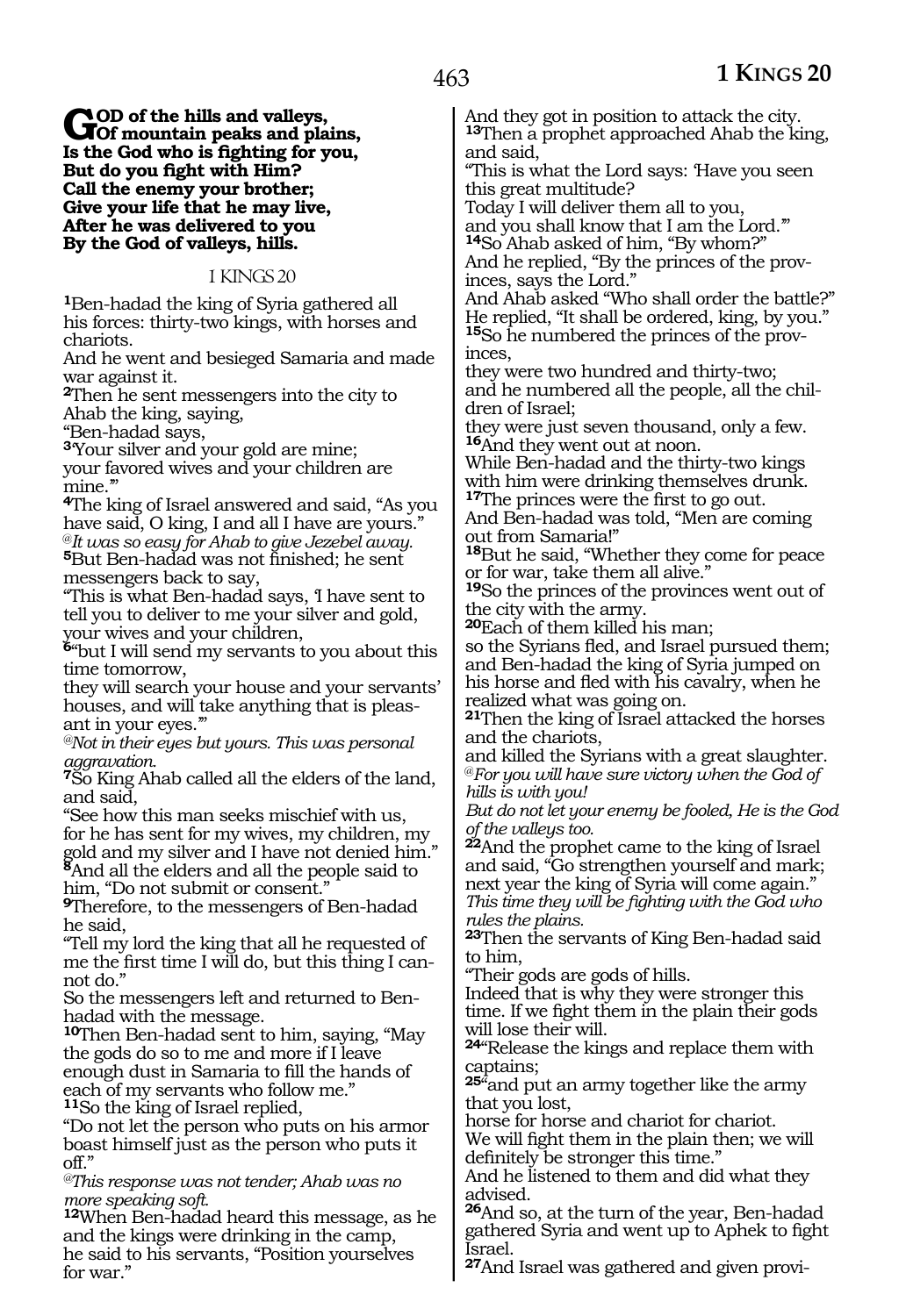**GOD of the hills and valleys,**
**Of mountain peaks and plains,**
**Is the God who is fighting for you,**
**But do you fight with Him?**
**Call the enemy your brother;**
**Give your life that he may live,**
**After he was delivered to you**
**By the God of valleys, hills.**

I KINGS 20

[1]Ben-hadad the king of Syria gathered all his forces: thirty-two kings, with horses and chariots.
And he went and besieged Samaria and made war against it.
[2]Then he sent messengers into the city to Ahab the king, saying,
"Ben-hadad says,
[3]'Your silver and your gold are mine;
your favored wives and your children are mine.'"
[4]The king of Israel answered and said, "As you have said, O king, I and all I have are yours."
*@It was so easy for Ahab to give Jezebel away.*
[5]But Ben-hadad was not finished; he sent messengers back to say,
"This is what Ben-hadad says, 'I have sent to tell you to deliver to me your silver and gold, your wives and your children,
[6]'but I will send my servants to you about this time tomorrow,
they will search your house and your servants' houses, and will take anything that is pleasant in your eyes.'"
*@Not in their eyes but yours. This was personal aggravation.*
[7]So King Ahab called all the elders of the land, and said,
"See how this man seeks mischief with us, for he has sent for my wives, my children, my gold and my silver and I have not denied him."
[8]And all the elders and all the people said to him, "Do not submit or consent."
[9]Therefore, to the messengers of Ben-hadad he said,
"Tell my lord the king that all he requested of me the first time I will do, but this thing I cannot do."
So the messengers left and returned to Ben-hadad with the message.
[10]Then Ben-hadad sent to him, saying, "May the gods do so to me and more if I leave enough dust in Samaria to fill the hands of each of my servants who follow me."
[11]So the king of Israel replied,
"Do not let the person who puts on his armor boast himself just as the person who puts it off."
*@This response was not tender; Ahab was no more speaking soft.*
[12]When Ben-hadad heard this message, as he and the kings were drinking in the camp,
he said to his servants, "Position yourselves for war."
And they got in position to attack the city.
[13]Then a prophet approached Ahab the king, and said,
"This is what the Lord says: 'Have you seen this great multitude?
Today I will deliver them all to you,
and you shall know that I am the Lord.'"
[14]So Ahab asked of him, "By whom?"
And he replied, "By the princes of the provinces, says the Lord."
And Ahab asked "Who shall order the battle?"
He replied, "It shall be ordered, king, by you."
[15]So he numbered the princes of the provinces,
they were two hundred and thirty-two;
and he numbered all the people, all the children of Israel;
they were just seven thousand, only a few.
[16]And they went out at noon.
While Ben-hadad and the thirty-two kings with him were drinking themselves drunk.
[17]The princes were the first to go out.
And Ben-hadad was told, "Men are coming out from Samaria!"
[18]But he said, "Whether they come for peace or for war, take them all alive."
[19]So the princes of the provinces went out of the city with the army.
[20]Each of them killed his man;
so the Syrians fled, and Israel pursued them; and Ben-hadad the king of Syria jumped on his horse and fled with his cavalry, when he realized what was going on.
[21]Then the king of Israel attacked the horses and the chariots,
and killed the Syrians with a great slaughter.
*@For you will have sure victory when the God of hills is with you!*
*But do not let your enemy be fooled, He is the God of the valleys too.*
[22]And the prophet came to the king of Israel and said, "Go strengthen yourself and mark; next year the king of Syria will come again."
*This time they will be fighting with the God who rules the plains.*
[23]Then the servants of King Ben-hadad said to him,
"Their gods are gods of hills.
Indeed that is why they were stronger this time. If we fight them in the plain their gods will lose their will.
[24]"Release the kings and replace them with captains;
[25]"and put an army together like the army that you lost,
horse for horse and chariot for chariot.
We will fight them in the plain then; we will definitely be stronger this time."
And he listened to them and did what they advised.
[26]And so, at the turn of the year, Ben-hadad gathered Syria and went up to Aphek to fight Israel.
[27]And Israel was gathered and given provi-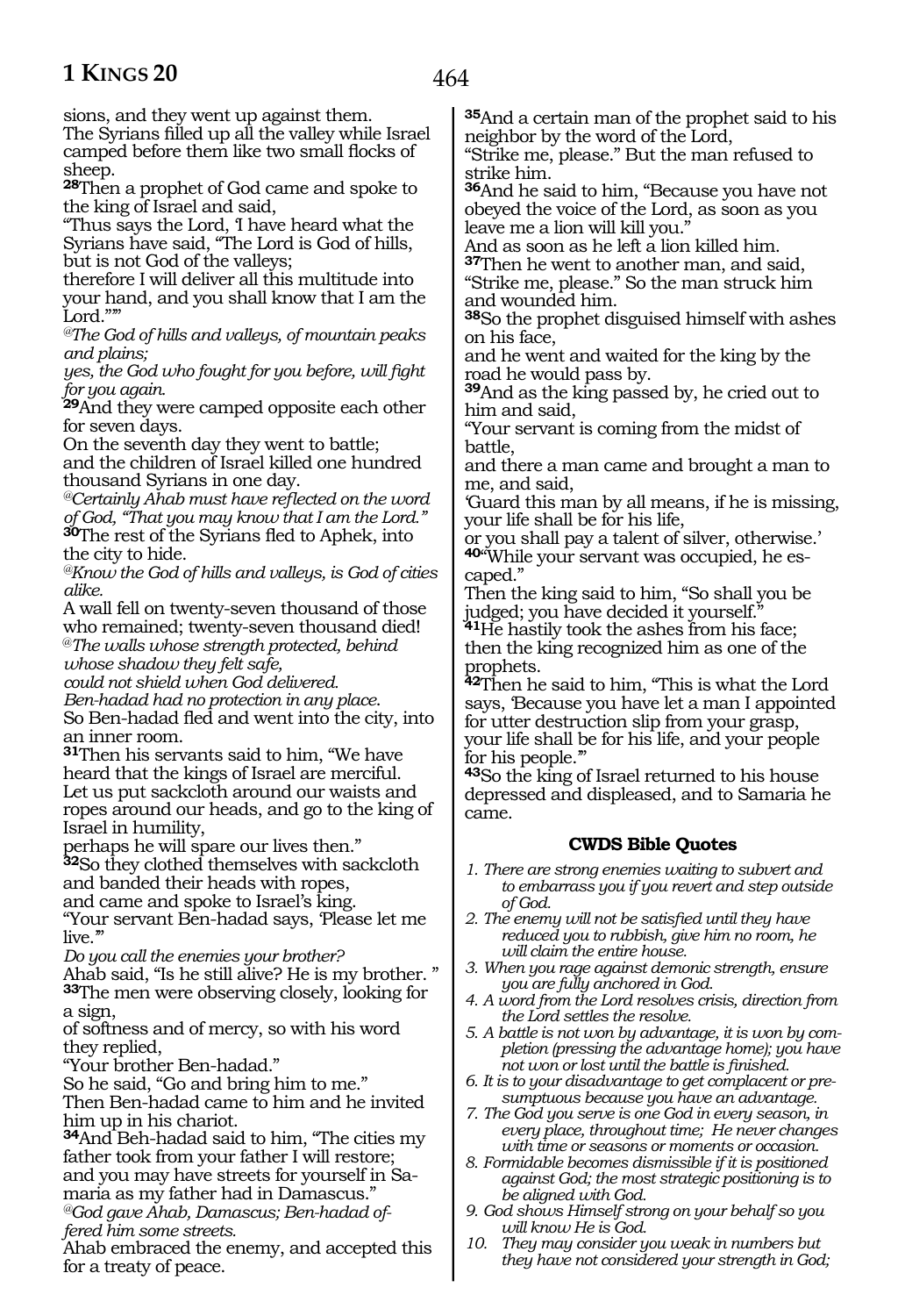sions, and they went up against them.
The Syrians filled up all the valley while Israel camped before them like two small flocks of sheep.
**28**Then a prophet of God came and spoke to the king of Israel and said,
"Thus says the Lord, 'I have heard what the Syrians have said, "The Lord is God of hills, but is not God of the valleys;
therefore I will deliver all this multitude into your hand, and you shall know that I am the Lord."'"
*@The God of hills and valleys, of mountain peaks and plains;*
*yes, the God who fought for you before, will fight for you again.*
**29**And they were camped opposite each other for seven days.
On the seventh day they went to battle;
and the children of Israel killed one hundred thousand Syrians in one day.
*@Certainly Ahab must have reflected on the word of God, "That you may know that I am the Lord."*
**30**The rest of the Syrians fled to Aphek, into the city to hide.
*@Know the God of hills and valleys, is God of cities alike.*
A wall fell on twenty-seven thousand of those who remained; twenty-seven thousand died!
*@The walls whose strength protected, behind whose shadow they felt safe,*
*could not shield when God delivered.*
*Ben-hadad had no protection in any place.*
So Ben-hadad fled and went into the city, into an inner room.
**31**Then his servants said to him, "We have heard that the kings of Israel are merciful.
Let us put sackcloth around our waists and ropes around our heads, and go to the king of Israel in humility,
perhaps he will spare our lives then."
**32**So they clothed themselves with sackcloth and banded their heads with ropes,
and came and spoke to Israel's king.
"Your servant Ben-hadad says, 'Please let me live.'"
*Do you call the enemies your brother?*
Ahab said, "Is he still alive? He is my brother. "
**33**The men were observing closely, looking for a sign,
of softness and of mercy, so with his word they replied,
"Your brother Ben-hadad."
So he said, "Go and bring him to me."
Then Ben-hadad came to him and he invited him up in his chariot.
**34**And Beh-hadad said to him, "The cities my father took from your father I will restore;
and you may have streets for yourself in Samaria as my father had in Damascus."
*@God gave Ahab, Damascus; Ben-hadad offered him some streets.*
Ahab embraced the enemy, and accepted this for a treaty of peace.

**35**And a certain man of the prophet said to his neighbor by the word of the Lord,
"Strike me, please." But the man refused to strike him.
**36**And he said to him, "Because you have not obeyed the voice of the Lord, as soon as you leave me a lion will kill you."
And as soon as he left a lion killed him.
**37**Then he went to another man, and said,
"Strike me, please." So the man struck him and wounded him.
**38**So the prophet disguised himself with ashes on his face,
and he went and waited for the king by the road he would pass by.
**39**And as the king passed by, he cried out to him and said,
"Your servant is coming from the midst of battle,
and there a man came and brought a man to me, and said,
'Guard this man by all means, if he is missing, your life shall be for his life,
or you shall pay a talent of silver, otherwise.'
**40**"While your servant was occupied, he escaped."
Then the king said to him, "So shall you be judged; you have decided it yourself."
**41**He hastily took the ashes from his face;
then the king recognized him as one of the prophets.
**42**Then he said to him, "This is what the Lord says, 'Because you have let a man I appointed for utter destruction slip from your grasp,
your life shall be for his life, and your people for his people.'"
**43**So the king of Israel returned to his house depressed and displeased, and to Samaria he came.

### CWDS Bible Quotes

1. *There are strong enemies waiting to subvert and to embarrass you if you revert and step outside of God.*
2. *The enemy will not be satisfied until they have reduced you to rubbish, give him no room, he will claim the entire house.*
3. *When you rage against demonic strength, ensure you are fully anchored in God.*
4. *A word from the Lord resolves crisis, direction from the Lord settles the resolve.*
5. *A battle is not won by advantage, it is won by completion (pressing the advantage home); you have not won or lost until the battle is finished.*
6. *It is to your disadvantage to get complacent or presumptuous because you have an advantage.*
7. *The God you serve is one God in every season, in every place, throughout time; He never changes with time or seasons or moments or occasion.*
8. *Formidable becomes dismissible if it is positioned against God; the most strategic positioning is to be aligned with God.*
9. *God shows Himself strong on your behalf so you will know He is God.*
10. *They may consider you weak in numbers but they have not considered your strength in God;*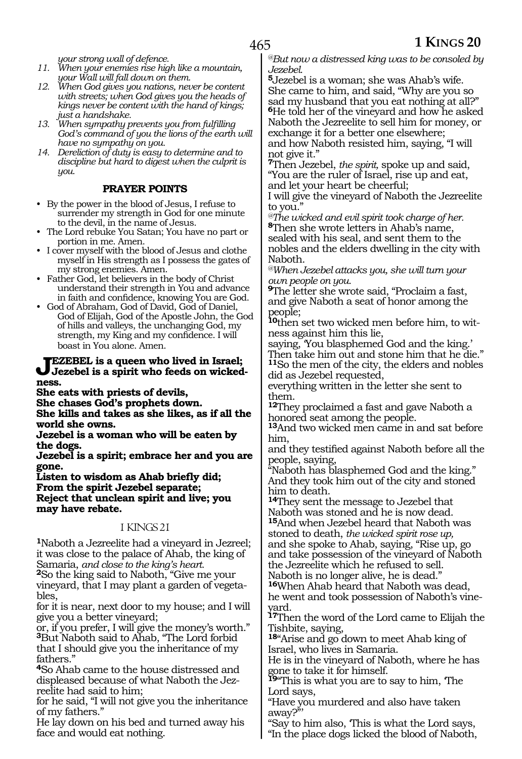*your strong wall of defence.*

11. *When your enemies rise high like a mountain, your Wall will fall down on them.*
12. *When God gives you nations, never be content with streets; when God gives you the heads of kings never be content with the hand of kings; just a handshake.*
13. *When sympathy prevents you from fulfilling God's command of you the lions of the earth will have no sympathy on you.*
14. *Dereliction of duty is easy to determine and to discipline but hard to digest when the culprit is you.*

### PRAYER POINTS

- By the power in the blood of Jesus, I refuse to surrender my strength in God for one minute to the devil, in the name of Jesus.
- The Lord rebuke You Satan; You have no part or portion in me. Amen.
- I cover myself with the blood of Jesus and clothe myself in His strength as I possess the gates of my strong enemies. Amen.
- Father God, let believers in the body of Christ understand their strength in You and advance in faith and confidence, knowing You are God.
- God of Abraham, God of David, God of Daniel, God of Elijah, God of the Apostle John, the God of hills and valleys, the unchanging God, my strength, my King and my confidence. I will boast in You alone. Amen.

**JEZEBEL is a queen who lived in Israel; Jezebel is a spirit who feeds on wickedness.**
**She eats with priests of devils,**
**She chases God's prophets down.**
**She kills and takes as she likes, as if all the world she owns.**
**Jezebel is a woman who will be eaten by the dogs.**
**Jezebel is a spirit; embrace her and you are gone.**
**Listen to wisdom as Ahab briefly did;**
**From the spirit Jezebel separate;**
**Reject that unclean spirit and live; you may have rebate.**

I KINGS 21

**1**Naboth a Jezreelite had a vineyard in Jezreel; it was close to the palace of Ahab, the king of Samaria, *and close to the king's heart.*
**2**So the king said to Naboth, "Give me your vineyard, that I may plant a garden of vegetables,
for it is near, next door to my house; and I will give you a better vineyard;
or, if you prefer, I will give the money's worth."
**3**But Naboth said to Ahab, "The Lord forbid that I should give you the inheritance of my fathers."
**4**So Ahab came to the house distressed and displeased because of what Naboth the Jezreelite had said to him;
for he said, "I will not give you the inheritance of my fathers."
He lay down on his bed and turned away his face and would eat nothing.

*@But now a distressed king was to be consoled by Jezebel.*
**5**Jezebel is a woman; she was Ahab's wife. She came to him, and said, "Why are you so sad my husband that you eat nothing at all?"
**6**He told her of the vineyard and how he asked Naboth the Jezreelite to sell him for money, or exchange it for a better one elsewhere;
and how Naboth resisted him, saying, "I will not give it."
**7**Then Jezebel, *the spirit,* spoke up and said, "You are the ruler of Israel, rise up and eat, and let your heart be cheerful;
I will give the vineyard of Naboth the Jezreelite to you."
*@The wicked and evil spirit took charge of her.*
**8**Then she wrote letters in Ahab's name, sealed with his seal, and sent them to the nobles and the elders dwelling in the city with Naboth.
*@When Jezebel attacks you, she will turn your own people on you.*
**9**The letter she wrote said, "Proclaim a fast, and give Naboth a seat of honor among the people;
**10**then set two wicked men before him, to witness against him this lie,
saying, 'You blasphemed God and the king.'
Then take him out and stone him that he die."
**11**So the men of the city, the elders and nobles did as Jezebel requested,
everything written in the letter she sent to them.
**12**They proclaimed a fast and gave Naboth a honored seat among the people.
**13**And two wicked men came in and sat before him,
and they testified against Naboth before all the people, saying,
"Naboth has blasphemed God and the king."
And they took him out of the city and stoned him to death.
**14**They sent the message to Jezebel that Naboth was stoned and he is now dead.
**15**And when Jezebel heard that Naboth was stoned to death, *the wicked spirit rose up,* and she spoke to Ahab, saying, "Rise up, go and take possession of the vineyard of Naboth the Jezreelite which he refused to sell.
Naboth is no longer alive, he is dead."
**16**When Ahab heard that Naboth was dead, he went and took possession of Naboth's vineyard.
**17**Then the word of the Lord came to Elijah the Tishbite, saying,
**18**"Arise and go down to meet Ahab king of Israel, who lives in Samaria.
He is in the vineyard of Naboth, where he has gone to take it for himself.
**19**"This is what you are to say to him, 'The Lord says,
"Have you murdered and also have taken away?"'
"Say to him also, 'This is what the Lord says,
"In the place dogs licked the blood of Naboth,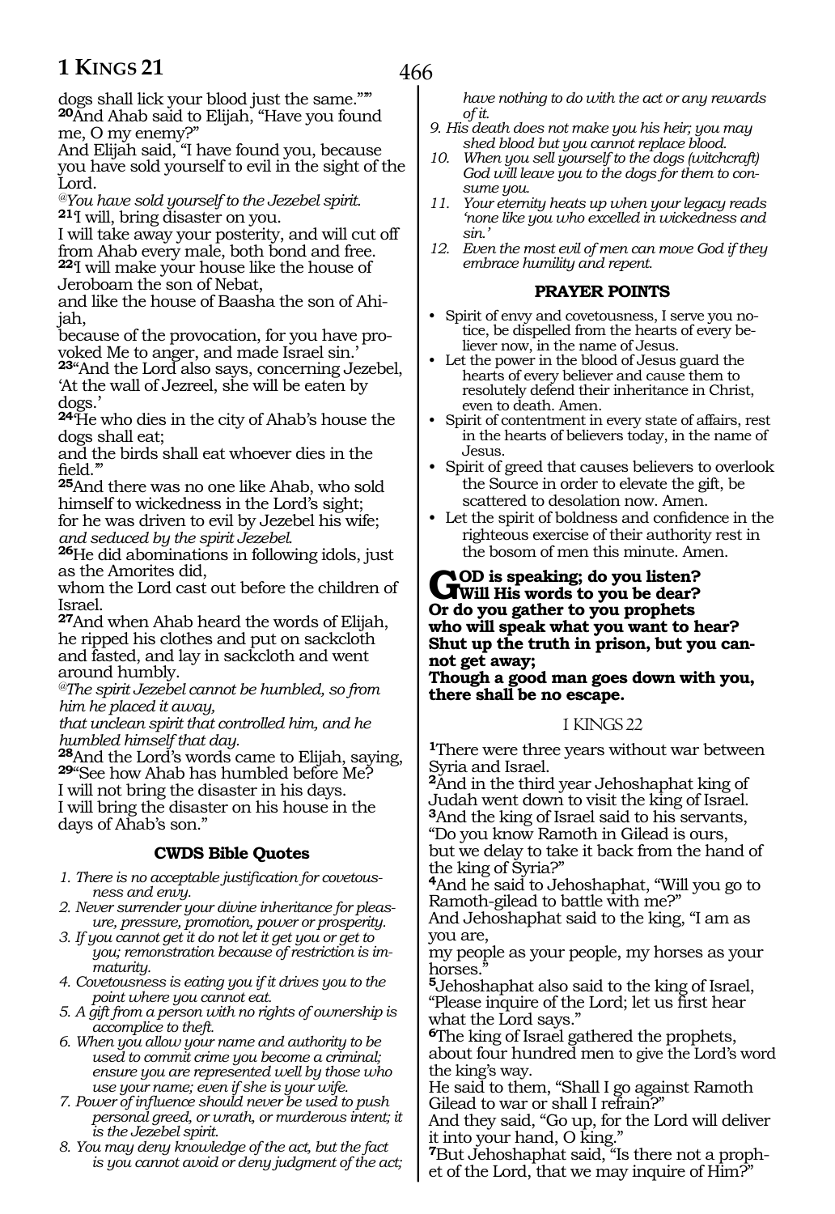dogs shall lick your blood just the same.""

**20**And Ahab said to Elijah, "Have you found me, O my enemy?"
And Elijah said, "I have found you, because you have sold yourself to evil in the sight of the Lord.
*@You have sold yourself to the Jezebel spirit.*
**21**'I will, bring disaster on you.
I will take away your posterity, and will cut off from Ahab every male, both bond and free.
**22**'I will make your house like the house of Jeroboam the son of Nebat,
and like the house of Baasha the son of Ahijah,
because of the provocation, for you have provoked Me to anger, and made Israel sin.'
**23**"And the Lord also says, concerning Jezebel, 'At the wall of Jezreel, she will be eaten by dogs.'
**24**'He who dies in the city of Ahab's house the dogs shall eat;
and the birds shall eat whoever dies in the field.'"
**25**And there was no one like Ahab, who sold himself to wickedness in the Lord's sight;
for he was driven to evil by Jezebel his wife;
*and seduced by the spirit Jezebel.*
**26**He did abominations in following idols, just as the Amorites did,
whom the Lord cast out before the children of Israel.
**27**And when Ahab heard the words of Elijah, he ripped his clothes and put on sackcloth and fasted, and lay in sackcloth and went around humbly.
*@The spirit Jezebel cannot be humbled, so from him he placed it away,*
*that unclean spirit that controlled him, and he humbled himself that day.*
**28**And the Lord's words came to Elijah, saying,
**29**"See how Ahab has humbled before Me?
I will not bring the disaster in his days.
I will bring the disaster on his house in the days of Ahab's son."

### CWDS Bible Quotes

1. *There is no acceptable justification for covetousness and envy.*
2. *Never surrender your divine inheritance for pleasure, pressure, promotion, power or prosperity.*
3. *If you cannot get it do not let it get you or get to you; remonstration because of restriction is immaturity.*
4. *Covetousness is eating you if it drives you to the point where you cannot eat.*
5. *A gift from a person with no rights of ownership is accomplice to theft.*
6. *When you allow your name and authority to be used to commit crime you become a criminal; ensure you are represented well by those who use your name; even if she is your wife.*
7. *Power of influence should never be used to push personal greed, or wrath, or murderous intent; it is the Jezebel spirit.*
8. *You may deny knowledge of the act, but the fact is you cannot avoid or deny judgment of the act; have nothing to do with the act or any rewards of it.*
9. *His death does not make you his heir; you may shed blood but you cannot replace blood.*
10. *When you sell yourself to the dogs (witchcraft) God will leave you to the dogs for them to consume you.*
11. *Your eternity heats up when your legacy reads 'none like you who excelled in wickedness and sin.'*
12. *Even the most evil of men can move God if they embrace humility and repent.*

### PRAYER POINTS

- Spirit of envy and covetousness, I serve you notice, be dispelled from the hearts of every believer now, in the name of Jesus.
- Let the power in the blood of Jesus guard the hearts of every believer and cause them to resolutely defend their inheritance in Christ, even to death. Amen.
- Spirit of contentment in every state of affairs, rest in the hearts of believers today, in the name of Jesus.
- Spirit of greed that causes believers to overlook the Source in order to elevate the gift, be scattered to desolation now. Amen.
- Let the spirit of boldness and confidence in the righteous exercise of their authority rest in the bosom of men this minute. Amen.

**GOD is speaking; do you listen?**
**Will His words to you be dear?**
**Or do you gather to you prophets**
**who will speak what you want to hear?**
**Shut up the truth in prison, but you cannot get away;**
**Though a good man goes down with you, there shall be no escape.**

## I KINGS 22

**1**There were three years without war between Syria and Israel.
**2**And in the third year Jehoshaphat king of Judah went down to visit the king of Israel.
**3**And the king of Israel said to his servants, "Do you know Ramoth in Gilead is ours,
but we delay to take it back from the hand of the king of Syria?"
**4**And he said to Jehoshaphat, "Will you go to Ramoth-gilead to battle with me?"
And Jehoshaphat said to the king, "I am as you are,
my people as your people, my horses as your horses."
**5**Jehoshaphat also said to the king of Israel, "Please inquire of the Lord; let us first hear what the Lord says."
**6**The king of Israel gathered the prophets, about four hundred men to give the Lord's word the king's way.
He said to them, "Shall I go against Ramoth Gilead to war or shall I refrain?"
And they said, "Go up, for the Lord will deliver it into your hand, O king."
**7**But Jehoshaphat said, "Is there not a prophet of the Lord, that we may inquire of Him?"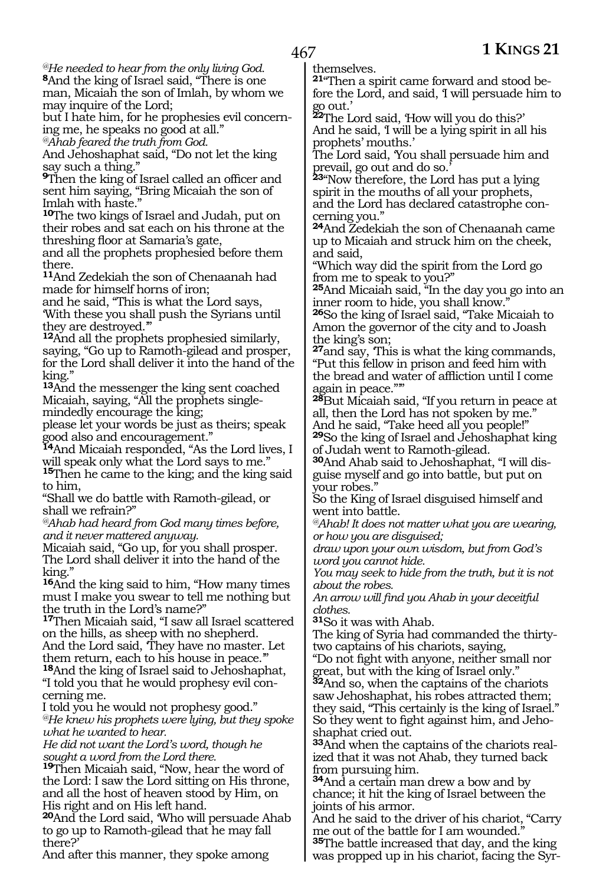*@He needed to hear from the only living God.*

**8**And the king of Israel said, "There is one man, Micaiah the son of Imlah, by whom we may inquire of the Lord;
but I hate him, for he prophesies evil concerning me, he speaks no good at all."

*@Ahab feared the truth from God.*

And Jehoshaphat said, "Do not let the king say such a thing."

**9**Then the king of Israel called an officer and sent him saying, "Bring Micaiah the son of Imlah with haste."

**10**The two kings of Israel and Judah, put on their robes and sat each on his throne at the threshing floor at Samaria's gate,
and all the prophets prophesied before them there.

**11**And Zedekiah the son of Chenaanah had made for himself horns of iron;
and he said, "This is what the Lord says, 'With these you shall push the Syrians until they are destroyed.'"

**12**And all the prophets prophesied similarly, saying, "Go up to Ramoth-gilead and prosper, for the Lord shall deliver it into the hand of the king."

**13**And the messenger the king sent coached Micaiah, saying, "All the prophets single-mindedly encourage the king;
please let your words be just as theirs; speak good also and encouragement."

**14**And Micaiah responded, "As the Lord lives, I will speak only what the Lord says to me."

**15**Then he came to the king; and the king said to him,
"Shall we do battle with Ramoth-gilead, or shall we refrain?"

*@Ahab had heard from God many times before, and it never mattered anyway.*

Micaiah said, "Go up, for you shall prosper. The Lord shall deliver it into the hand of the king."

**16**And the king said to him, "How many times must I make you swear to tell me nothing but the truth in the Lord's name?"

**17**Then Micaiah said, "I saw all Israel scattered on the hills, as sheep with no shepherd.
And the Lord said, 'They have no master. Let them return, each to his house in peace.'"

**18**And the king of Israel said to Jehoshaphat, "I told you that he would prophesy evil concerning me.
I told you he would not prophesy good."

*@He knew his prophets were lying, but they spoke what he wanted to hear.*
*He did not want the Lord's word, though he sought a word from the Lord there.*

**19**Then Micaiah said, "Now, hear the word of the Lord: I saw the Lord sitting on His throne, and all the host of heaven stood by Him, on His right and on His left hand.

**20**And the Lord said, 'Who will persuade Ahab to go up to Ramoth-gilead that he may fall there?'
And after this manner, they spoke among themselves.

**21**"Then a spirit came forward and stood before the Lord, and said, 'I will persuade him to go out.'

**22**The Lord said, 'How will you do this?'
And he said, 'I will be a lying spirit in all his prophets' mouths.'
The Lord said, 'You shall persuade him and prevail, go out and do so.'

**23**"Now therefore, the Lord has put a lying spirit in the mouths of all your prophets, and the Lord has declared catastrophe concerning you."

**24**And Zedekiah the son of Chenaanah came up to Micaiah and struck him on the cheek, and said,
"Which way did the spirit from the Lord go from me to speak to you?"

**25**And Micaiah said, "In the day you go into an inner room to hide, you shall know."

**26**So the king of Israel said, "Take Micaiah to Amon the governor of the city and to Joash the king's son;

**27**and say, 'This is what the king commands, "Put this fellow in prison and feed him with the bread and water of affliction until I come again in peace."'"

**28**But Micaiah said, "If you return in peace at all, then the Lord has not spoken by me."
And he said, "Take heed all you people!"

**29**So the king of Israel and Jehoshaphat king of Judah went to Ramoth-gilead.

**30**And Ahab said to Jehoshaphat, "I will disguise myself and go into battle, but put on your robes."
So the King of Israel disguised himself and went into battle.

*@Ahab! It does not matter what you are wearing, or how you are disguised;*
*draw upon your own wisdom, but from God's word you cannot hide.*
*You may seek to hide from the truth, but it is not about the robes.*
*An arrow will find you Ahab in your deceitful clothes.*

**31**So it was with Ahab.
The king of Syria had commanded the thirty-two captains of his chariots, saying,
"Do not fight with anyone, neither small nor great, but with the king of Israel only."

**32**And so, when the captains of the chariots saw Jehoshaphat, his robes attracted them; they said, "This certainly is the king of Israel."
So they went to fight against him, and Jehoshaphat cried out.

**33**And when the captains of the chariots realized that it was not Ahab, they turned back from pursuing him.

**34**And a certain man drew a bow and by chance; it hit the king of Israel between the joints of his armor.
And he said to the driver of his chariot, "Carry me out of the battle for I am wounded."

**35**The battle increased that day, and the king was propped up in his chariot, facing the Syr-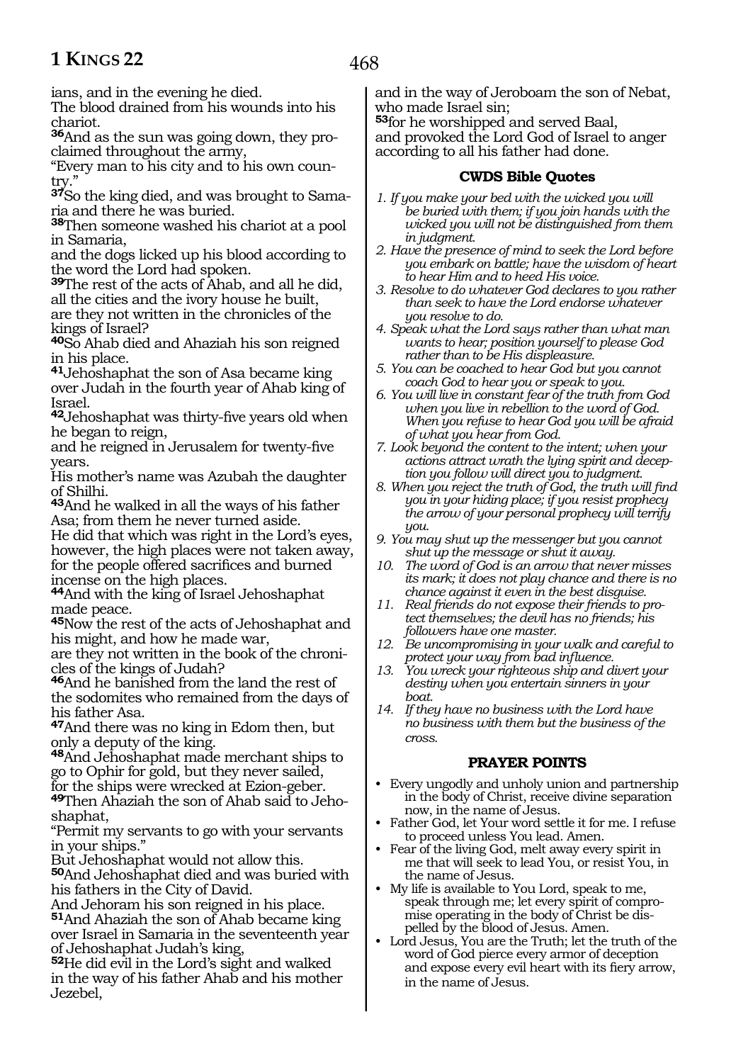ians, and in the evening he died.
The blood drained from his wounds into his chariot.
**36**And as the sun was going down, they proclaimed throughout the army,
"Every man to his city and to his own country."
**37**So the king died, and was brought to Samaria and there he was buried.
**38**Then someone washed his chariot at a pool in Samaria,
and the dogs licked up his blood according to the word the Lord had spoken.
**39**The rest of the acts of Ahab, and all he did, all the cities and the ivory house he built,
are they not written in the chronicles of the kings of Israel?
**40**So Ahab died and Ahaziah his son reigned in his place.
**41**Jehoshaphat the son of Asa became king over Judah in the fourth year of Ahab king of Israel.
**42**Jehoshaphat was thirty-five years old when he began to reign,
and he reigned in Jerusalem for twenty-five years.
His mother's name was Azubah the daughter of Shilhi.
**43**And he walked in all the ways of his father Asa; from them he never turned aside.
He did that which was right in the Lord's eyes, however, the high places were not taken away, for the people offered sacrifices and burned incense on the high places.
**44**And with the king of Israel Jehoshaphat made peace.
**45**Now the rest of the acts of Jehoshaphat and his might, and how he made war,
are they not written in the book of the chronicles of the kings of Judah?
**46**And he banished from the land the rest of the sodomites who remained from the days of his father Asa.
**47**And there was no king in Edom then, but only a deputy of the king.
**48**And Jehoshaphat made merchant ships to go to Ophir for gold, but they never sailed,
for the ships were wrecked at Ezion-geber.
**49**Then Ahaziah the son of Ahab said to Jehoshaphat,
"Permit my servants to go with your servants in your ships."
But Jehoshaphat would not allow this.
**50**And Jehoshaphat died and was buried with his fathers in the City of David.
And Jehoram his son reigned in his place.
**51**And Ahaziah the son of Ahab became king over Israel in Samaria in the seventeenth year of Jehoshaphat Judah's king,
**52**He did evil in the Lord's sight and walked in the way of his father Ahab and his mother Jezebel,
and in the way of Jeroboam the son of Nebat, who made Israel sin;
**53**for he worshipped and served Baal,
and provoked the Lord God of Israel to anger according to all his father had done.

### CWDS Bible Quotes

1. *If you make your bed with the wicked you will be buried with them; if you join hands with the wicked you will not be distinguished from them in judgment.*
2. *Have the presence of mind to seek the Lord before you embark on battle; have the wisdom of heart to hear Him and to heed His voice.*
3. *Resolve to do whatever God declares to you rather than seek to have the Lord endorse whatever you resolve to do.*
4. *Speak what the Lord says rather than what man wants to hear; position yourself to please God rather than to be His displeasure.*
5. *You can be coached to hear God but you cannot coach God to hear you or speak to you.*
6. *You will live in constant fear of the truth from God when you live in rebellion to the word of God. When you refuse to hear God you will be afraid of what you hear from God.*
7. *Look beyond the content to the intent; when your actions attract wrath the lying spirit and deception you follow will direct you to judgment.*
8. *When you reject the truth of God, the truth will find you in your hiding place; if you resist prophecy the arrow of your personal prophecy will terrify you.*
9. *You may shut up the messenger but you cannot shut up the message or shut it away.*
10. *The word of God is an arrow that never misses its mark; it does not play chance and there is no chance against it even in the best disguise.*
11. *Real friends do not expose their friends to protect themselves; the devil has no friends; his followers have one master.*
12. *Be uncompromising in your walk and careful to protect your way from bad influence.*
13. *You wreck your righteous ship and divert your destiny when you entertain sinners in your boat.*
14. *If they have no business with the Lord have no business with them but the business of the cross.*

### PRAYER POINTS

- Every ungodly and unholy union and partnership in the body of Christ, receive divine separation now, in the name of Jesus.
- Father God, let Your word settle it for me. I refuse to proceed unless You lead. Amen.
- Fear of the living God, melt away every spirit in me that will seek to lead You, or resist You, in the name of Jesus.
- My life is available to You Lord, speak to me, speak through me; let every spirit of compromise operating in the body of Christ be dispelled by the blood of Jesus. Amen.
- Lord Jesus, You are the Truth; let the truth of the word of God pierce every armor of deception and expose every evil heart with its fiery arrow, in the name of Jesus.